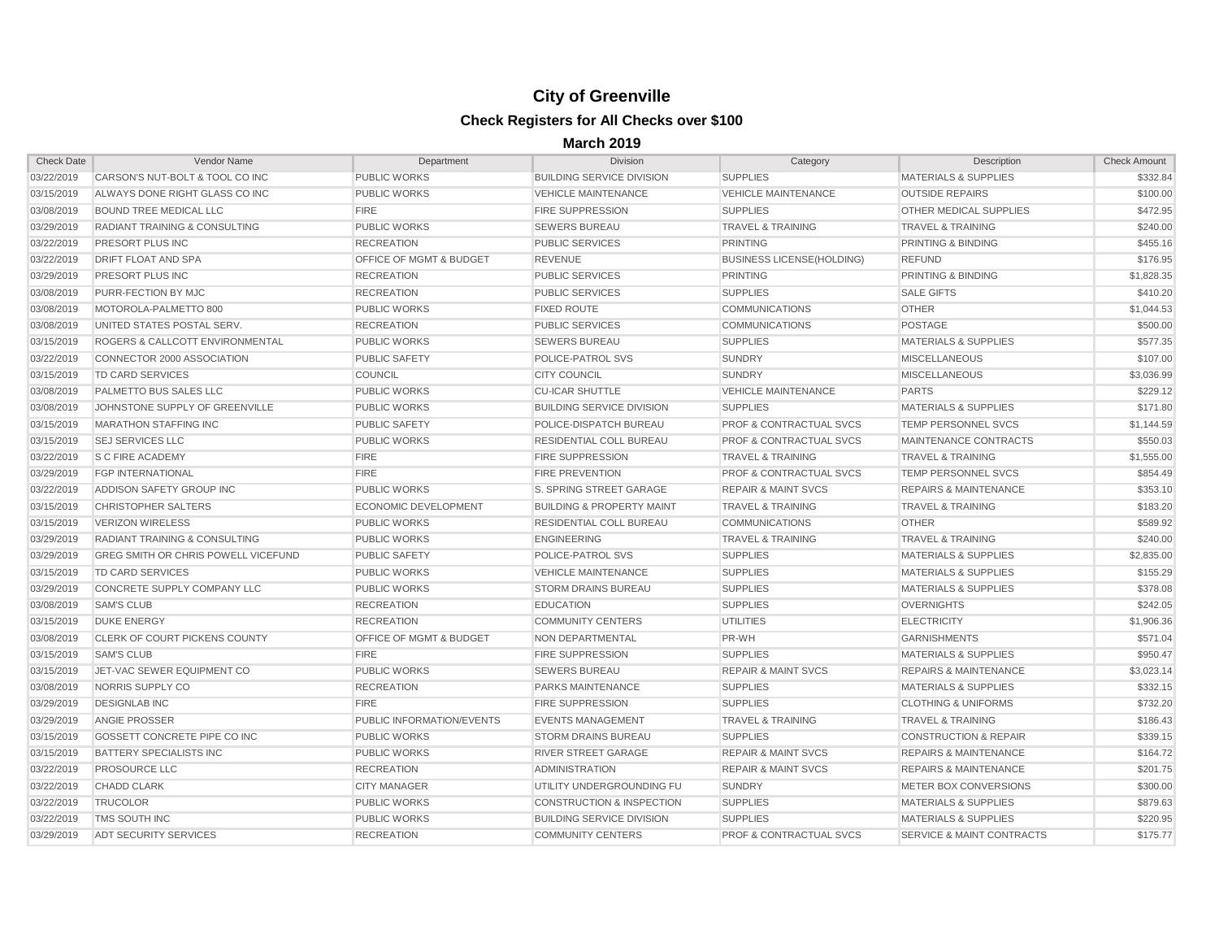# City of Greenville

## Check Registers for All Checks over $100

### March 2019

| Check Date | Vendor Name | Department | Division | Category | Description | Check Amount |
|---|---|---|---|---|---|---|
| 03/22/2019 | CARSON'S NUT-BOLT & TOOL CO INC | PUBLIC WORKS | BUILDING SERVICE DIVISION | SUPPLIES | MATERIALS & SUPPLIES | $332.84 |
| 03/15/2019 | ALWAYS DONE RIGHT GLASS CO INC | PUBLIC WORKS | VEHICLE MAINTENANCE | VEHICLE MAINTENANCE | OUTSIDE REPAIRS | $100.00 |
| 03/08/2019 | BOUND TREE MEDICAL LLC | FIRE | FIRE SUPPRESSION | SUPPLIES | OTHER MEDICAL SUPPLIES | $472.95 |
| 03/29/2019 | RADIANT TRAINING & CONSULTING | PUBLIC WORKS | SEWERS BUREAU | TRAVEL & TRAINING | TRAVEL & TRAINING | $240.00 |
| 03/22/2019 | PRESORT PLUS INC | RECREATION | PUBLIC SERVICES | PRINTING | PRINTING & BINDING | $455.16 |
| 03/22/2019 | DRIFT FLOAT AND SPA | OFFICE OF MGMT & BUDGET | REVENUE | BUSINESS LICENSE(HOLDING) | REFUND | $176.95 |
| 03/29/2019 | PRESORT PLUS INC | RECREATION | PUBLIC SERVICES | PRINTING | PRINTING & BINDING | $1,828.35 |
| 03/08/2019 | PURR-FECTION BY MJC | RECREATION | PUBLIC SERVICES | SUPPLIES | SALE GIFTS | $410.20 |
| 03/08/2019 | MOTOROLA-PALMETTO 800 | PUBLIC WORKS | FIXED ROUTE | COMMUNICATIONS | OTHER | $1,044.53 |
| 03/08/2019 | UNITED STATES POSTAL SERV. | RECREATION | PUBLIC SERVICES | COMMUNICATIONS | POSTAGE | $500.00 |
| 03/15/2019 | ROGERS & CALLCOTT ENVIRONMENTAL | PUBLIC WORKS | SEWERS BUREAU | SUPPLIES | MATERIALS & SUPPLIES | $577.35 |
| 03/22/2019 | CONNECTOR 2000 ASSOCIATION | PUBLIC SAFETY | POLICE-PATROL SVS | SUNDRY | MISCELLANEOUS | $107.00 |
| 03/15/2019 | TD CARD SERVICES | COUNCIL | CITY COUNCIL | SUNDRY | MISCELLANEOUS | $3,036.99 |
| 03/08/2019 | PALMETTO BUS SALES LLC | PUBLIC WORKS | CU-ICAR SHUTTLE | VEHICLE MAINTENANCE | PARTS | $229.12 |
| 03/08/2019 | JOHNSTONE SUPPLY OF GREENVILLE | PUBLIC WORKS | BUILDING SERVICE DIVISION | SUPPLIES | MATERIALS & SUPPLIES | $171.80 |
| 03/15/2019 | MARATHON STAFFING INC | PUBLIC SAFETY | POLICE-DISPATCH BUREAU | PROF & CONTRACTUAL SVCS | TEMP PERSONNEL SVCS | $1,144.59 |
| 03/15/2019 | SEJ SERVICES LLC | PUBLIC WORKS | RESIDENTIAL COLL BUREAU | PROF & CONTRACTUAL SVCS | MAINTENANCE CONTRACTS | $550.03 |
| 03/22/2019 | S C FIRE ACADEMY | FIRE | FIRE SUPPRESSION | TRAVEL & TRAINING | TRAVEL & TRAINING | $1,555.00 |
| 03/29/2019 | FGP INTERNATIONAL | FIRE | FIRE PREVENTION | PROF & CONTRACTUAL SVCS | TEMP PERSONNEL SVCS | $854.49 |
| 03/22/2019 | ADDISON SAFETY GROUP INC | PUBLIC WORKS | S. SPRING STREET GARAGE | REPAIR & MAINT SVCS | REPAIRS & MAINTENANCE | $353.10 |
| 03/15/2019 | CHRISTOPHER SALTERS | ECONOMIC DEVELOPMENT | BUILDING & PROPERTY MAINT | TRAVEL & TRAINING | TRAVEL & TRAINING | $183.20 |
| 03/15/2019 | VERIZON WIRELESS | PUBLIC WORKS | RESIDENTIAL COLL BUREAU | COMMUNICATIONS | OTHER | $589.92 |
| 03/29/2019 | RADIANT TRAINING & CONSULTING | PUBLIC WORKS | ENGINEERING | TRAVEL & TRAINING | TRAVEL & TRAINING | $240.00 |
| 03/29/2019 | GREG SMITH OR CHRIS POWELL VICEFUND | PUBLIC SAFETY | POLICE-PATROL SVS | SUPPLIES | MATERIALS & SUPPLIES | $2,835.00 |
| 03/15/2019 | TD CARD SERVICES | PUBLIC WORKS | VEHICLE MAINTENANCE | SUPPLIES | MATERIALS & SUPPLIES | $155.29 |
| 03/29/2019 | CONCRETE SUPPLY COMPANY LLC | PUBLIC WORKS | STORM DRAINS BUREAU | SUPPLIES | MATERIALS & SUPPLIES | $378.08 |
| 03/08/2019 | SAM'S CLUB | RECREATION | EDUCATION | SUPPLIES | OVERNIGHTS | $242.05 |
| 03/15/2019 | DUKE ENERGY | RECREATION | COMMUNITY CENTERS | UTILITIES | ELECTRICITY | $1,906.36 |
| 03/08/2019 | CLERK OF COURT PICKENS COUNTY | OFFICE OF MGMT & BUDGET | NON DEPARTMENTAL | PR-WH | GARNISHMENTS | $571.04 |
| 03/15/2019 | SAM'S CLUB | FIRE | FIRE SUPPRESSION | SUPPLIES | MATERIALS & SUPPLIES | $950.47 |
| 03/15/2019 | JET-VAC SEWER EQUIPMENT CO | PUBLIC WORKS | SEWERS BUREAU | REPAIR & MAINT SVCS | REPAIRS & MAINTENANCE | $3,023.14 |
| 03/08/2019 | NORRIS SUPPLY CO | RECREATION | PARKS MAINTENANCE | SUPPLIES | MATERIALS & SUPPLIES | $332.15 |
| 03/29/2019 | DESIGNLAB INC | FIRE | FIRE SUPPRESSION | SUPPLIES | CLOTHING & UNIFORMS | $732.20 |
| 03/29/2019 | ANGIE PROSSER | PUBLIC INFORMATION/EVENTS | EVENTS MANAGEMENT | TRAVEL & TRAINING | TRAVEL & TRAINING | $186.43 |
| 03/15/2019 | GOSSETT CONCRETE PIPE CO INC | PUBLIC WORKS | STORM DRAINS BUREAU | SUPPLIES | CONSTRUCTION & REPAIR | $339.15 |
| 03/15/2019 | BATTERY SPECIALISTS INC | PUBLIC WORKS | RIVER STREET GARAGE | REPAIR & MAINT SVCS | REPAIRS & MAINTENANCE | $164.72 |
| 03/22/2019 | PROSOURCE LLC | RECREATION | ADMINISTRATION | REPAIR & MAINT SVCS | REPAIRS & MAINTENANCE | $201.75 |
| 03/22/2019 | CHADD CLARK | CITY MANAGER | UTILITY UNDERGROUNDING FU | SUNDRY | METER BOX CONVERSIONS | $300.00 |
| 03/22/2019 | TRUCOLOR | PUBLIC WORKS | CONSTRUCTION & INSPECTION | SUPPLIES | MATERIALS & SUPPLIES | $879.63 |
| 03/22/2019 | TMS SOUTH INC | PUBLIC WORKS | BUILDING SERVICE DIVISION | SUPPLIES | MATERIALS & SUPPLIES | $220.95 |
| 03/29/2019 | ADT SECURITY SERVICES | RECREATION | COMMUNITY CENTERS | PROF & CONTRACTUAL SVCS | SERVICE & MAINT CONTRACTS | $175.77 |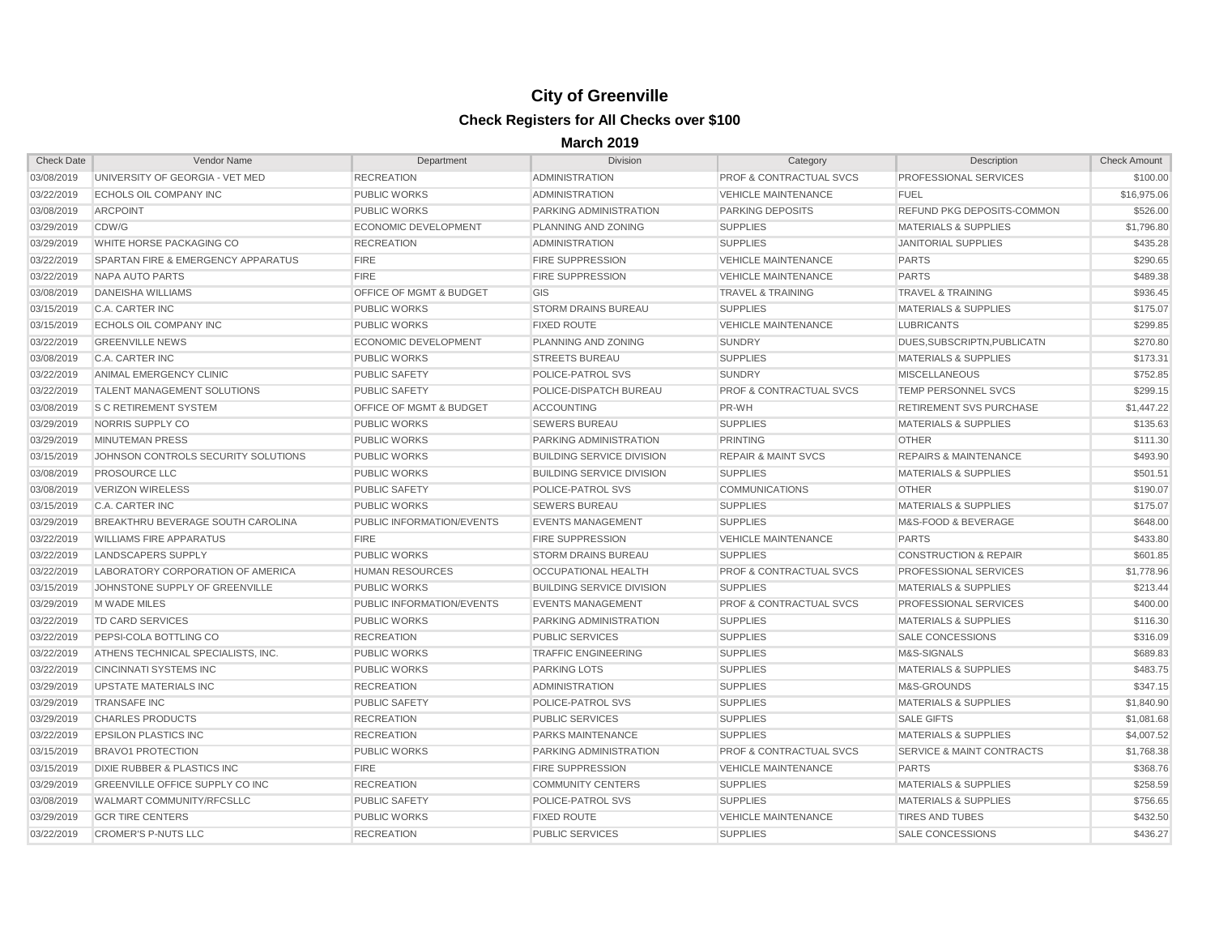# City of Greenville

## Check Registers for All Checks over $100

### March 2019

| Check Date | Vendor Name | Department | Division | Category | Description | Check Amount |
|---|---|---|---|---|---|---|
| 03/08/2019 | UNIVERSITY OF GEORGIA - VET MED | RECREATION | ADMINISTRATION | PROF & CONTRACTUAL SVCS | PROFESSIONAL SERVICES | $100.00 |
| 03/22/2019 | ECHOLS OIL COMPANY INC | PUBLIC WORKS | ADMINISTRATION | VEHICLE MAINTENANCE | FUEL | $16,975.06 |
| 03/08/2019 | ARCPOINT | PUBLIC WORKS | PARKING ADMINISTRATION | PARKING DEPOSITS | REFUND PKG DEPOSITS-COMMON | $526.00 |
| 03/29/2019 | CDW/G | ECONOMIC DEVELOPMENT | PLANNING AND ZONING | SUPPLIES | MATERIALS & SUPPLIES | $1,796.80 |
| 03/29/2019 | WHITE HORSE PACKAGING CO | RECREATION | ADMINISTRATION | SUPPLIES | JANITORIAL SUPPLIES | $435.28 |
| 03/22/2019 | SPARTAN FIRE & EMERGENCY APPARATUS | FIRE | FIRE SUPPRESSION | VEHICLE MAINTENANCE | PARTS | $290.65 |
| 03/22/2019 | NAPA AUTO PARTS | FIRE | FIRE SUPPRESSION | VEHICLE MAINTENANCE | PARTS | $489.38 |
| 03/08/2019 | DANEISHA WILLIAMS | OFFICE OF MGMT & BUDGET | GIS | TRAVEL & TRAINING | TRAVEL & TRAINING | $936.45 |
| 03/15/2019 | C.A. CARTER INC | PUBLIC WORKS | STORM DRAINS BUREAU | SUPPLIES | MATERIALS & SUPPLIES | $175.07 |
| 03/15/2019 | ECHOLS OIL COMPANY INC | PUBLIC WORKS | FIXED ROUTE | VEHICLE MAINTENANCE | LUBRICANTS | $299.85 |
| 03/22/2019 | GREENVILLE NEWS | ECONOMIC DEVELOPMENT | PLANNING AND ZONING | SUNDRY | DUES,SUBSCRIPTN,PUBLICATN | $270.80 |
| 03/08/2019 | C.A. CARTER INC | PUBLIC WORKS | STREETS BUREAU | SUPPLIES | MATERIALS & SUPPLIES | $173.31 |
| 03/22/2019 | ANIMAL EMERGENCY CLINIC | PUBLIC SAFETY | POLICE-PATROL SVS | SUNDRY | MISCELLANEOUS | $752.85 |
| 03/22/2019 | TALENT MANAGEMENT SOLUTIONS | PUBLIC SAFETY | POLICE-DISPATCH BUREAU | PROF & CONTRACTUAL SVCS | TEMP PERSONNEL SVCS | $299.15 |
| 03/08/2019 | S C RETIREMENT SYSTEM | OFFICE OF MGMT & BUDGET | ACCOUNTING | PR-WH | RETIREMENT SVS PURCHASE | $1,447.22 |
| 03/29/2019 | NORRIS SUPPLY CO | PUBLIC WORKS | SEWERS BUREAU | SUPPLIES | MATERIALS & SUPPLIES | $135.63 |
| 03/29/2019 | MINUTEMAN PRESS | PUBLIC WORKS | PARKING ADMINISTRATION | PRINTING | OTHER | $111.30 |
| 03/15/2019 | JOHNSON CONTROLS SECURITY SOLUTIONS | PUBLIC WORKS | BUILDING SERVICE DIVISION | REPAIR & MAINT SVCS | REPAIRS & MAINTENANCE | $493.90 |
| 03/08/2019 | PROSOURCE LLC | PUBLIC WORKS | BUILDING SERVICE DIVISION | SUPPLIES | MATERIALS & SUPPLIES | $501.51 |
| 03/08/2019 | VERIZON WIRELESS | PUBLIC SAFETY | POLICE-PATROL SVS | COMMUNICATIONS | OTHER | $190.07 |
| 03/15/2019 | C.A. CARTER INC | PUBLIC WORKS | SEWERS BUREAU | SUPPLIES | MATERIALS & SUPPLIES | $175.07 |
| 03/29/2019 | BREAKTHRU BEVERAGE SOUTH CAROLINA | PUBLIC INFORMATION/EVENTS | EVENTS MANAGEMENT | SUPPLIES | M&S-FOOD & BEVERAGE | $648.00 |
| 03/22/2019 | WILLIAMS FIRE APPARATUS | FIRE | FIRE SUPPRESSION | VEHICLE MAINTENANCE | PARTS | $433.80 |
| 03/22/2019 | LANDSCAPERS SUPPLY | PUBLIC WORKS | STORM DRAINS BUREAU | SUPPLIES | CONSTRUCTION & REPAIR | $601.85 |
| 03/22/2019 | LABORATORY CORPORATION OF AMERICA | HUMAN RESOURCES | OCCUPATIONAL HEALTH | PROF & CONTRACTUAL SVCS | PROFESSIONAL SERVICES | $1,778.96 |
| 03/15/2019 | JOHNSTONE SUPPLY OF GREENVILLE | PUBLIC WORKS | BUILDING SERVICE DIVISION | SUPPLIES | MATERIALS & SUPPLIES | $213.44 |
| 03/29/2019 | M WADE MILES | PUBLIC INFORMATION/EVENTS | EVENTS MANAGEMENT | PROF & CONTRACTUAL SVCS | PROFESSIONAL SERVICES | $400.00 |
| 03/22/2019 | TD CARD SERVICES | PUBLIC WORKS | PARKING ADMINISTRATION | SUPPLIES | MATERIALS & SUPPLIES | $116.30 |
| 03/22/2019 | PEPSI-COLA BOTTLING CO | RECREATION | PUBLIC SERVICES | SUPPLIES | SALE CONCESSIONS | $316.09 |
| 03/22/2019 | ATHENS TECHNICAL SPECIALISTS, INC. | PUBLIC WORKS | TRAFFIC ENGINEERING | SUPPLIES | M&S-SIGNALS | $689.83 |
| 03/22/2019 | CINCINNATI SYSTEMS INC | PUBLIC WORKS | PARKING LOTS | SUPPLIES | MATERIALS & SUPPLIES | $483.75 |
| 03/29/2019 | UPSTATE MATERIALS INC | RECREATION | ADMINISTRATION | SUPPLIES | M&S-GROUNDS | $347.15 |
| 03/29/2019 | TRANSAFE INC | PUBLIC SAFETY | POLICE-PATROL SVS | SUPPLIES | MATERIALS & SUPPLIES | $1,840.90 |
| 03/29/2019 | CHARLES PRODUCTS | RECREATION | PUBLIC SERVICES | SUPPLIES | SALE GIFTS | $1,081.68 |
| 03/22/2019 | EPSILON PLASTICS INC | RECREATION | PARKS MAINTENANCE | SUPPLIES | MATERIALS & SUPPLIES | $4,007.52 |
| 03/15/2019 | BRAVO1 PROTECTION | PUBLIC WORKS | PARKING ADMINISTRATION | PROF & CONTRACTUAL SVCS | SERVICE & MAINT CONTRACTS | $1,768.38 |
| 03/15/2019 | DIXIE RUBBER & PLASTICS INC | FIRE | FIRE SUPPRESSION | VEHICLE MAINTENANCE | PARTS | $368.76 |
| 03/29/2019 | GREENVILLE OFFICE SUPPLY CO INC | RECREATION | COMMUNITY CENTERS | SUPPLIES | MATERIALS & SUPPLIES | $258.59 |
| 03/08/2019 | WALMART COMMUNITY/RFCSLLC | PUBLIC SAFETY | POLICE-PATROL SVS | SUPPLIES | MATERIALS & SUPPLIES | $756.65 |
| 03/29/2019 | GCR TIRE CENTERS | PUBLIC WORKS | FIXED ROUTE | VEHICLE MAINTENANCE | TIRES AND TUBES | $432.50 |
| 03/22/2019 | CROMER'S P-NUTS LLC | RECREATION | PUBLIC SERVICES | SUPPLIES | SALE CONCESSIONS | $436.27 |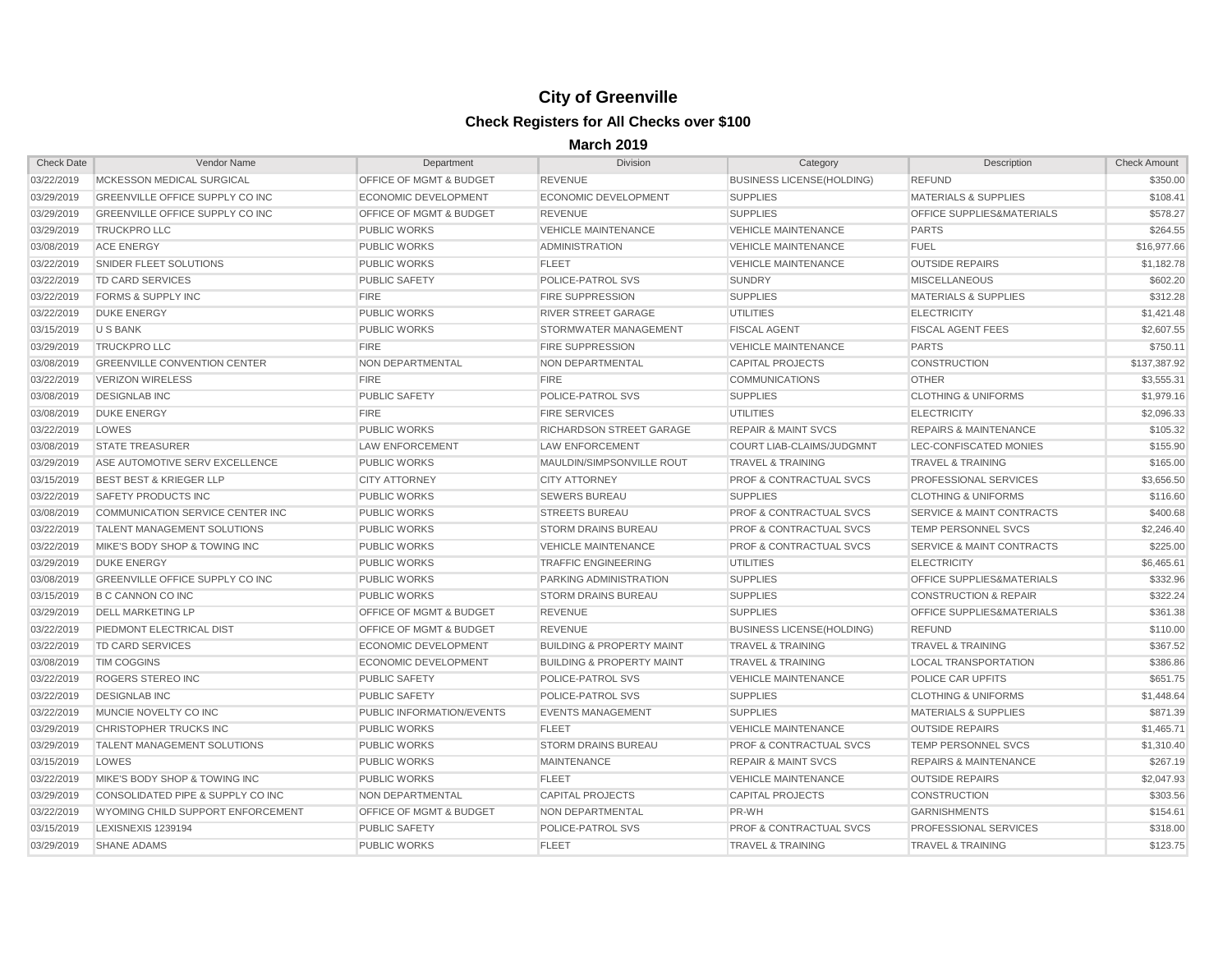# City of Greenville

## Check Registers for All Checks over $100

### March 2019

| Check Date | Vendor Name | Department | Division | Category | Description | Check Amount |
|---|---|---|---|---|---|---|
| 03/22/2019 | MCKESSON MEDICAL SURGICAL | OFFICE OF MGMT & BUDGET | REVENUE | BUSINESS LICENSE(HOLDING) | REFUND | $350.00 |
| 03/29/2019 | GREENVILLE OFFICE SUPPLY CO INC | ECONOMIC DEVELOPMENT | ECONOMIC DEVELOPMENT | SUPPLIES | MATERIALS & SUPPLIES | $108.41 |
| 03/29/2019 | GREENVILLE OFFICE SUPPLY CO INC | OFFICE OF MGMT & BUDGET | REVENUE | SUPPLIES | OFFICE SUPPLIES&MATERIALS | $578.27 |
| 03/29/2019 | TRUCKPRO LLC | PUBLIC WORKS | VEHICLE MAINTENANCE | VEHICLE MAINTENANCE | PARTS | $264.55 |
| 03/08/2019 | ACE ENERGY | PUBLIC WORKS | ADMINISTRATION | VEHICLE MAINTENANCE | FUEL | $16,977.66 |
| 03/22/2019 | SNIDER FLEET SOLUTIONS | PUBLIC WORKS | FLEET | VEHICLE MAINTENANCE | OUTSIDE REPAIRS | $1,182.78 |
| 03/22/2019 | TD CARD SERVICES | PUBLIC SAFETY | POLICE-PATROL SVS | SUNDRY | MISCELLANEOUS | $602.20 |
| 03/22/2019 | FORMS & SUPPLY INC | FIRE | FIRE SUPPRESSION | SUPPLIES | MATERIALS & SUPPLIES | $312.28 |
| 03/22/2019 | DUKE ENERGY | PUBLIC WORKS | RIVER STREET GARAGE | UTILITIES | ELECTRICITY | $1,421.48 |
| 03/15/2019 | U S BANK | PUBLIC WORKS | STORMWATER MANAGEMENT | FISCAL AGENT | FISCAL AGENT FEES | $2,607.55 |
| 03/29/2019 | TRUCKPRO LLC | FIRE | FIRE SUPPRESSION | VEHICLE MAINTENANCE | PARTS | $750.11 |
| 03/08/2019 | GREENVILLE CONVENTION CENTER | NON DEPARTMENTAL | NON DEPARTMENTAL | CAPITAL PROJECTS | CONSTRUCTION | $137,387.92 |
| 03/22/2019 | VERIZON WIRELESS | FIRE | FIRE | COMMUNICATIONS | OTHER | $3,555.31 |
| 03/08/2019 | DESIGNLAB INC | PUBLIC SAFETY | POLICE-PATROL SVS | SUPPLIES | CLOTHING & UNIFORMS | $1,979.16 |
| 03/08/2019 | DUKE ENERGY | FIRE | FIRE SERVICES | UTILITIES | ELECTRICITY | $2,096.33 |
| 03/22/2019 | LOWES | PUBLIC WORKS | RICHARDSON STREET GARAGE | REPAIR & MAINT SVCS | REPAIRS & MAINTENANCE | $105.32 |
| 03/08/2019 | STATE TREASURER | LAW ENFORCEMENT | LAW ENFORCEMENT | COURT LIAB-CLAIMS/JUDGMNT | LEC-CONFISCATED MONIES | $155.90 |
| 03/29/2019 | ASE AUTOMOTIVE SERV EXCELLENCE | PUBLIC WORKS | MAULDIN/SIMPSONVILLE ROUT | TRAVEL & TRAINING | TRAVEL & TRAINING | $165.00 |
| 03/15/2019 | BEST BEST & KRIEGER LLP | CITY ATTORNEY | CITY ATTORNEY | PROF & CONTRACTUAL SVCS | PROFESSIONAL SERVICES | $3,656.50 |
| 03/22/2019 | SAFETY PRODUCTS INC | PUBLIC WORKS | SEWERS BUREAU | SUPPLIES | CLOTHING & UNIFORMS | $116.60 |
| 03/08/2019 | COMMUNICATION SERVICE CENTER INC | PUBLIC WORKS | STREETS BUREAU | PROF & CONTRACTUAL SVCS | SERVICE & MAINT CONTRACTS | $400.68 |
| 03/22/2019 | TALENT MANAGEMENT SOLUTIONS | PUBLIC WORKS | STORM DRAINS BUREAU | PROF & CONTRACTUAL SVCS | TEMP PERSONNEL SVCS | $2,246.40 |
| 03/22/2019 | MIKE'S BODY SHOP & TOWING INC | PUBLIC WORKS | VEHICLE MAINTENANCE | PROF & CONTRACTUAL SVCS | SERVICE & MAINT CONTRACTS | $225.00 |
| 03/29/2019 | DUKE ENERGY | PUBLIC WORKS | TRAFFIC ENGINEERING | UTILITIES | ELECTRICITY | $6,465.61 |
| 03/08/2019 | GREENVILLE OFFICE SUPPLY CO INC | PUBLIC WORKS | PARKING ADMINISTRATION | SUPPLIES | OFFICE SUPPLIES&MATERIALS | $332.96 |
| 03/15/2019 | B C CANNON CO INC | PUBLIC WORKS | STORM DRAINS BUREAU | SUPPLIES | CONSTRUCTION & REPAIR | $322.24 |
| 03/29/2019 | DELL MARKETING LP | OFFICE OF MGMT & BUDGET | REVENUE | SUPPLIES | OFFICE SUPPLIES&MATERIALS | $361.38 |
| 03/22/2019 | PIEDMONT ELECTRICAL DIST | OFFICE OF MGMT & BUDGET | REVENUE | BUSINESS LICENSE(HOLDING) | REFUND | $110.00 |
| 03/22/2019 | TD CARD SERVICES | ECONOMIC DEVELOPMENT | BUILDING & PROPERTY MAINT | TRAVEL & TRAINING | TRAVEL & TRAINING | $367.52 |
| 03/08/2019 | TIM COGGINS | ECONOMIC DEVELOPMENT | BUILDING & PROPERTY MAINT | TRAVEL & TRAINING | LOCAL TRANSPORTATION | $386.86 |
| 03/22/2019 | ROGERS STEREO INC | PUBLIC SAFETY | POLICE-PATROL SVS | VEHICLE MAINTENANCE | POLICE CAR UPFITS | $651.75 |
| 03/22/2019 | DESIGNLAB INC | PUBLIC SAFETY | POLICE-PATROL SVS | SUPPLIES | CLOTHING & UNIFORMS | $1,448.64 |
| 03/22/2019 | MUNCIE NOVELTY CO INC | PUBLIC INFORMATION/EVENTS | EVENTS MANAGEMENT | SUPPLIES | MATERIALS & SUPPLIES | $871.39 |
| 03/29/2019 | CHRISTOPHER TRUCKS INC | PUBLIC WORKS | FLEET | VEHICLE MAINTENANCE | OUTSIDE REPAIRS | $1,465.71 |
| 03/29/2019 | TALENT MANAGEMENT SOLUTIONS | PUBLIC WORKS | STORM DRAINS BUREAU | PROF & CONTRACTUAL SVCS | TEMP PERSONNEL SVCS | $1,310.40 |
| 03/15/2019 | LOWES | PUBLIC WORKS | MAINTENANCE | REPAIR & MAINT SVCS | REPAIRS & MAINTENANCE | $267.19 |
| 03/22/2019 | MIKE'S BODY SHOP & TOWING INC | PUBLIC WORKS | FLEET | VEHICLE MAINTENANCE | OUTSIDE REPAIRS | $2,047.93 |
| 03/29/2019 | CONSOLIDATED PIPE & SUPPLY CO INC | NON DEPARTMENTAL | CAPITAL PROJECTS | CAPITAL PROJECTS | CONSTRUCTION | $303.56 |
| 03/22/2019 | WYOMING CHILD SUPPORT ENFORCEMENT | OFFICE OF MGMT & BUDGET | NON DEPARTMENTAL | PR-WH | GARNISHMENTS | $154.61 |
| 03/15/2019 | LEXISNEXIS 1239194 | PUBLIC SAFETY | POLICE-PATROL SVS | PROF & CONTRACTUAL SVCS | PROFESSIONAL SERVICES | $318.00 |
| 03/29/2019 | SHANE ADAMS | PUBLIC WORKS | FLEET | TRAVEL & TRAINING | TRAVEL & TRAINING | $123.75 |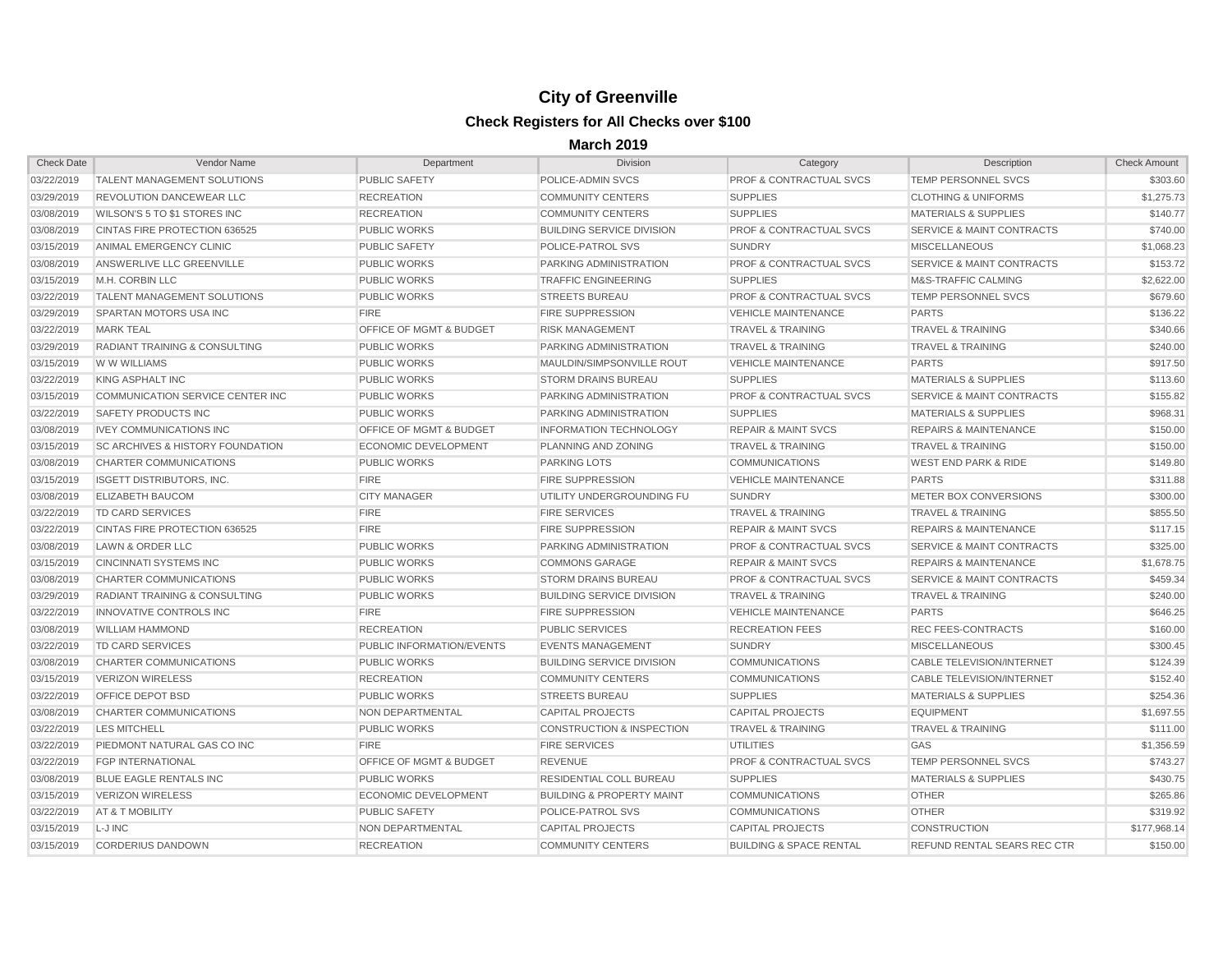# City of Greenville

## Check Registers for All Checks over $100

### March 2019

| Check Date | Vendor Name | Department | Division | Category | Description | Check Amount |
|---|---|---|---|---|---|---|
| 03/22/2019 | TALENT MANAGEMENT SOLUTIONS | PUBLIC SAFETY | POLICE-ADMIN SVCS | PROF & CONTRACTUAL SVCS | TEMP PERSONNEL SVCS | $303.60 |
| 03/29/2019 | REVOLUTION DANCEWEAR LLC | RECREATION | COMMUNITY CENTERS | SUPPLIES | CLOTHING & UNIFORMS | $1,275.73 |
| 03/08/2019 | WILSON'S 5 TO $1 STORES INC | RECREATION | COMMUNITY CENTERS | SUPPLIES | MATERIALS & SUPPLIES | $140.77 |
| 03/08/2019 | CINTAS FIRE PROTECTION 636525 | PUBLIC WORKS | BUILDING SERVICE DIVISION | PROF & CONTRACTUAL SVCS | SERVICE & MAINT CONTRACTS | $740.00 |
| 03/15/2019 | ANIMAL EMERGENCY CLINIC | PUBLIC SAFETY | POLICE-PATROL SVS | SUNDRY | MISCELLANEOUS | $1,068.23 |
| 03/08/2019 | ANSWERLIVE LLC GREENVILLE | PUBLIC WORKS | PARKING ADMINISTRATION | PROF & CONTRACTUAL SVCS | SERVICE & MAINT CONTRACTS | $153.72 |
| 03/15/2019 | M.H. CORBIN LLC | PUBLIC WORKS | TRAFFIC ENGINEERING | SUPPLIES | M&S-TRAFFIC CALMING | $2,622.00 |
| 03/22/2019 | TALENT MANAGEMENT SOLUTIONS | PUBLIC WORKS | STREETS BUREAU | PROF & CONTRACTUAL SVCS | TEMP PERSONNEL SVCS | $679.60 |
| 03/29/2019 | SPARTAN MOTORS USA INC | FIRE | FIRE SUPPRESSION | VEHICLE MAINTENANCE | PARTS | $136.22 |
| 03/22/2019 | MARK TEAL | OFFICE OF MGMT & BUDGET | RISK MANAGEMENT | TRAVEL & TRAINING | TRAVEL & TRAINING | $340.66 |
| 03/29/2019 | RADIANT TRAINING & CONSULTING | PUBLIC WORKS | PARKING ADMINISTRATION | TRAVEL & TRAINING | TRAVEL & TRAINING | $240.00 |
| 03/15/2019 | W W WILLIAMS | PUBLIC WORKS | MAULDIN/SIMPSONVILLE ROUT | VEHICLE MAINTENANCE | PARTS | $917.50 |
| 03/22/2019 | KING ASPHALT INC | PUBLIC WORKS | STORM DRAINS BUREAU | SUPPLIES | MATERIALS & SUPPLIES | $113.60 |
| 03/15/2019 | COMMUNICATION SERVICE CENTER INC | PUBLIC WORKS | PARKING ADMINISTRATION | PROF & CONTRACTUAL SVCS | SERVICE & MAINT CONTRACTS | $155.82 |
| 03/22/2019 | SAFETY PRODUCTS INC | PUBLIC WORKS | PARKING ADMINISTRATION | SUPPLIES | MATERIALS & SUPPLIES | $968.31 |
| 03/08/2019 | IVEY COMMUNICATIONS INC | OFFICE OF MGMT & BUDGET | INFORMATION TECHNOLOGY | REPAIR & MAINT SVCS | REPAIRS & MAINTENANCE | $150.00 |
| 03/15/2019 | SC ARCHIVES & HISTORY FOUNDATION | ECONOMIC DEVELOPMENT | PLANNING AND ZONING | TRAVEL & TRAINING | TRAVEL & TRAINING | $150.00 |
| 03/08/2019 | CHARTER COMMUNICATIONS | PUBLIC WORKS | PARKING LOTS | COMMUNICATIONS | WEST END PARK & RIDE | $149.80 |
| 03/15/2019 | ISGETT DISTRIBUTORS, INC. | FIRE | FIRE SUPPRESSION | VEHICLE MAINTENANCE | PARTS | $311.88 |
| 03/08/2019 | ELIZABETH BAUCOM | CITY MANAGER | UTILITY UNDERGROUNDING FU | SUNDRY | METER BOX CONVERSIONS | $300.00 |
| 03/22/2019 | TD CARD SERVICES | FIRE | FIRE SERVICES | TRAVEL & TRAINING | TRAVEL & TRAINING | $855.50 |
| 03/22/2019 | CINTAS FIRE PROTECTION 636525 | FIRE | FIRE SUPPRESSION | REPAIR & MAINT SVCS | REPAIRS & MAINTENANCE | $117.15 |
| 03/08/2019 | LAWN & ORDER LLC | PUBLIC WORKS | PARKING ADMINISTRATION | PROF & CONTRACTUAL SVCS | SERVICE & MAINT CONTRACTS | $325.00 |
| 03/15/2019 | CINCINNATI SYSTEMS INC | PUBLIC WORKS | COMMONS GARAGE | REPAIR & MAINT SVCS | REPAIRS & MAINTENANCE | $1,678.75 |
| 03/08/2019 | CHARTER COMMUNICATIONS | PUBLIC WORKS | STORM DRAINS BUREAU | PROF & CONTRACTUAL SVCS | SERVICE & MAINT CONTRACTS | $459.34 |
| 03/29/2019 | RADIANT TRAINING & CONSULTING | PUBLIC WORKS | BUILDING SERVICE DIVISION | TRAVEL & TRAINING | TRAVEL & TRAINING | $240.00 |
| 03/22/2019 | INNOVATIVE CONTROLS INC | FIRE | FIRE SUPPRESSION | VEHICLE MAINTENANCE | PARTS | $646.25 |
| 03/08/2019 | WILLIAM HAMMOND | RECREATION | PUBLIC SERVICES | RECREATION FEES | REC FEES-CONTRACTS | $160.00 |
| 03/22/2019 | TD CARD SERVICES | PUBLIC INFORMATION/EVENTS | EVENTS MANAGEMENT | SUNDRY | MISCELLANEOUS | $300.45 |
| 03/08/2019 | CHARTER COMMUNICATIONS | PUBLIC WORKS | BUILDING SERVICE DIVISION | COMMUNICATIONS | CABLE TELEVISION/INTERNET | $124.39 |
| 03/15/2019 | VERIZON WIRELESS | RECREATION | COMMUNITY CENTERS | COMMUNICATIONS | CABLE TELEVISION/INTERNET | $152.40 |
| 03/22/2019 | OFFICE DEPOT BSD | PUBLIC WORKS | STREETS BUREAU | SUPPLIES | MATERIALS & SUPPLIES | $254.36 |
| 03/08/2019 | CHARTER COMMUNICATIONS | NON DEPARTMENTAL | CAPITAL PROJECTS | CAPITAL PROJECTS | EQUIPMENT | $1,697.55 |
| 03/22/2019 | LES MITCHELL | PUBLIC WORKS | CONSTRUCTION & INSPECTION | TRAVEL & TRAINING | TRAVEL & TRAINING | $111.00 |
| 03/22/2019 | PIEDMONT NATURAL GAS CO INC | FIRE | FIRE SERVICES | UTILITIES | GAS | $1,356.59 |
| 03/22/2019 | FGP INTERNATIONAL | OFFICE OF MGMT & BUDGET | REVENUE | PROF & CONTRACTUAL SVCS | TEMP PERSONNEL SVCS | $743.27 |
| 03/08/2019 | BLUE EAGLE RENTALS INC | PUBLIC WORKS | RESIDENTIAL COLL BUREAU | SUPPLIES | MATERIALS & SUPPLIES | $430.75 |
| 03/15/2019 | VERIZON WIRELESS | ECONOMIC DEVELOPMENT | BUILDING & PROPERTY MAINT | COMMUNICATIONS | OTHER | $265.86 |
| 03/22/2019 | AT & T MOBILITY | PUBLIC SAFETY | POLICE-PATROL SVS | COMMUNICATIONS | OTHER | $319.92 |
| 03/15/2019 | L-J INC | NON DEPARTMENTAL | CAPITAL PROJECTS | CAPITAL PROJECTS | CONSTRUCTION | $177,968.14 |
| 03/15/2019 | CORDERIUS DANDOWN | RECREATION | COMMUNITY CENTERS | BUILDING & SPACE RENTAL | REFUND RENTAL SEARS REC CTR | $150.00 |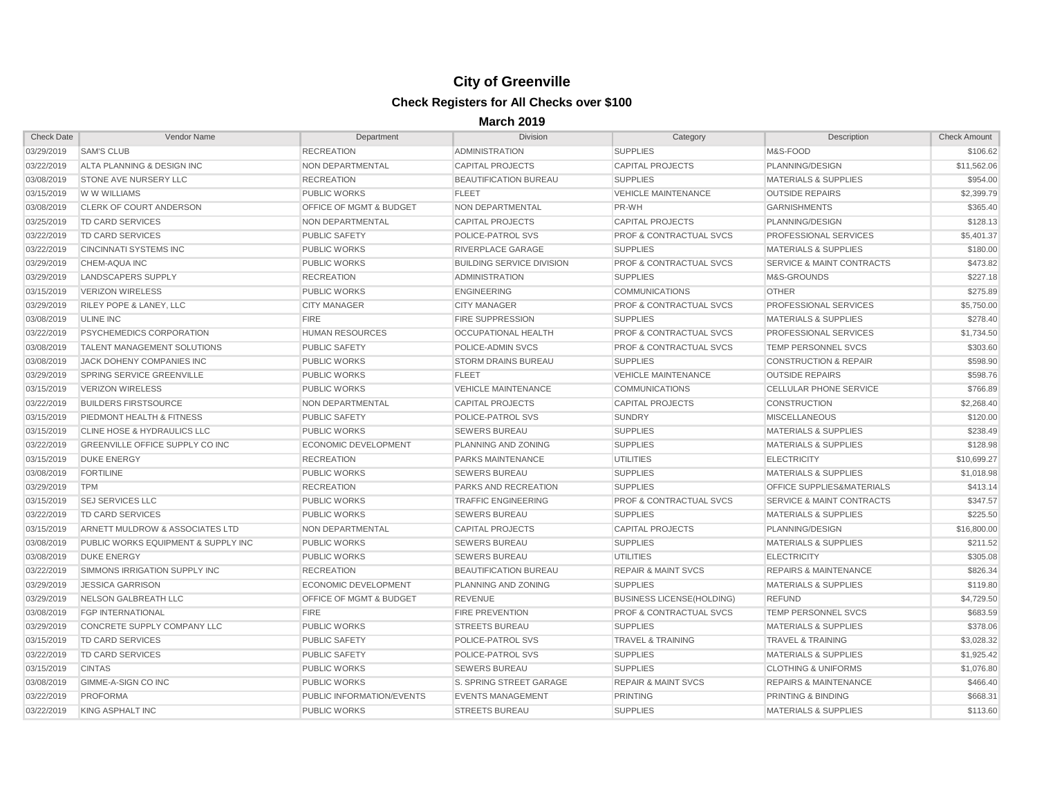# City of Greenville

## Check Registers for All Checks over $100

### March 2019

| Check Date | Vendor Name | Department | Division | Category | Description | Check Amount |
|---|---|---|---|---|---|---|
| 03/29/2019 | SAM'S CLUB | RECREATION | ADMINISTRATION | SUPPLIES | M&S-FOOD | $106.62 |
| 03/22/2019 | ALTA PLANNING & DESIGN INC | NON DEPARTMENTAL | CAPITAL PROJECTS | CAPITAL PROJECTS | PLANNING/DESIGN | $11,562.06 |
| 03/08/2019 | STONE AVE NURSERY LLC | RECREATION | BEAUTIFICATION BUREAU | SUPPLIES | MATERIALS & SUPPLIES | $954.00 |
| 03/15/2019 | W W WILLIAMS | PUBLIC WORKS | FLEET | VEHICLE MAINTENANCE | OUTSIDE REPAIRS | $2,399.79 |
| 03/08/2019 | CLERK OF COURT ANDERSON | OFFICE OF MGMT & BUDGET | NON DEPARTMENTAL | PR-WH | GARNISHMENTS | $365.40 |
| 03/25/2019 | TD CARD SERVICES | NON DEPARTMENTAL | CAPITAL PROJECTS | CAPITAL PROJECTS | PLANNING/DESIGN | $128.13 |
| 03/22/2019 | TD CARD SERVICES | PUBLIC SAFETY | POLICE-PATROL SVS | PROF & CONTRACTUAL SVCS | PROFESSIONAL SERVICES | $5,401.37 |
| 03/22/2019 | CINCINNATI SYSTEMS INC | PUBLIC WORKS | RIVERPLACE GARAGE | SUPPLIES | MATERIALS & SUPPLIES | $180.00 |
| 03/29/2019 | CHEM-AQUA INC | PUBLIC WORKS | BUILDING SERVICE DIVISION | PROF & CONTRACTUAL SVCS | SERVICE & MAINT CONTRACTS | $473.82 |
| 03/29/2019 | LANDSCAPERS SUPPLY | RECREATION | ADMINISTRATION | SUPPLIES | M&S-GROUNDS | $227.18 |
| 03/15/2019 | VERIZON WIRELESS | PUBLIC WORKS | ENGINEERING | COMMUNICATIONS | OTHER | $275.89 |
| 03/29/2019 | RILEY POPE & LANEY, LLC | CITY MANAGER | CITY MANAGER | PROF & CONTRACTUAL SVCS | PROFESSIONAL SERVICES | $5,750.00 |
| 03/08/2019 | ULINE INC | FIRE | FIRE SUPPRESSION | SUPPLIES | MATERIALS & SUPPLIES | $278.40 |
| 03/22/2019 | PSYCHEMEDICS CORPORATION | HUMAN RESOURCES | OCCUPATIONAL HEALTH | PROF & CONTRACTUAL SVCS | PROFESSIONAL SERVICES | $1,734.50 |
| 03/08/2019 | TALENT MANAGEMENT SOLUTIONS | PUBLIC SAFETY | POLICE-ADMIN SVCS | PROF & CONTRACTUAL SVCS | TEMP PERSONNEL SVCS | $303.60 |
| 03/08/2019 | JACK DOHENY COMPANIES INC | PUBLIC WORKS | STORM DRAINS BUREAU | SUPPLIES | CONSTRUCTION & REPAIR | $598.90 |
| 03/29/2019 | SPRING SERVICE GREENVILLE | PUBLIC WORKS | FLEET | VEHICLE MAINTENANCE | OUTSIDE REPAIRS | $598.76 |
| 03/15/2019 | VERIZON WIRELESS | PUBLIC WORKS | VEHICLE MAINTENANCE | COMMUNICATIONS | CELLULAR PHONE SERVICE | $766.89 |
| 03/22/2019 | BUILDERS FIRSTSOURCE | NON DEPARTMENTAL | CAPITAL PROJECTS | CAPITAL PROJECTS | CONSTRUCTION | $2,268.40 |
| 03/15/2019 | PIEDMONT HEALTH & FITNESS | PUBLIC SAFETY | POLICE-PATROL SVS | SUNDRY | MISCELLANEOUS | $120.00 |
| 03/15/2019 | CLINE HOSE & HYDRAULICS LLC | PUBLIC WORKS | SEWERS BUREAU | SUPPLIES | MATERIALS & SUPPLIES | $238.49 |
| 03/22/2019 | GREENVILLE OFFICE SUPPLY CO INC | ECONOMIC DEVELOPMENT | PLANNING AND ZONING | SUPPLIES | MATERIALS & SUPPLIES | $128.98 |
| 03/15/2019 | DUKE ENERGY | RECREATION | PARKS MAINTENANCE | UTILITIES | ELECTRICITY | $10,699.27 |
| 03/08/2019 | FORTILINE | PUBLIC WORKS | SEWERS BUREAU | SUPPLIES | MATERIALS & SUPPLIES | $1,018.98 |
| 03/29/2019 | TPM | RECREATION | PARKS AND RECREATION | SUPPLIES | OFFICE SUPPLIES&MATERIALS | $413.14 |
| 03/15/2019 | SEJ SERVICES LLC | PUBLIC WORKS | TRAFFIC ENGINEERING | PROF & CONTRACTUAL SVCS | SERVICE & MAINT CONTRACTS | $347.57 |
| 03/22/2019 | TD CARD SERVICES | PUBLIC WORKS | SEWERS BUREAU | SUPPLIES | MATERIALS & SUPPLIES | $225.50 |
| 03/15/2019 | ARNETT MULDROW & ASSOCIATES LTD | NON DEPARTMENTAL | CAPITAL PROJECTS | CAPITAL PROJECTS | PLANNING/DESIGN | $16,800.00 |
| 03/08/2019 | PUBLIC WORKS EQUIPMENT & SUPPLY INC | PUBLIC WORKS | SEWERS BUREAU | SUPPLIES | MATERIALS & SUPPLIES | $211.52 |
| 03/08/2019 | DUKE ENERGY | PUBLIC WORKS | SEWERS BUREAU | UTILITIES | ELECTRICITY | $305.08 |
| 03/22/2019 | SIMMONS IRRIGATION SUPPLY INC | RECREATION | BEAUTIFICATION BUREAU | REPAIR & MAINT SVCS | REPAIRS & MAINTENANCE | $826.34 |
| 03/29/2019 | JESSICA GARRISON | ECONOMIC DEVELOPMENT | PLANNING AND ZONING | SUPPLIES | MATERIALS & SUPPLIES | $119.80 |
| 03/29/2019 | NELSON GALBREATH LLC | OFFICE OF MGMT & BUDGET | REVENUE | BUSINESS LICENSE(HOLDING) | REFUND | $4,729.50 |
| 03/08/2019 | FGP INTERNATIONAL | FIRE | FIRE PREVENTION | PROF & CONTRACTUAL SVCS | TEMP PERSONNEL SVCS | $683.59 |
| 03/29/2019 | CONCRETE SUPPLY COMPANY LLC | PUBLIC WORKS | STREETS BUREAU | SUPPLIES | MATERIALS & SUPPLIES | $378.06 |
| 03/15/2019 | TD CARD SERVICES | PUBLIC SAFETY | POLICE-PATROL SVS | TRAVEL & TRAINING | TRAVEL & TRAINING | $3,028.32 |
| 03/22/2019 | TD CARD SERVICES | PUBLIC SAFETY | POLICE-PATROL SVS | SUPPLIES | MATERIALS & SUPPLIES | $1,925.42 |
| 03/15/2019 | CINTAS | PUBLIC WORKS | SEWERS BUREAU | SUPPLIES | CLOTHING & UNIFORMS | $1,076.80 |
| 03/08/2019 | GIMME-A-SIGN CO INC | PUBLIC WORKS | S. SPRING STREET GARAGE | REPAIR & MAINT SVCS | REPAIRS & MAINTENANCE | $466.40 |
| 03/22/2019 | PROFORMA | PUBLIC INFORMATION/EVENTS | EVENTS MANAGEMENT | PRINTING | PRINTING & BINDING | $668.31 |
| 03/22/2019 | KING ASPHALT INC | PUBLIC WORKS | STREETS BUREAU | SUPPLIES | MATERIALS & SUPPLIES | $113.60 |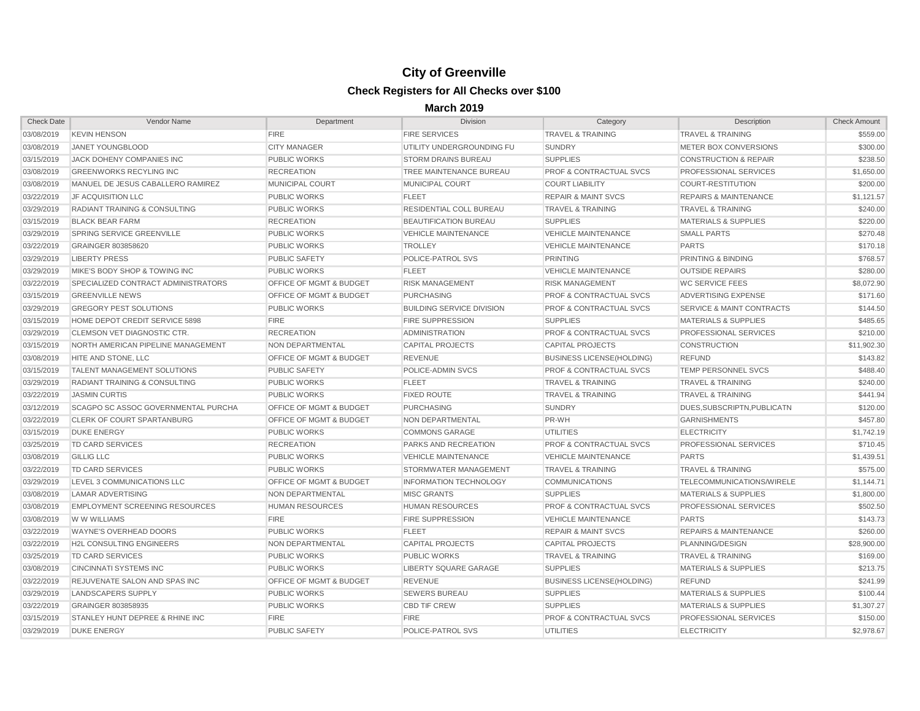# City of Greenville

## Check Registers for All Checks over $100

### March 2019

| Check Date | Vendor Name | Department | Division | Category | Description | Check Amount |
|---|---|---|---|---|---|---|
| 03/08/2019 | KEVIN HENSON | FIRE | FIRE SERVICES | TRAVEL & TRAINING | TRAVEL & TRAINING | $559.00 |
| 03/08/2019 | JANET YOUNGBLOOD | CITY MANAGER | UTILITY UNDERGROUNDING FU | SUNDRY | METER BOX CONVERSIONS | $300.00 |
| 03/15/2019 | JACK DOHENY COMPANIES INC | PUBLIC WORKS | STORM DRAINS BUREAU | SUPPLIES | CONSTRUCTION & REPAIR | $238.50 |
| 03/08/2019 | GREENWORKS RECYLING INC | RECREATION | TREE MAINTENANCE BUREAU | PROF & CONTRACTUAL SVCS | PROFESSIONAL SERVICES | $1,650.00 |
| 03/08/2019 | MANUEL DE JESUS CABALLERO RAMIREZ | MUNICIPAL COURT | MUNICIPAL COURT | COURT LIABILITY | COURT-RESTITUTION | $200.00 |
| 03/22/2019 | JF ACQUISITION LLC | PUBLIC WORKS | FLEET | REPAIR & MAINT SVCS | REPAIRS & MAINTENANCE | $1,121.57 |
| 03/29/2019 | RADIANT TRAINING & CONSULTING | PUBLIC WORKS | RESIDENTIAL COLL BUREAU | TRAVEL & TRAINING | TRAVEL & TRAINING | $240.00 |
| 03/15/2019 | BLACK BEAR FARM | RECREATION | BEAUTIFICATION BUREAU | SUPPLIES | MATERIALS & SUPPLIES | $220.00 |
| 03/29/2019 | SPRING SERVICE GREENVILLE | PUBLIC WORKS | VEHICLE MAINTENANCE | VEHICLE MAINTENANCE | SMALL PARTS | $270.48 |
| 03/22/2019 | GRAINGER 803858620 | PUBLIC WORKS | TROLLEY | VEHICLE MAINTENANCE | PARTS | $170.18 |
| 03/29/2019 | LIBERTY PRESS | PUBLIC SAFETY | POLICE-PATROL SVS | PRINTING | PRINTING & BINDING | $768.57 |
| 03/29/2019 | MIKE'S BODY SHOP & TOWING INC | PUBLIC WORKS | FLEET | VEHICLE MAINTENANCE | OUTSIDE REPAIRS | $280.00 |
| 03/22/2019 | SPECIALIZED CONTRACT ADMINISTRATORS | OFFICE OF MGMT & BUDGET | RISK MANAGEMENT | RISK MANAGEMENT | WC SERVICE FEES | $8,072.90 |
| 03/15/2019 | GREENVILLE NEWS | OFFICE OF MGMT & BUDGET | PURCHASING | PROF & CONTRACTUAL SVCS | ADVERTISING EXPENSE | $171.60 |
| 03/29/2019 | GREGORY PEST SOLUTIONS | PUBLIC WORKS | BUILDING SERVICE DIVISION | PROF & CONTRACTUAL SVCS | SERVICE & MAINT CONTRACTS | $144.50 |
| 03/15/2019 | HOME DEPOT CREDIT SERVICE 5898 | FIRE | FIRE SUPPRESSION | SUPPLIES | MATERIALS & SUPPLIES | $485.65 |
| 03/29/2019 | CLEMSON VET DIAGNOSTIC CTR. | RECREATION | ADMINISTRATION | PROF & CONTRACTUAL SVCS | PROFESSIONAL SERVICES | $210.00 |
| 03/15/2019 | NORTH AMERICAN PIPELINE MANAGEMENT | NON DEPARTMENTAL | CAPITAL PROJECTS | CAPITAL PROJECTS | CONSTRUCTION | $11,902.30 |
| 03/08/2019 | HITE AND STONE, LLC | OFFICE OF MGMT & BUDGET | REVENUE | BUSINESS LICENSE(HOLDING) | REFUND | $143.82 |
| 03/15/2019 | TALENT MANAGEMENT SOLUTIONS | PUBLIC SAFETY | POLICE-ADMIN SVCS | PROF & CONTRACTUAL SVCS | TEMP PERSONNEL SVCS | $488.40 |
| 03/29/2019 | RADIANT TRAINING & CONSULTING | PUBLIC WORKS | FLEET | TRAVEL & TRAINING | TRAVEL & TRAINING | $240.00 |
| 03/22/2019 | JASMIN CURTIS | PUBLIC WORKS | FIXED ROUTE | TRAVEL & TRAINING | TRAVEL & TRAINING | $441.94 |
| 03/12/2019 | SCAGPO SC ASSOC GOVERNMENTAL PURCHA | OFFICE OF MGMT & BUDGET | PURCHASING | SUNDRY | DUES,SUBSCRIPTN,PUBLICATN | $120.00 |
| 03/22/2019 | CLERK OF COURT SPARTANBURG | OFFICE OF MGMT & BUDGET | NON DEPARTMENTAL | PR-WH | GARNISHMENTS | $457.80 |
| 03/15/2019 | DUKE ENERGY | PUBLIC WORKS | COMMONS GARAGE | UTILITIES | ELECTRICITY | $1,742.19 |
| 03/25/2019 | TD CARD SERVICES | RECREATION | PARKS AND RECREATION | PROF & CONTRACTUAL SVCS | PROFESSIONAL SERVICES | $710.45 |
| 03/08/2019 | GILLIG LLC | PUBLIC WORKS | VEHICLE MAINTENANCE | VEHICLE MAINTENANCE | PARTS | $1,439.51 |
| 03/22/2019 | TD CARD SERVICES | PUBLIC WORKS | STORMWATER MANAGEMENT | TRAVEL & TRAINING | TRAVEL & TRAINING | $575.00 |
| 03/29/2019 | LEVEL 3 COMMUNICATIONS LLC | OFFICE OF MGMT & BUDGET | INFORMATION TECHNOLOGY | COMMUNICATIONS | TELECOMMUNICATIONS/WIRELE | $1,144.71 |
| 03/08/2019 | LAMAR ADVERTISING | NON DEPARTMENTAL | MISC GRANTS | SUPPLIES | MATERIALS & SUPPLIES | $1,800.00 |
| 03/08/2019 | EMPLOYMENT SCREENING RESOURCES | HUMAN RESOURCES | HUMAN RESOURCES | PROF & CONTRACTUAL SVCS | PROFESSIONAL SERVICES | $502.50 |
| 03/08/2019 | W W WILLIAMS | FIRE | FIRE SUPPRESSION | VEHICLE MAINTENANCE | PARTS | $143.73 |
| 03/22/2019 | WAYNE'S OVERHEAD DOORS | PUBLIC WORKS | FLEET | REPAIR & MAINT SVCS | REPAIRS & MAINTENANCE | $260.00 |
| 03/22/2019 | H2L CONSULTING ENGINEERS | NON DEPARTMENTAL | CAPITAL PROJECTS | CAPITAL PROJECTS | PLANNING/DESIGN | $28,900.00 |
| 03/25/2019 | TD CARD SERVICES | PUBLIC WORKS | PUBLIC WORKS | TRAVEL & TRAINING | TRAVEL & TRAINING | $169.00 |
| 03/08/2019 | CINCINNATI SYSTEMS INC | PUBLIC WORKS | LIBERTY SQUARE GARAGE | SUPPLIES | MATERIALS & SUPPLIES | $213.75 |
| 03/22/2019 | REJUVENATE SALON AND SPAS INC | OFFICE OF MGMT & BUDGET | REVENUE | BUSINESS LICENSE(HOLDING) | REFUND | $241.99 |
| 03/29/2019 | LANDSCAPERS SUPPLY | PUBLIC WORKS | SEWERS BUREAU | SUPPLIES | MATERIALS & SUPPLIES | $100.44 |
| 03/22/2019 | GRAINGER 803858935 | PUBLIC WORKS | CBD TIF CREW | SUPPLIES | MATERIALS & SUPPLIES | $1,307.27 |
| 03/15/2019 | STANLEY HUNT DEPREE & RHINE INC | FIRE | FIRE | PROF & CONTRACTUAL SVCS | PROFESSIONAL SERVICES | $150.00 |
| 03/29/2019 | DUKE ENERGY | PUBLIC SAFETY | POLICE-PATROL SVS | UTILITIES | ELECTRICITY | $2,978.67 |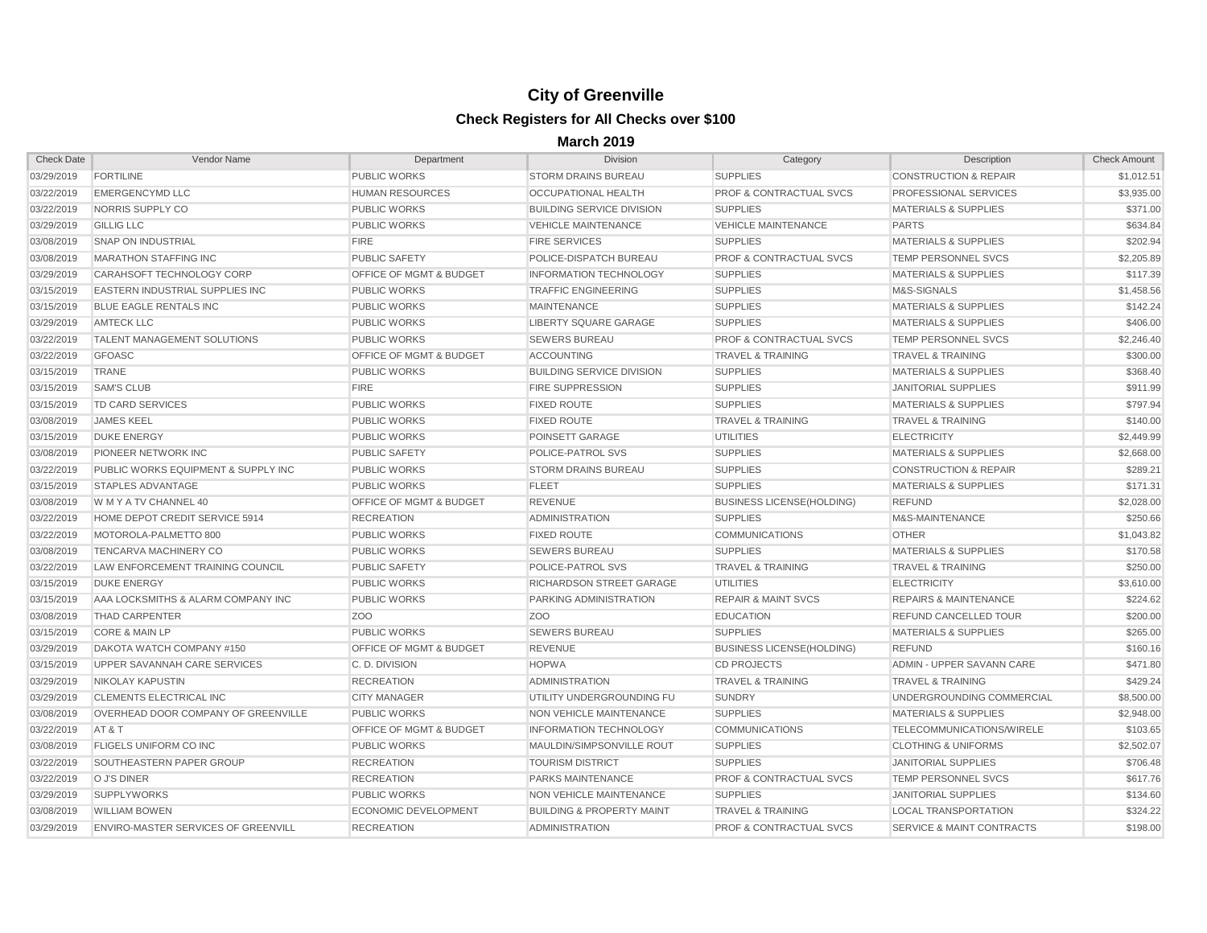# City of Greenville

## Check Registers for All Checks over $100

### March 2019

| Check Date | Vendor Name | Department | Division | Category | Description | Check Amount |
|---|---|---|---|---|---|---|
| 03/29/2019 | FORTILINE | PUBLIC WORKS | STORM DRAINS BUREAU | SUPPLIES | CONSTRUCTION & REPAIR | $1,012.51 |
| 03/22/2019 | EMERGENCYMD LLC | HUMAN RESOURCES | OCCUPATIONAL HEALTH | PROF & CONTRACTUAL SVCS | PROFESSIONAL SERVICES | $3,935.00 |
| 03/22/2019 | NORRIS SUPPLY CO | PUBLIC WORKS | BUILDING SERVICE DIVISION | SUPPLIES | MATERIALS & SUPPLIES | $371.00 |
| 03/29/2019 | GILLIG LLC | PUBLIC WORKS | VEHICLE MAINTENANCE | VEHICLE MAINTENANCE | PARTS | $634.84 |
| 03/08/2019 | SNAP ON INDUSTRIAL | FIRE | FIRE SERVICES | SUPPLIES | MATERIALS & SUPPLIES | $202.94 |
| 03/08/2019 | MARATHON STAFFING INC | PUBLIC SAFETY | POLICE-DISPATCH BUREAU | PROF & CONTRACTUAL SVCS | TEMP PERSONNEL SVCS | $2,205.89 |
| 03/29/2019 | CARAHSOFT TECHNOLOGY CORP | OFFICE OF MGMT & BUDGET | INFORMATION TECHNOLOGY | SUPPLIES | MATERIALS & SUPPLIES | $117.39 |
| 03/15/2019 | EASTERN INDUSTRIAL SUPPLIES INC | PUBLIC WORKS | TRAFFIC ENGINEERING | SUPPLIES | M&S-SIGNALS | $1,458.56 |
| 03/15/2019 | BLUE EAGLE RENTALS INC | PUBLIC WORKS | MAINTENANCE | SUPPLIES | MATERIALS & SUPPLIES | $142.24 |
| 03/29/2019 | AMTECK LLC | PUBLIC WORKS | LIBERTY SQUARE GARAGE | SUPPLIES | MATERIALS & SUPPLIES | $406.00 |
| 03/22/2019 | TALENT MANAGEMENT SOLUTIONS | PUBLIC WORKS | SEWERS BUREAU | PROF & CONTRACTUAL SVCS | TEMP PERSONNEL SVCS | $2,246.40 |
| 03/22/2019 | GFOASC | OFFICE OF MGMT & BUDGET | ACCOUNTING | TRAVEL & TRAINING | TRAVEL & TRAINING | $300.00 |
| 03/15/2019 | TRANE | PUBLIC WORKS | BUILDING SERVICE DIVISION | SUPPLIES | MATERIALS & SUPPLIES | $368.40 |
| 03/15/2019 | SAM'S CLUB | FIRE | FIRE SUPPRESSION | SUPPLIES | JANITORIAL SUPPLIES | $911.99 |
| 03/15/2019 | TD CARD SERVICES | PUBLIC WORKS | FIXED ROUTE | SUPPLIES | MATERIALS & SUPPLIES | $797.94 |
| 03/08/2019 | JAMES KEEL | PUBLIC WORKS | FIXED ROUTE | TRAVEL & TRAINING | TRAVEL & TRAINING | $140.00 |
| 03/15/2019 | DUKE ENERGY | PUBLIC WORKS | POINSETT GARAGE | UTILITIES | ELECTRICITY | $2,449.99 |
| 03/08/2019 | PIONEER NETWORK INC | PUBLIC SAFETY | POLICE-PATROL SVS | SUPPLIES | MATERIALS & SUPPLIES | $2,668.00 |
| 03/22/2019 | PUBLIC WORKS EQUIPMENT & SUPPLY INC | PUBLIC WORKS | STORM DRAINS BUREAU | SUPPLIES | CONSTRUCTION & REPAIR | $289.21 |
| 03/15/2019 | STAPLES ADVANTAGE | PUBLIC WORKS | FLEET | SUPPLIES | MATERIALS & SUPPLIES | $171.31 |
| 03/08/2019 | W M Y A TV CHANNEL 40 | OFFICE OF MGMT & BUDGET | REVENUE | BUSINESS LICENSE(HOLDING) | REFUND | $2,028.00 |
| 03/22/2019 | HOME DEPOT CREDIT SERVICE 5914 | RECREATION | ADMINISTRATION | SUPPLIES | M&S-MAINTENANCE | $250.66 |
| 03/22/2019 | MOTOROLA-PALMETTO 800 | PUBLIC WORKS | FIXED ROUTE | COMMUNICATIONS | OTHER | $1,043.82 |
| 03/08/2019 | TENCARVA MACHINERY CO | PUBLIC WORKS | SEWERS BUREAU | SUPPLIES | MATERIALS & SUPPLIES | $170.58 |
| 03/22/2019 | LAW ENFORCEMENT TRAINING COUNCIL | PUBLIC SAFETY | POLICE-PATROL SVS | TRAVEL & TRAINING | TRAVEL & TRAINING | $250.00 |
| 03/15/2019 | DUKE ENERGY | PUBLIC WORKS | RICHARDSON STREET GARAGE | UTILITIES | ELECTRICITY | $3,610.00 |
| 03/15/2019 | AAA LOCKSMITHS & ALARM COMPANY INC | PUBLIC WORKS | PARKING ADMINISTRATION | REPAIR & MAINT SVCS | REPAIRS & MAINTENANCE | $224.62 |
| 03/08/2019 | THAD CARPENTER | ZOO | ZOO | EDUCATION | REFUND CANCELLED TOUR | $200.00 |
| 03/15/2019 | CORE & MAIN LP | PUBLIC WORKS | SEWERS BUREAU | SUPPLIES | MATERIALS & SUPPLIES | $265.00 |
| 03/29/2019 | DAKOTA WATCH COMPANY #150 | OFFICE OF MGMT & BUDGET | REVENUE | BUSINESS LICENSE(HOLDING) | REFUND | $160.16 |
| 03/15/2019 | UPPER SAVANNAH CARE SERVICES | C. D. DIVISION | HOPWA | CD PROJECTS | ADMIN - UPPER SAVANN CARE | $471.80 |
| 03/29/2019 | NIKOLAY KAPUSTIN | RECREATION | ADMINISTRATION | TRAVEL & TRAINING | TRAVEL & TRAINING | $429.24 |
| 03/29/2019 | CLEMENTS ELECTRICAL INC | CITY MANAGER | UTILITY UNDERGROUNDING FU | SUNDRY | UNDERGROUNDING COMMERCIAL | $8,500.00 |
| 03/08/2019 | OVERHEAD DOOR COMPANY OF GREENVILLE | PUBLIC WORKS | NON VEHICLE MAINTENANCE | SUPPLIES | MATERIALS & SUPPLIES | $2,948.00 |
| 03/22/2019 | AT & T | OFFICE OF MGMT & BUDGET | INFORMATION TECHNOLOGY | COMMUNICATIONS | TELECOMMUNICATIONS/WIRELE | $103.65 |
| 03/08/2019 | FLIGELS UNIFORM CO INC | PUBLIC WORKS | MAULDIN/SIMPSONVILLE ROUT | SUPPLIES | CLOTHING & UNIFORMS | $2,502.07 |
| 03/22/2019 | SOUTHEASTERN PAPER GROUP | RECREATION | TOURISM DISTRICT | SUPPLIES | JANITORIAL SUPPLIES | $706.48 |
| 03/22/2019 | O J'S DINER | RECREATION | PARKS MAINTENANCE | PROF & CONTRACTUAL SVCS | TEMP PERSONNEL SVCS | $617.76 |
| 03/29/2019 | SUPPLYWORKS | PUBLIC WORKS | NON VEHICLE MAINTENANCE | SUPPLIES | JANITORIAL SUPPLIES | $134.60 |
| 03/08/2019 | WILLIAM BOWEN | ECONOMIC DEVELOPMENT | BUILDING & PROPERTY MAINT | TRAVEL & TRAINING | LOCAL TRANSPORTATION | $324.22 |
| 03/29/2019 | ENVIRO-MASTER SERVICES OF GREENVILL | RECREATION | ADMINISTRATION | PROF & CONTRACTUAL SVCS | SERVICE & MAINT CONTRACTS | $198.00 |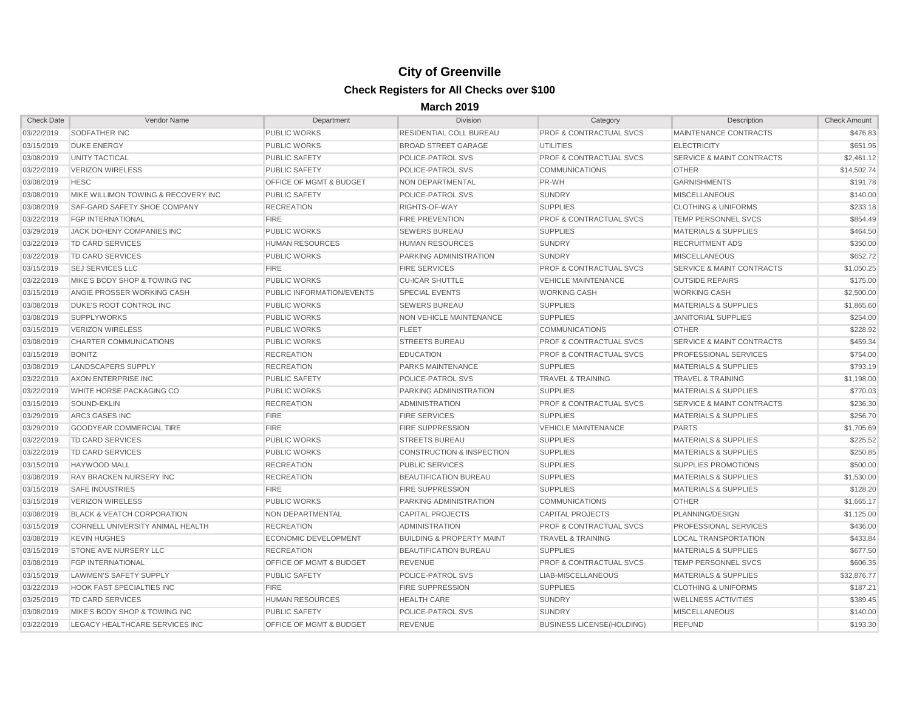# City of Greenville

## Check Registers for All Checks over $100

### March 2019

| Check Date | Vendor Name | Department | Division | Category | Description | Check Amount |
|---|---|---|---|---|---|---|
| 03/22/2019 | SODFATHER INC | PUBLIC WORKS | RESIDENTIAL COLL BUREAU | PROF & CONTRACTUAL SVCS | MAINTENANCE CONTRACTS | $476.83 |
| 03/15/2019 | DUKE ENERGY | PUBLIC WORKS | BROAD STREET GARAGE | UTILITIES | ELECTRICITY | $651.95 |
| 03/08/2019 | UNITY TACTICAL | PUBLIC SAFETY | POLICE-PATROL SVS | PROF & CONTRACTUAL SVCS | SERVICE & MAINT CONTRACTS | $2,461.12 |
| 03/22/2019 | VERIZON WIRELESS | PUBLIC SAFETY | POLICE-PATROL SVS | COMMUNICATIONS | OTHER | $14,502.74 |
| 03/08/2019 | HESC | OFFICE OF MGMT & BUDGET | NON DEPARTMENTAL | PR-WH | GARNISHMENTS | $191.78 |
| 03/08/2019 | MIKE WILLIMON TOWING & RECOVERY INC | PUBLIC SAFETY | POLICE-PATROL SVS | SUNDRY | MISCELLANEOUS | $140.00 |
| 03/08/2019 | SAF-GARD SAFETY SHOE COMPANY | RECREATION | RIGHTS-OF-WAY | SUPPLIES | CLOTHING & UNIFORMS | $233.18 |
| 03/22/2019 | FGP INTERNATIONAL | FIRE | FIRE PREVENTION | PROF & CONTRACTUAL SVCS | TEMP PERSONNEL SVCS | $854.49 |
| 03/29/2019 | JACK DOHENY COMPANIES INC | PUBLIC WORKS | SEWERS BUREAU | SUPPLIES | MATERIALS & SUPPLIES | $464.50 |
| 03/22/2019 | TD CARD SERVICES | HUMAN RESOURCES | HUMAN RESOURCES | SUNDRY | RECRUITMENT ADS | $350.00 |
| 03/22/2019 | TD CARD SERVICES | PUBLIC WORKS | PARKING ADMINISTRATION | SUNDRY | MISCELLANEOUS | $652.72 |
| 03/15/2019 | SEJ SERVICES LLC | FIRE | FIRE SERVICES | PROF & CONTRACTUAL SVCS | SERVICE & MAINT CONTRACTS | $1,050.25 |
| 03/22/2019 | MIKE'S BODY SHOP & TOWING INC | PUBLIC WORKS | CU-ICAR SHUTTLE | VEHICLE MAINTENANCE | OUTSIDE REPAIRS | $175.00 |
| 03/15/2019 | ANGIE PROSSER WORKING CASH | PUBLIC INFORMATION/EVENTS | SPECIAL EVENTS | WORKING CASH | WORKING CASH | $2,500.00 |
| 03/08/2019 | DUKE'S ROOT CONTROL INC | PUBLIC WORKS | SEWERS BUREAU | SUPPLIES | MATERIALS & SUPPLIES | $1,865.60 |
| 03/08/2019 | SUPPLYWORKS | PUBLIC WORKS | NON VEHICLE MAINTENANCE | SUPPLIES | JANITORIAL SUPPLIES | $254.00 |
| 03/15/2019 | VERIZON WIRELESS | PUBLIC WORKS | FLEET | COMMUNICATIONS | OTHER | $228.92 |
| 03/08/2019 | CHARTER COMMUNICATIONS | PUBLIC WORKS | STREETS BUREAU | PROF & CONTRACTUAL SVCS | SERVICE & MAINT CONTRACTS | $459.34 |
| 03/15/2019 | BONITZ | RECREATION | EDUCATION | PROF & CONTRACTUAL SVCS | PROFESSIONAL SERVICES | $754.00 |
| 03/08/2019 | LANDSCAPERS SUPPLY | RECREATION | PARKS MAINTENANCE | SUPPLIES | MATERIALS & SUPPLIES | $793.19 |
| 03/22/2019 | AXON ENTERPRISE INC | PUBLIC SAFETY | POLICE-PATROL SVS | TRAVEL & TRAINING | TRAVEL & TRAINING | $1,198.00 |
| 03/22/2019 | WHITE HORSE PACKAGING CO | PUBLIC WORKS | PARKING ADMINISTRATION | SUPPLIES | MATERIALS & SUPPLIES | $770.03 |
| 03/15/2019 | SOUND-EKLIN | RECREATION | ADMINISTRATION | PROF & CONTRACTUAL SVCS | SERVICE & MAINT CONTRACTS | $236.30 |
| 03/29/2019 | ARC3 GASES INC | FIRE | FIRE SERVICES | SUPPLIES | MATERIALS & SUPPLIES | $256.70 |
| 03/29/2019 | GOODYEAR COMMERCIAL TIRE | FIRE | FIRE SUPPRESSION | VEHICLE MAINTENANCE | PARTS | $1,705.69 |
| 03/22/2019 | TD CARD SERVICES | PUBLIC WORKS | STREETS BUREAU | SUPPLIES | MATERIALS & SUPPLIES | $225.52 |
| 03/22/2019 | TD CARD SERVICES | PUBLIC WORKS | CONSTRUCTION & INSPECTION | SUPPLIES | MATERIALS & SUPPLIES | $250.85 |
| 03/15/2019 | HAYWOOD MALL | RECREATION | PUBLIC SERVICES | SUPPLIES | SUPPLIES PROMOTIONS | $500.00 |
| 03/08/2019 | RAY BRACKEN NURSERY INC | RECREATION | BEAUTIFICATION BUREAU | SUPPLIES | MATERIALS & SUPPLIES | $1,530.00 |
| 03/15/2019 | SAFE INDUSTRIES | FIRE | FIRE SUPPRESSION | SUPPLIES | MATERIALS & SUPPLIES | $128.20 |
| 03/15/2019 | VERIZON WIRELESS | PUBLIC WORKS | PARKING ADMINISTRATION | COMMUNICATIONS | OTHER | $1,665.17 |
| 03/08/2019 | BLACK & VEATCH CORPORATION | NON DEPARTMENTAL | CAPITAL PROJECTS | CAPITAL PROJECTS | PLANNING/DESIGN | $1,125.00 |
| 03/15/2019 | CORNELL UNIVERSITY ANIMAL HEALTH | RECREATION | ADMINISTRATION | PROF & CONTRACTUAL SVCS | PROFESSIONAL SERVICES | $436.00 |
| 03/08/2019 | KEVIN HUGHES | ECONOMIC DEVELOPMENT | BUILDING & PROPERTY MAINT | TRAVEL & TRAINING | LOCAL TRANSPORTATION | $433.84 |
| 03/15/2019 | STONE AVE NURSERY LLC | RECREATION | BEAUTIFICATION BUREAU | SUPPLIES | MATERIALS & SUPPLIES | $677.50 |
| 03/08/2019 | FGP INTERNATIONAL | OFFICE OF MGMT & BUDGET | REVENUE | PROF & CONTRACTUAL SVCS | TEMP PERSONNEL SVCS | $606.35 |
| 03/15/2019 | LAWMEN'S SAFETY SUPPLY | PUBLIC SAFETY | POLICE-PATROL SVS | LIAB-MISCELLANEOUS | MATERIALS & SUPPLIES | $32,876.77 |
| 03/22/2019 | HOOK FAST SPECIALTIES INC | FIRE | FIRE SUPPRESSION | SUPPLIES | CLOTHING & UNIFORMS | $187.21 |
| 03/25/2019 | TD CARD SERVICES | HUMAN RESOURCES | HEALTH CARE | SUNDRY | WELLNESS ACTIVITIES | $389.45 |
| 03/08/2019 | MIKE'S BODY SHOP & TOWING INC | PUBLIC SAFETY | POLICE-PATROL SVS | SUNDRY | MISCELLANEOUS | $140.00 |
| 03/22/2019 | LEGACY HEALTHCARE SERVICES INC | OFFICE OF MGMT & BUDGET | REVENUE | BUSINESS LICENSE(HOLDING) | REFUND | $193.30 |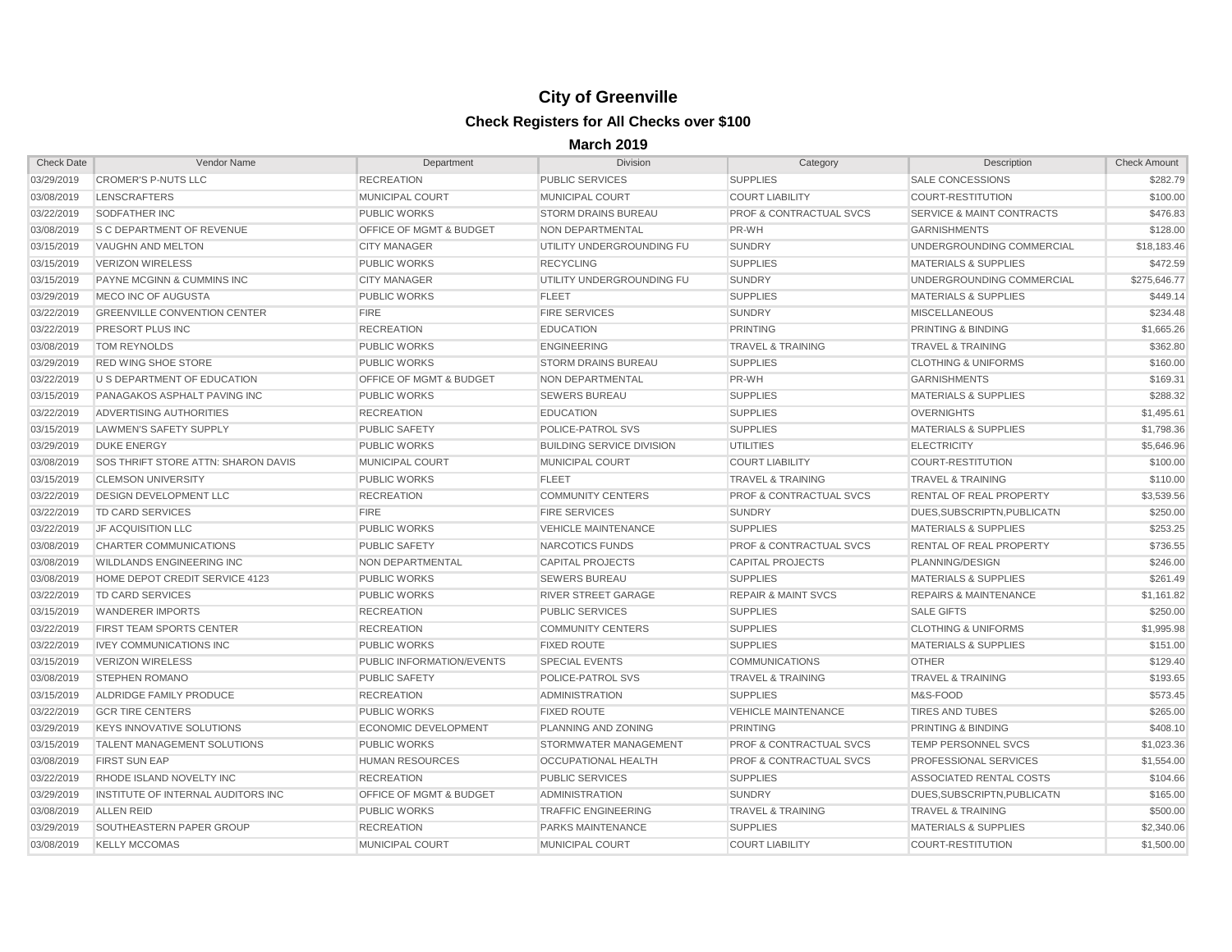# City of Greenville

## Check Registers for All Checks over $100

### March 2019

| Check Date | Vendor Name | Department | Division | Category | Description | Check Amount |
|---|---|---|---|---|---|---|
| 03/29/2019 | CROMER'S P-NUTS LLC | RECREATION | PUBLIC SERVICES | SUPPLIES | SALE CONCESSIONS | $282.79 |
| 03/08/2019 | LENSCRAFTERS | MUNICIPAL COURT | MUNICIPAL COURT | COURT LIABILITY | COURT-RESTITUTION | $100.00 |
| 03/22/2019 | SODFATHER INC | PUBLIC WORKS | STORM DRAINS BUREAU | PROF & CONTRACTUAL SVCS | SERVICE & MAINT CONTRACTS | $476.83 |
| 03/08/2019 | S C DEPARTMENT OF REVENUE | OFFICE OF MGMT & BUDGET | NON DEPARTMENTAL | PR-WH | GARNISHMENTS | $128.00 |
| 03/15/2019 | VAUGHN AND MELTON | CITY MANAGER | UTILITY UNDERGROUNDING FU | SUNDRY | UNDERGROUNDING COMMERCIAL | $18,183.46 |
| 03/15/2019 | VERIZON WIRELESS | PUBLIC WORKS | RECYCLING | SUPPLIES | MATERIALS & SUPPLIES | $472.59 |
| 03/15/2019 | PAYNE MCGINN & CUMMINS INC | CITY MANAGER | UTILITY UNDERGROUNDING FU | SUNDRY | UNDERGROUNDING COMMERCIAL | $275,646.77 |
| 03/29/2019 | MECO INC OF AUGUSTA | PUBLIC WORKS | FLEET | SUPPLIES | MATERIALS & SUPPLIES | $449.14 |
| 03/22/2019 | GREENVILLE CONVENTION CENTER | FIRE | FIRE SERVICES | SUNDRY | MISCELLANEOUS | $234.48 |
| 03/22/2019 | PRESORT PLUS INC | RECREATION | EDUCATION | PRINTING | PRINTING & BINDING | $1,665.26 |
| 03/08/2019 | TOM REYNOLDS | PUBLIC WORKS | ENGINEERING | TRAVEL & TRAINING | TRAVEL & TRAINING | $362.80 |
| 03/29/2019 | RED WING SHOE STORE | PUBLIC WORKS | STORM DRAINS BUREAU | SUPPLIES | CLOTHING & UNIFORMS | $160.00 |
| 03/22/2019 | U S DEPARTMENT OF EDUCATION | OFFICE OF MGMT & BUDGET | NON DEPARTMENTAL | PR-WH | GARNISHMENTS | $169.31 |
| 03/15/2019 | PANAGAKOS ASPHALT PAVING INC | PUBLIC WORKS | SEWERS BUREAU | SUPPLIES | MATERIALS & SUPPLIES | $288.32 |
| 03/22/2019 | ADVERTISING AUTHORITIES | RECREATION | EDUCATION | SUPPLIES | OVERNIGHTS | $1,495.61 |
| 03/15/2019 | LAWMEN'S SAFETY SUPPLY | PUBLIC SAFETY | POLICE-PATROL SVS | SUPPLIES | MATERIALS & SUPPLIES | $1,798.36 |
| 03/29/2019 | DUKE ENERGY | PUBLIC WORKS | BUILDING SERVICE DIVISION | UTILITIES | ELECTRICITY | $5,646.96 |
| 03/08/2019 | SOS THRIFT STORE ATTN: SHARON DAVIS | MUNICIPAL COURT | MUNICIPAL COURT | COURT LIABILITY | COURT-RESTITUTION | $100.00 |
| 03/15/2019 | CLEMSON UNIVERSITY | PUBLIC WORKS | FLEET | TRAVEL & TRAINING | TRAVEL & TRAINING | $110.00 |
| 03/22/2019 | DESIGN DEVELOPMENT LLC | RECREATION | COMMUNITY CENTERS | PROF & CONTRACTUAL SVCS | RENTAL OF REAL PROPERTY | $3,539.56 |
| 03/22/2019 | TD CARD SERVICES | FIRE | FIRE SERVICES | SUNDRY | DUES,SUBSCRIPTN,PUBLICATN | $250.00 |
| 03/22/2019 | JF ACQUISITION LLC | PUBLIC WORKS | VEHICLE MAINTENANCE | SUPPLIES | MATERIALS & SUPPLIES | $253.25 |
| 03/08/2019 | CHARTER COMMUNICATIONS | PUBLIC SAFETY | NARCOTICS FUNDS | PROF & CONTRACTUAL SVCS | RENTAL OF REAL PROPERTY | $736.55 |
| 03/08/2019 | WILDLANDS ENGINEERING INC | NON DEPARTMENTAL | CAPITAL PROJECTS | CAPITAL PROJECTS | PLANNING/DESIGN | $246.00 |
| 03/08/2019 | HOME DEPOT CREDIT SERVICE 4123 | PUBLIC WORKS | SEWERS BUREAU | SUPPLIES | MATERIALS & SUPPLIES | $261.49 |
| 03/22/2019 | TD CARD SERVICES | PUBLIC WORKS | RIVER STREET GARAGE | REPAIR & MAINT SVCS | REPAIRS & MAINTENANCE | $1,161.82 |
| 03/15/2019 | WANDERER IMPORTS | RECREATION | PUBLIC SERVICES | SUPPLIES | SALE GIFTS | $250.00 |
| 03/22/2019 | FIRST TEAM SPORTS CENTER | RECREATION | COMMUNITY CENTERS | SUPPLIES | CLOTHING & UNIFORMS | $1,995.98 |
| 03/22/2019 | IVEY COMMUNICATIONS INC | PUBLIC WORKS | FIXED ROUTE | SUPPLIES | MATERIALS & SUPPLIES | $151.00 |
| 03/15/2019 | VERIZON WIRELESS | PUBLIC INFORMATION/EVENTS | SPECIAL EVENTS | COMMUNICATIONS | OTHER | $129.40 |
| 03/08/2019 | STEPHEN ROMANO | PUBLIC SAFETY | POLICE-PATROL SVS | TRAVEL & TRAINING | TRAVEL & TRAINING | $193.65 |
| 03/15/2019 | ALDRIDGE FAMILY PRODUCE | RECREATION | ADMINISTRATION | SUPPLIES | M&S-FOOD | $573.45 |
| 03/22/2019 | GCR TIRE CENTERS | PUBLIC WORKS | FIXED ROUTE | VEHICLE MAINTENANCE | TIRES AND TUBES | $265.00 |
| 03/29/2019 | KEYS INNOVATIVE SOLUTIONS | ECONOMIC DEVELOPMENT | PLANNING AND ZONING | PRINTING | PRINTING & BINDING | $408.10 |
| 03/15/2019 | TALENT MANAGEMENT SOLUTIONS | PUBLIC WORKS | STORMWATER MANAGEMENT | PROF & CONTRACTUAL SVCS | TEMP PERSONNEL SVCS | $1,023.36 |
| 03/08/2019 | FIRST SUN EAP | HUMAN RESOURCES | OCCUPATIONAL HEALTH | PROF & CONTRACTUAL SVCS | PROFESSIONAL SERVICES | $1,554.00 |
| 03/22/2019 | RHODE ISLAND NOVELTY INC | RECREATION | PUBLIC SERVICES | SUPPLIES | ASSOCIATED RENTAL COSTS | $104.66 |
| 03/29/2019 | INSTITUTE OF INTERNAL AUDITORS INC | OFFICE OF MGMT & BUDGET | ADMINISTRATION | SUNDRY | DUES,SUBSCRIPTN,PUBLICATN | $165.00 |
| 03/08/2019 | ALLEN REID | PUBLIC WORKS | TRAFFIC ENGINEERING | TRAVEL & TRAINING | TRAVEL & TRAINING | $500.00 |
| 03/29/2019 | SOUTHEASTERN PAPER GROUP | RECREATION | PARKS MAINTENANCE | SUPPLIES | MATERIALS & SUPPLIES | $2,340.06 |
| 03/08/2019 | KELLY MCCOMAS | MUNICIPAL COURT | MUNICIPAL COURT | COURT LIABILITY | COURT-RESTITUTION | $1,500.00 |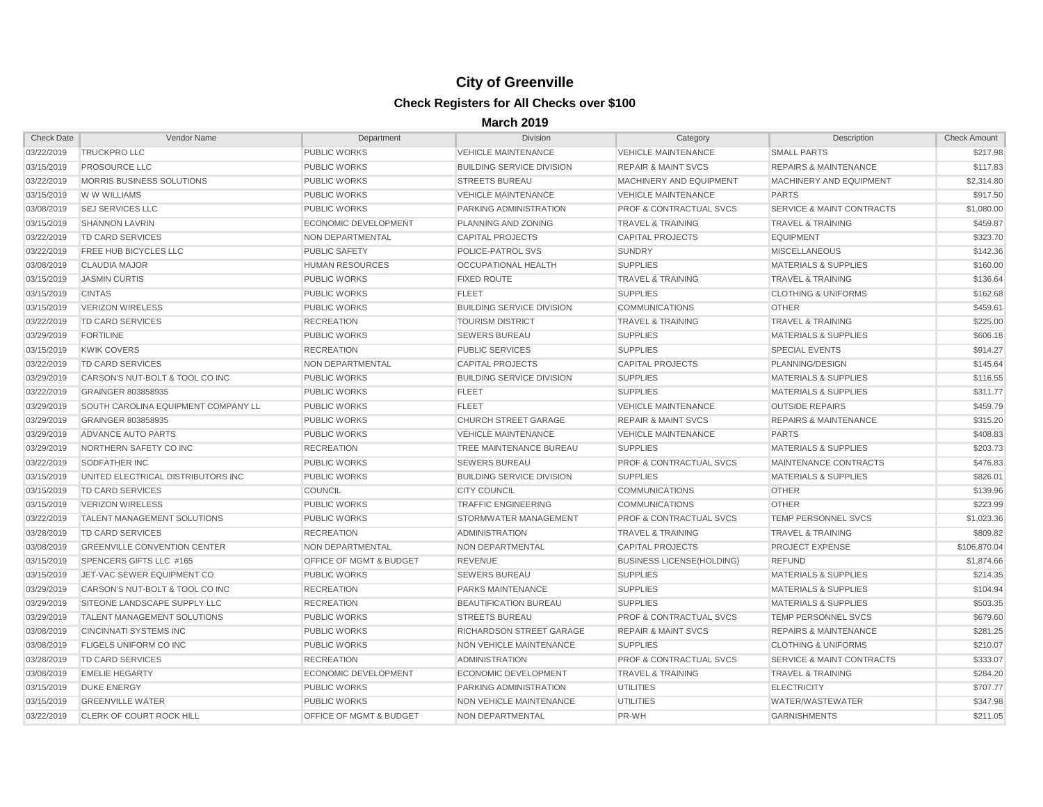# City of Greenville

## Check Registers for All Checks over $100

### March 2019

| Check Date | Vendor Name | Department | Division | Category | Description | Check Amount |
|---|---|---|---|---|---|---|
| 03/22/2019 | TRUCKPRO LLC | PUBLIC WORKS | VEHICLE MAINTENANCE | VEHICLE MAINTENANCE | SMALL PARTS | $217.98 |
| 03/15/2019 | PROSOURCE LLC | PUBLIC WORKS | BUILDING SERVICE DIVISION | REPAIR & MAINT SVCS | REPAIRS & MAINTENANCE | $117.83 |
| 03/22/2019 | MORRIS BUSINESS SOLUTIONS | PUBLIC WORKS | STREETS BUREAU | MACHINERY AND EQUIPMENT | MACHINERY AND EQUIPMENT | $2,314.80 |
| 03/15/2019 | W W WILLIAMS | PUBLIC WORKS | VEHICLE MAINTENANCE | VEHICLE MAINTENANCE | PARTS | $917.50 |
| 03/08/2019 | SEJ SERVICES LLC | PUBLIC WORKS | PARKING ADMINISTRATION | PROF & CONTRACTUAL SVCS | SERVICE & MAINT CONTRACTS | $1,080.00 |
| 03/15/2019 | SHANNON LAVRIN | ECONOMIC DEVELOPMENT | PLANNING AND ZONING | TRAVEL & TRAINING | TRAVEL & TRAINING | $459.87 |
| 03/22/2019 | TD CARD SERVICES | NON DEPARTMENTAL | CAPITAL PROJECTS | CAPITAL PROJECTS | EQUIPMENT | $323.70 |
| 03/22/2019 | FREE HUB BICYCLES LLC | PUBLIC SAFETY | POLICE-PATROL SVS | SUNDRY | MISCELLANEOUS | $142.36 |
| 03/08/2019 | CLAUDIA MAJOR | HUMAN RESOURCES | OCCUPATIONAL HEALTH | SUPPLIES | MATERIALS & SUPPLIES | $160.00 |
| 03/15/2019 | JASMIN CURTIS | PUBLIC WORKS | FIXED ROUTE | TRAVEL & TRAINING | TRAVEL & TRAINING | $136.64 |
| 03/15/2019 | CINTAS | PUBLIC WORKS | FLEET | SUPPLIES | CLOTHING & UNIFORMS | $162.68 |
| 03/15/2019 | VERIZON WIRELESS | PUBLIC WORKS | BUILDING SERVICE DIVISION | COMMUNICATIONS | OTHER | $459.61 |
| 03/22/2019 | TD CARD SERVICES | RECREATION | TOURISM DISTRICT | TRAVEL & TRAINING | TRAVEL & TRAINING | $225.00 |
| 03/29/2019 | FORTILINE | PUBLIC WORKS | SEWERS BUREAU | SUPPLIES | MATERIALS & SUPPLIES | $606.18 |
| 03/15/2019 | KWIK COVERS | RECREATION | PUBLIC SERVICES | SUPPLIES | SPECIAL EVENTS | $914.27 |
| 03/22/2019 | TD CARD SERVICES | NON DEPARTMENTAL | CAPITAL PROJECTS | CAPITAL PROJECTS | PLANNING/DESIGN | $145.64 |
| 03/29/2019 | CARSON'S NUT-BOLT & TOOL CO INC | PUBLIC WORKS | BUILDING SERVICE DIVISION | SUPPLIES | MATERIALS & SUPPLIES | $116.55 |
| 03/22/2019 | GRAINGER 803858935 | PUBLIC WORKS | FLEET | SUPPLIES | MATERIALS & SUPPLIES | $311.77 |
| 03/29/2019 | SOUTH CAROLINA EQUIPMENT COMPANY LL | PUBLIC WORKS | FLEET | VEHICLE MAINTENANCE | OUTSIDE REPAIRS | $459.79 |
| 03/29/2019 | GRAINGER 803858935 | PUBLIC WORKS | CHURCH STREET GARAGE | REPAIR & MAINT SVCS | REPAIRS & MAINTENANCE | $315.20 |
| 03/29/2019 | ADVANCE AUTO PARTS | PUBLIC WORKS | VEHICLE MAINTENANCE | VEHICLE MAINTENANCE | PARTS | $408.83 |
| 03/29/2019 | NORTHERN SAFETY CO INC | RECREATION | TREE MAINTENANCE BUREAU | SUPPLIES | MATERIALS & SUPPLIES | $203.73 |
| 03/22/2019 | SODFATHER INC | PUBLIC WORKS | SEWERS BUREAU | PROF & CONTRACTUAL SVCS | MAINTENANCE CONTRACTS | $476.83 |
| 03/15/2019 | UNITED ELECTRICAL DISTRIBUTORS INC | PUBLIC WORKS | BUILDING SERVICE DIVISION | SUPPLIES | MATERIALS & SUPPLIES | $826.01 |
| 03/15/2019 | TD CARD SERVICES | COUNCIL | CITY COUNCIL | COMMUNICATIONS | OTHER | $139.96 |
| 03/15/2019 | VERIZON WIRELESS | PUBLIC WORKS | TRAFFIC ENGINEERING | COMMUNICATIONS | OTHER | $223.99 |
| 03/22/2019 | TALENT MANAGEMENT SOLUTIONS | PUBLIC WORKS | STORMWATER MANAGEMENT | PROF & CONTRACTUAL SVCS | TEMP PERSONNEL SVCS | $1,023.36 |
| 03/28/2019 | TD CARD SERVICES | RECREATION | ADMINISTRATION | TRAVEL & TRAINING | TRAVEL & TRAINING | $809.82 |
| 03/08/2019 | GREENVILLE CONVENTION CENTER | NON DEPARTMENTAL | NON DEPARTMENTAL | CAPITAL PROJECTS | PROJECT EXPENSE | $106,870.04 |
| 03/15/2019 | SPENCERS GIFTS LLC #165 | OFFICE OF MGMT & BUDGET | REVENUE | BUSINESS LICENSE(HOLDING) | REFUND | $1,874.66 |
| 03/15/2019 | JET-VAC SEWER EQUIPMENT CO | PUBLIC WORKS | SEWERS BUREAU | SUPPLIES | MATERIALS & SUPPLIES | $214.35 |
| 03/29/2019 | CARSON'S NUT-BOLT & TOOL CO INC | RECREATION | PARKS MAINTENANCE | SUPPLIES | MATERIALS & SUPPLIES | $104.94 |
| 03/29/2019 | SITEONE LANDSCAPE SUPPLY LLC | RECREATION | BEAUTIFICATION BUREAU | SUPPLIES | MATERIALS & SUPPLIES | $503.35 |
| 03/29/2019 | TALENT MANAGEMENT SOLUTIONS | PUBLIC WORKS | STREETS BUREAU | PROF & CONTRACTUAL SVCS | TEMP PERSONNEL SVCS | $679.60 |
| 03/08/2019 | CINCINNATI SYSTEMS INC | PUBLIC WORKS | RICHARDSON STREET GARAGE | REPAIR & MAINT SVCS | REPAIRS & MAINTENANCE | $281.25 |
| 03/08/2019 | FLIGELS UNIFORM CO INC | PUBLIC WORKS | NON VEHICLE MAINTENANCE | SUPPLIES | CLOTHING & UNIFORMS | $210.07 |
| 03/28/2019 | TD CARD SERVICES | RECREATION | ADMINISTRATION | PROF & CONTRACTUAL SVCS | SERVICE & MAINT CONTRACTS | $333.07 |
| 03/08/2019 | EMELIE HEGARTY | ECONOMIC DEVELOPMENT | ECONOMIC DEVELOPMENT | TRAVEL & TRAINING | TRAVEL & TRAINING | $284.20 |
| 03/15/2019 | DUKE ENERGY | PUBLIC WORKS | PARKING ADMINISTRATION | UTILITIES | ELECTRICITY | $707.77 |
| 03/15/2019 | GREENVILLE WATER | PUBLIC WORKS | NON VEHICLE MAINTENANCE | UTILITIES | WATER/WASTEWATER | $347.98 |
| 03/22/2019 | CLERK OF COURT ROCK HILL | OFFICE OF MGMT & BUDGET | NON DEPARTMENTAL | PR-WH | GARNISHMENTS | $211.05 |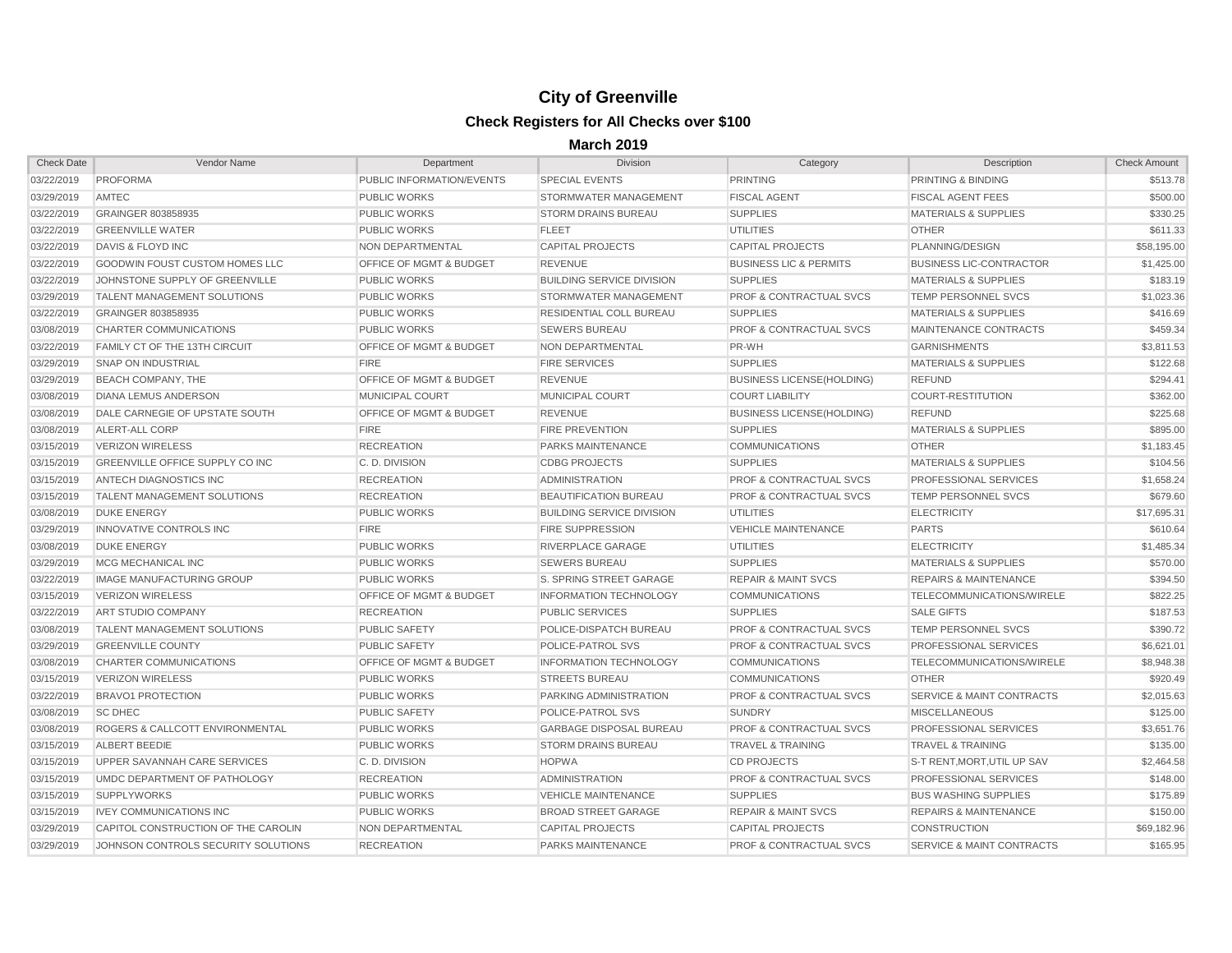# City of Greenville

## Check Registers for All Checks over $100

### March 2019

| Check Date | Vendor Name | Department | Division | Category | Description | Check Amount |
|---|---|---|---|---|---|---|
| 03/22/2019 | PROFORMA | PUBLIC INFORMATION/EVENTS | SPECIAL EVENTS | PRINTING | PRINTING & BINDING | $513.78 |
| 03/29/2019 | AMTEC | PUBLIC WORKS | STORMWATER MANAGEMENT | FISCAL AGENT | FISCAL AGENT FEES | $500.00 |
| 03/22/2019 | GRAINGER 803858935 | PUBLIC WORKS | STORM DRAINS BUREAU | SUPPLIES | MATERIALS & SUPPLIES | $330.25 |
| 03/22/2019 | GREENVILLE WATER | PUBLIC WORKS | FLEET | UTILITIES | OTHER | $611.33 |
| 03/22/2019 | DAVIS & FLOYD INC | NON DEPARTMENTAL | CAPITAL PROJECTS | CAPITAL PROJECTS | PLANNING/DESIGN | $58,195.00 |
| 03/22/2019 | GOODWIN FOUST CUSTOM HOMES LLC | OFFICE OF MGMT & BUDGET | REVENUE | BUSINESS LIC & PERMITS | BUSINESS LIC-CONTRACTOR | $1,425.00 |
| 03/22/2019 | JOHNSTONE SUPPLY OF GREENVILLE | PUBLIC WORKS | BUILDING SERVICE DIVISION | SUPPLIES | MATERIALS & SUPPLIES | $183.19 |
| 03/29/2019 | TALENT MANAGEMENT SOLUTIONS | PUBLIC WORKS | STORMWATER MANAGEMENT | PROF & CONTRACTUAL SVCS | TEMP PERSONNEL SVCS | $1,023.36 |
| 03/22/2019 | GRAINGER 803858935 | PUBLIC WORKS | RESIDENTIAL COLL BUREAU | SUPPLIES | MATERIALS & SUPPLIES | $416.69 |
| 03/08/2019 | CHARTER COMMUNICATIONS | PUBLIC WORKS | SEWERS BUREAU | PROF & CONTRACTUAL SVCS | MAINTENANCE CONTRACTS | $459.34 |
| 03/22/2019 | FAMILY CT OF THE 13TH CIRCUIT | OFFICE OF MGMT & BUDGET | NON DEPARTMENTAL | PR-WH | GARNISHMENTS | $3,811.53 |
| 03/29/2019 | SNAP ON INDUSTRIAL | FIRE | FIRE SERVICES | SUPPLIES | MATERIALS & SUPPLIES | $122.68 |
| 03/29/2019 | BEACH COMPANY, THE | OFFICE OF MGMT & BUDGET | REVENUE | BUSINESS LICENSE(HOLDING) | REFUND | $294.41 |
| 03/08/2019 | DIANA LEMUS ANDERSON | MUNICIPAL COURT | MUNICIPAL COURT | COURT LIABILITY | COURT-RESTITUTION | $362.00 |
| 03/08/2019 | DALE CARNEGIE OF UPSTATE SOUTH | OFFICE OF MGMT & BUDGET | REVENUE | BUSINESS LICENSE(HOLDING) | REFUND | $225.68 |
| 03/08/2019 | ALERT-ALL CORP | FIRE | FIRE PREVENTION | SUPPLIES | MATERIALS & SUPPLIES | $895.00 |
| 03/15/2019 | VERIZON WIRELESS | RECREATION | PARKS MAINTENANCE | COMMUNICATIONS | OTHER | $1,183.45 |
| 03/15/2019 | GREENVILLE OFFICE SUPPLY CO INC | C. D. DIVISION | CDBG PROJECTS | SUPPLIES | MATERIALS & SUPPLIES | $104.56 |
| 03/15/2019 | ANTECH DIAGNOSTICS INC | RECREATION | ADMINISTRATION | PROF & CONTRACTUAL SVCS | PROFESSIONAL SERVICES | $1,658.24 |
| 03/15/2019 | TALENT MANAGEMENT SOLUTIONS | RECREATION | BEAUTIFICATION BUREAU | PROF & CONTRACTUAL SVCS | TEMP PERSONNEL SVCS | $679.60 |
| 03/08/2019 | DUKE ENERGY | PUBLIC WORKS | BUILDING SERVICE DIVISION | UTILITIES | ELECTRICITY | $17,695.31 |
| 03/29/2019 | INNOVATIVE CONTROLS INC | FIRE | FIRE SUPPRESSION | VEHICLE MAINTENANCE | PARTS | $610.64 |
| 03/08/2019 | DUKE ENERGY | PUBLIC WORKS | RIVERPLACE GARAGE | UTILITIES | ELECTRICITY | $1,485.34 |
| 03/29/2019 | MCG MECHANICAL INC | PUBLIC WORKS | SEWERS BUREAU | SUPPLIES | MATERIALS & SUPPLIES | $570.00 |
| 03/22/2019 | IMAGE MANUFACTURING GROUP | PUBLIC WORKS | S. SPRING STREET GARAGE | REPAIR & MAINT SVCS | REPAIRS & MAINTENANCE | $394.50 |
| 03/15/2019 | VERIZON WIRELESS | OFFICE OF MGMT & BUDGET | INFORMATION TECHNOLOGY | COMMUNICATIONS | TELECOMMUNICATIONS/WIRELE | $822.25 |
| 03/22/2019 | ART STUDIO COMPANY | RECREATION | PUBLIC SERVICES | SUPPLIES | SALE GIFTS | $187.53 |
| 03/08/2019 | TALENT MANAGEMENT SOLUTIONS | PUBLIC SAFETY | POLICE-DISPATCH BUREAU | PROF & CONTRACTUAL SVCS | TEMP PERSONNEL SVCS | $390.72 |
| 03/29/2019 | GREENVILLE COUNTY | PUBLIC SAFETY | POLICE-PATROL SVS | PROF & CONTRACTUAL SVCS | PROFESSIONAL SERVICES | $6,621.01 |
| 03/08/2019 | CHARTER COMMUNICATIONS | OFFICE OF MGMT & BUDGET | INFORMATION TECHNOLOGY | COMMUNICATIONS | TELECOMMUNICATIONS/WIRELE | $8,948.38 |
| 03/15/2019 | VERIZON WIRELESS | PUBLIC WORKS | STREETS BUREAU | COMMUNICATIONS | OTHER | $920.49 |
| 03/22/2019 | BRAVO1 PROTECTION | PUBLIC WORKS | PARKING ADMINISTRATION | PROF & CONTRACTUAL SVCS | SERVICE & MAINT CONTRACTS | $2,015.63 |
| 03/08/2019 | SC DHEC | PUBLIC SAFETY | POLICE-PATROL SVS | SUNDRY | MISCELLANEOUS | $125.00 |
| 03/08/2019 | ROGERS & CALLCOTT ENVIRONMENTAL | PUBLIC WORKS | GARBAGE DISPOSAL BUREAU | PROF & CONTRACTUAL SVCS | PROFESSIONAL SERVICES | $3,651.76 |
| 03/15/2019 | ALBERT BEEDIE | PUBLIC WORKS | STORM DRAINS BUREAU | TRAVEL & TRAINING | TRAVEL & TRAINING | $135.00 |
| 03/15/2019 | UPPER SAVANNAH CARE SERVICES | C. D. DIVISION | HOPWA | CD PROJECTS | S-T RENT,MORT,UTIL UP SAV | $2,464.58 |
| 03/15/2019 | UMDC DEPARTMENT OF PATHOLOGY | RECREATION | ADMINISTRATION | PROF & CONTRACTUAL SVCS | PROFESSIONAL SERVICES | $148.00 |
| 03/15/2019 | SUPPLYWORKS | PUBLIC WORKS | VEHICLE MAINTENANCE | SUPPLIES | BUS WASHING SUPPLIES | $175.89 |
| 03/15/2019 | IVEY COMMUNICATIONS INC | PUBLIC WORKS | BROAD STREET GARAGE | REPAIR & MAINT SVCS | REPAIRS & MAINTENANCE | $150.00 |
| 03/29/2019 | CAPITOL CONSTRUCTION OF THE CAROLIN | NON DEPARTMENTAL | CAPITAL PROJECTS | CAPITAL PROJECTS | CONSTRUCTION | $69,182.96 |
| 03/29/2019 | JOHNSON CONTROLS SECURITY SOLUTIONS | RECREATION | PARKS MAINTENANCE | PROF & CONTRACTUAL SVCS | SERVICE & MAINT CONTRACTS | $165.95 |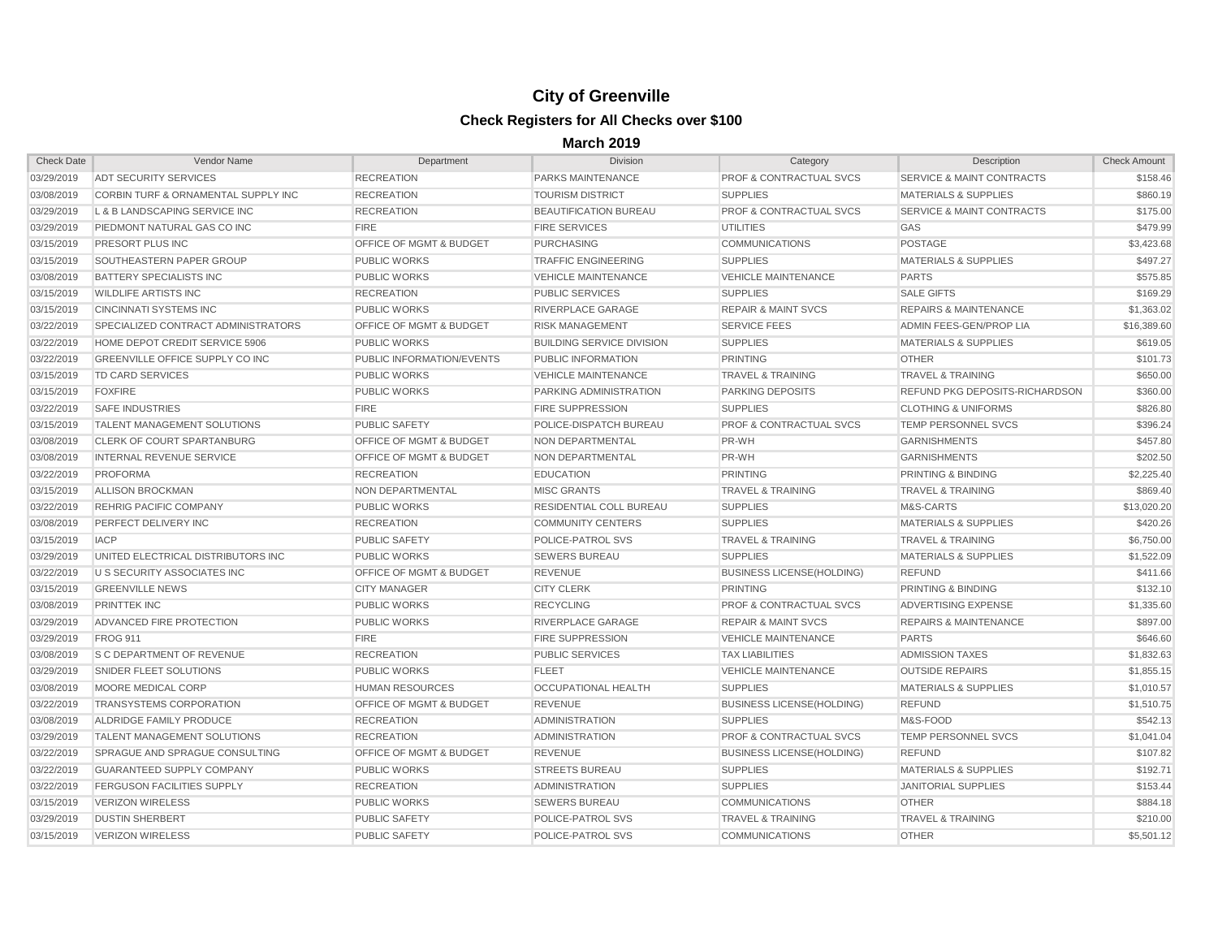# City of Greenville

## Check Registers for All Checks over $100

### March 2019

| Check Date | Vendor Name | Department | Division | Category | Description | Check Amount |
|---|---|---|---|---|---|---|
| 03/29/2019 | ADT SECURITY SERVICES | RECREATION | PARKS MAINTENANCE | PROF & CONTRACTUAL SVCS | SERVICE & MAINT CONTRACTS | $158.46 |
| 03/08/2019 | CORBIN TURF & ORNAMENTAL SUPPLY INC | RECREATION | TOURISM DISTRICT | SUPPLIES | MATERIALS & SUPPLIES | $860.19 |
| 03/29/2019 | L & B LANDSCAPING SERVICE INC | RECREATION | BEAUTIFICATION BUREAU | PROF & CONTRACTUAL SVCS | SERVICE & MAINT CONTRACTS | $175.00 |
| 03/29/2019 | PIEDMONT NATURAL GAS CO INC | FIRE | FIRE SERVICES | UTILITIES | GAS | $479.99 |
| 03/15/2019 | PRESORT PLUS INC | OFFICE OF MGMT & BUDGET | PURCHASING | COMMUNICATIONS | POSTAGE | $3,423.68 |
| 03/15/2019 | SOUTHEASTERN PAPER GROUP | PUBLIC WORKS | TRAFFIC ENGINEERING | SUPPLIES | MATERIALS & SUPPLIES | $497.27 |
| 03/08/2019 | BATTERY SPECIALISTS INC | PUBLIC WORKS | VEHICLE MAINTENANCE | VEHICLE MAINTENANCE | PARTS | $575.85 |
| 03/15/2019 | WILDLIFE ARTISTS INC | RECREATION | PUBLIC SERVICES | SUPPLIES | SALE GIFTS | $169.29 |
| 03/15/2019 | CINCINNATI SYSTEMS INC | PUBLIC WORKS | RIVERPLACE GARAGE | REPAIR & MAINT SVCS | REPAIRS & MAINTENANCE | $1,363.02 |
| 03/22/2019 | SPECIALIZED CONTRACT ADMINISTRATORS | OFFICE OF MGMT & BUDGET | RISK MANAGEMENT | SERVICE FEES | ADMIN FEES-GEN/PROP LIA | $16,389.60 |
| 03/22/2019 | HOME DEPOT CREDIT SERVICE 5906 | PUBLIC WORKS | BUILDING SERVICE DIVISION | SUPPLIES | MATERIALS & SUPPLIES | $619.05 |
| 03/22/2019 | GREENVILLE OFFICE SUPPLY CO INC | PUBLIC INFORMATION/EVENTS | PUBLIC INFORMATION | PRINTING | OTHER | $101.73 |
| 03/15/2019 | TD CARD SERVICES | PUBLIC WORKS | VEHICLE MAINTENANCE | TRAVEL & TRAINING | TRAVEL & TRAINING | $650.00 |
| 03/15/2019 | FOXFIRE | PUBLIC WORKS | PARKING ADMINISTRATION | PARKING DEPOSITS | REFUND PKG DEPOSITS-RICHARDSON | $360.00 |
| 03/22/2019 | SAFE INDUSTRIES | FIRE | FIRE SUPPRESSION | SUPPLIES | CLOTHING & UNIFORMS | $826.80 |
| 03/15/2019 | TALENT MANAGEMENT SOLUTIONS | PUBLIC SAFETY | POLICE-DISPATCH BUREAU | PROF & CONTRACTUAL SVCS | TEMP PERSONNEL SVCS | $396.24 |
| 03/08/2019 | CLERK OF COURT SPARTANBURG | OFFICE OF MGMT & BUDGET | NON DEPARTMENTAL | PR-WH | GARNISHMENTS | $457.80 |
| 03/08/2019 | INTERNAL REVENUE SERVICE | OFFICE OF MGMT & BUDGET | NON DEPARTMENTAL | PR-WH | GARNISHMENTS | $202.50 |
| 03/22/2019 | PROFORMA | RECREATION | EDUCATION | PRINTING | PRINTING & BINDING | $2,225.40 |
| 03/15/2019 | ALLISON BROCKMAN | NON DEPARTMENTAL | MISC GRANTS | TRAVEL & TRAINING | TRAVEL & TRAINING | $869.40 |
| 03/22/2019 | REHRIG PACIFIC COMPANY | PUBLIC WORKS | RESIDENTIAL COLL BUREAU | SUPPLIES | M&S-CARTS | $13,020.20 |
| 03/08/2019 | PERFECT DELIVERY INC | RECREATION | COMMUNITY CENTERS | SUPPLIES | MATERIALS & SUPPLIES | $420.26 |
| 03/15/2019 | IACP | PUBLIC SAFETY | POLICE-PATROL SVS | TRAVEL & TRAINING | TRAVEL & TRAINING | $6,750.00 |
| 03/29/2019 | UNITED ELECTRICAL DISTRIBUTORS INC | PUBLIC WORKS | SEWERS BUREAU | SUPPLIES | MATERIALS & SUPPLIES | $1,522.09 |
| 03/22/2019 | U S SECURITY ASSOCIATES INC | OFFICE OF MGMT & BUDGET | REVENUE | BUSINESS LICENSE(HOLDING) | REFUND | $411.66 |
| 03/15/2019 | GREENVILLE NEWS | CITY MANAGER | CITY CLERK | PRINTING | PRINTING & BINDING | $132.10 |
| 03/08/2019 | PRINTTEK INC | PUBLIC WORKS | RECYCLING | PROF & CONTRACTUAL SVCS | ADVERTISING EXPENSE | $1,335.60 |
| 03/29/2019 | ADVANCED FIRE PROTECTION | PUBLIC WORKS | RIVERPLACE GARAGE | REPAIR & MAINT SVCS | REPAIRS & MAINTENANCE | $897.00 |
| 03/29/2019 | FROG 911 | FIRE | FIRE SUPPRESSION | VEHICLE MAINTENANCE | PARTS | $646.60 |
| 03/08/2019 | S C DEPARTMENT OF REVENUE | RECREATION | PUBLIC SERVICES | TAX LIABILITIES | ADMISSION TAXES | $1,832.63 |
| 03/29/2019 | SNIDER FLEET SOLUTIONS | PUBLIC WORKS | FLEET | VEHICLE MAINTENANCE | OUTSIDE REPAIRS | $1,855.15 |
| 03/08/2019 | MOORE MEDICAL CORP | HUMAN RESOURCES | OCCUPATIONAL HEALTH | SUPPLIES | MATERIALS & SUPPLIES | $1,010.57 |
| 03/22/2019 | TRANSYSTEMS CORPORATION | OFFICE OF MGMT & BUDGET | REVENUE | BUSINESS LICENSE(HOLDING) | REFUND | $1,510.75 |
| 03/08/2019 | ALDRIDGE FAMILY PRODUCE | RECREATION | ADMINISTRATION | SUPPLIES | M&S-FOOD | $542.13 |
| 03/29/2019 | TALENT MANAGEMENT SOLUTIONS | RECREATION | ADMINISTRATION | PROF & CONTRACTUAL SVCS | TEMP PERSONNEL SVCS | $1,041.04 |
| 03/22/2019 | SPRAGUE AND SPRAGUE CONSULTING | OFFICE OF MGMT & BUDGET | REVENUE | BUSINESS LICENSE(HOLDING) | REFUND | $107.82 |
| 03/22/2019 | GUARANTEED SUPPLY COMPANY | PUBLIC WORKS | STREETS BUREAU | SUPPLIES | MATERIALS & SUPPLIES | $192.71 |
| 03/22/2019 | FERGUSON FACILITIES SUPPLY | RECREATION | ADMINISTRATION | SUPPLIES | JANITORIAL SUPPLIES | $153.44 |
| 03/15/2019 | VERIZON WIRELESS | PUBLIC WORKS | SEWERS BUREAU | COMMUNICATIONS | OTHER | $884.18 |
| 03/29/2019 | DUSTIN SHERBERT | PUBLIC SAFETY | POLICE-PATROL SVS | TRAVEL & TRAINING | TRAVEL & TRAINING | $210.00 |
| 03/15/2019 | VERIZON WIRELESS | PUBLIC SAFETY | POLICE-PATROL SVS | COMMUNICATIONS | OTHER | $5,501.12 |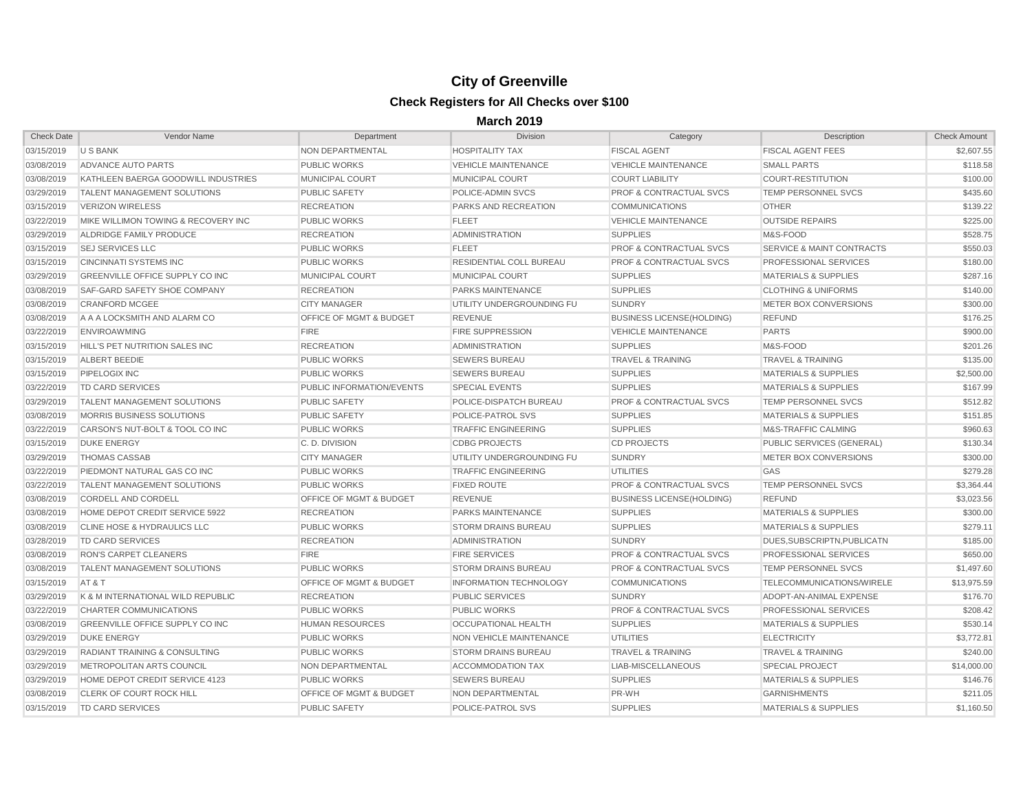# City of Greenville

## Check Registers for All Checks over $100

### March 2019

| Check Date | Vendor Name | Department | Division | Category | Description | Check Amount |
|---|---|---|---|---|---|---|
| 03/15/2019 | U S BANK | NON DEPARTMENTAL | HOSPITALITY TAX | FISCAL AGENT | FISCAL AGENT FEES | $2,607.55 |
| 03/08/2019 | ADVANCE AUTO PARTS | PUBLIC WORKS | VEHICLE MAINTENANCE | VEHICLE MAINTENANCE | SMALL PARTS | $118.58 |
| 03/08/2019 | KATHLEEN BAERGA GOODWILL INDUSTRIES | MUNICIPAL COURT | MUNICIPAL COURT | COURT LIABILITY | COURT-RESTITUTION | $100.00 |
| 03/29/2019 | TALENT MANAGEMENT SOLUTIONS | PUBLIC SAFETY | POLICE-ADMIN SVCS | PROF & CONTRACTUAL SVCS | TEMP PERSONNEL SVCS | $435.60 |
| 03/15/2019 | VERIZON WIRELESS | RECREATION | PARKS AND RECREATION | COMMUNICATIONS | OTHER | $139.22 |
| 03/22/2019 | MIKE WILLIMON TOWING & RECOVERY INC | PUBLIC WORKS | FLEET | VEHICLE MAINTENANCE | OUTSIDE REPAIRS | $225.00 |
| 03/29/2019 | ALDRIDGE FAMILY PRODUCE | RECREATION | ADMINISTRATION | SUPPLIES | M&S-FOOD | $528.75 |
| 03/15/2019 | SEJ SERVICES LLC | PUBLIC WORKS | FLEET | PROF & CONTRACTUAL SVCS | SERVICE & MAINT CONTRACTS | $550.03 |
| 03/15/2019 | CINCINNATI SYSTEMS INC | PUBLIC WORKS | RESIDENTIAL COLL BUREAU | PROF & CONTRACTUAL SVCS | PROFESSIONAL SERVICES | $180.00 |
| 03/29/2019 | GREENVILLE OFFICE SUPPLY CO INC | MUNICIPAL COURT | MUNICIPAL COURT | SUPPLIES | MATERIALS & SUPPLIES | $287.16 |
| 03/08/2019 | SAF-GARD SAFETY SHOE COMPANY | RECREATION | PARKS MAINTENANCE | SUPPLIES | CLOTHING & UNIFORMS | $140.00 |
| 03/08/2019 | CRANFORD MCGEE | CITY MANAGER | UTILITY UNDERGROUNDING FU | SUNDRY | METER BOX CONVERSIONS | $300.00 |
| 03/08/2019 | A A A LOCKSMITH AND ALARM CO | OFFICE OF MGMT & BUDGET | REVENUE | BUSINESS LICENSE(HOLDING) | REFUND | $176.25 |
| 03/22/2019 | ENVIROAWMING | FIRE | FIRE SUPPRESSION | VEHICLE MAINTENANCE | PARTS | $900.00 |
| 03/15/2019 | HILL'S PET NUTRITION SALES INC | RECREATION | ADMINISTRATION | SUPPLIES | M&S-FOOD | $201.26 |
| 03/15/2019 | ALBERT BEEDIE | PUBLIC WORKS | SEWERS BUREAU | TRAVEL & TRAINING | TRAVEL & TRAINING | $135.00 |
| 03/15/2019 | PIPELOGIX INC | PUBLIC WORKS | SEWERS BUREAU | SUPPLIES | MATERIALS & SUPPLIES | $2,500.00 |
| 03/22/2019 | TD CARD SERVICES | PUBLIC INFORMATION/EVENTS | SPECIAL EVENTS | SUPPLIES | MATERIALS & SUPPLIES | $167.99 |
| 03/29/2019 | TALENT MANAGEMENT SOLUTIONS | PUBLIC SAFETY | POLICE-DISPATCH BUREAU | PROF & CONTRACTUAL SVCS | TEMP PERSONNEL SVCS | $512.82 |
| 03/08/2019 | MORRIS BUSINESS SOLUTIONS | PUBLIC SAFETY | POLICE-PATROL SVS | SUPPLIES | MATERIALS & SUPPLIES | $151.85 |
| 03/22/2019 | CARSON'S NUT-BOLT & TOOL CO INC | PUBLIC WORKS | TRAFFIC ENGINEERING | SUPPLIES | M&S-TRAFFIC CALMING | $960.63 |
| 03/15/2019 | DUKE ENERGY | C. D. DIVISION | CDBG PROJECTS | CD PROJECTS | PUBLIC SERVICES (GENERAL) | $130.34 |
| 03/29/2019 | THOMAS CASSAB | CITY MANAGER | UTILITY UNDERGROUNDING FU | SUNDRY | METER BOX CONVERSIONS | $300.00 |
| 03/22/2019 | PIEDMONT NATURAL GAS CO INC | PUBLIC WORKS | TRAFFIC ENGINEERING | UTILITIES | GAS | $279.28 |
| 03/22/2019 | TALENT MANAGEMENT SOLUTIONS | PUBLIC WORKS | FIXED ROUTE | PROF & CONTRACTUAL SVCS | TEMP PERSONNEL SVCS | $3,364.44 |
| 03/08/2019 | CORDELL AND CORDELL | OFFICE OF MGMT & BUDGET | REVENUE | BUSINESS LICENSE(HOLDING) | REFUND | $3,023.56 |
| 03/08/2019 | HOME DEPOT CREDIT SERVICE 5922 | RECREATION | PARKS MAINTENANCE | SUPPLIES | MATERIALS & SUPPLIES | $300.00 |
| 03/08/2019 | CLINE HOSE & HYDRAULICS LLC | PUBLIC WORKS | STORM DRAINS BUREAU | SUPPLIES | MATERIALS & SUPPLIES | $279.11 |
| 03/28/2019 | TD CARD SERVICES | RECREATION | ADMINISTRATION | SUNDRY | DUES,SUBSCRIPTN,PUBLICATN | $185.00 |
| 03/08/2019 | RON'S CARPET CLEANERS | FIRE | FIRE SERVICES | PROF & CONTRACTUAL SVCS | PROFESSIONAL SERVICES | $650.00 |
| 03/08/2019 | TALENT MANAGEMENT SOLUTIONS | PUBLIC WORKS | STORM DRAINS BUREAU | PROF & CONTRACTUAL SVCS | TEMP PERSONNEL SVCS | $1,497.60 |
| 03/15/2019 | AT & T | OFFICE OF MGMT & BUDGET | INFORMATION TECHNOLOGY | COMMUNICATIONS | TELECOMMUNICATIONS/WIRELE | $13,975.59 |
| 03/29/2019 | K & M INTERNATIONAL WILD REPUBLIC | RECREATION | PUBLIC SERVICES | SUNDRY | ADOPT-AN-ANIMAL EXPENSE | $176.70 |
| 03/22/2019 | CHARTER COMMUNICATIONS | PUBLIC WORKS | PUBLIC WORKS | PROF & CONTRACTUAL SVCS | PROFESSIONAL SERVICES | $208.42 |
| 03/08/2019 | GREENVILLE OFFICE SUPPLY CO INC | HUMAN RESOURCES | OCCUPATIONAL HEALTH | SUPPLIES | MATERIALS & SUPPLIES | $530.14 |
| 03/29/2019 | DUKE ENERGY | PUBLIC WORKS | NON VEHICLE MAINTENANCE | UTILITIES | ELECTRICITY | $3,772.81 |
| 03/29/2019 | RADIANT TRAINING & CONSULTING | PUBLIC WORKS | STORM DRAINS BUREAU | TRAVEL & TRAINING | TRAVEL & TRAINING | $240.00 |
| 03/29/2019 | METROPOLITAN ARTS COUNCIL | NON DEPARTMENTAL | ACCOMMODATION TAX | LIAB-MISCELLANEOUS | SPECIAL PROJECT | $14,000.00 |
| 03/29/2019 | HOME DEPOT CREDIT SERVICE 4123 | PUBLIC WORKS | SEWERS BUREAU | SUPPLIES | MATERIALS & SUPPLIES | $146.76 |
| 03/08/2019 | CLERK OF COURT ROCK HILL | OFFICE OF MGMT & BUDGET | NON DEPARTMENTAL | PR-WH | GARNISHMENTS | $211.05 |
| 03/15/2019 | TD CARD SERVICES | PUBLIC SAFETY | POLICE-PATROL SVS | SUPPLIES | MATERIALS & SUPPLIES | $1,160.50 |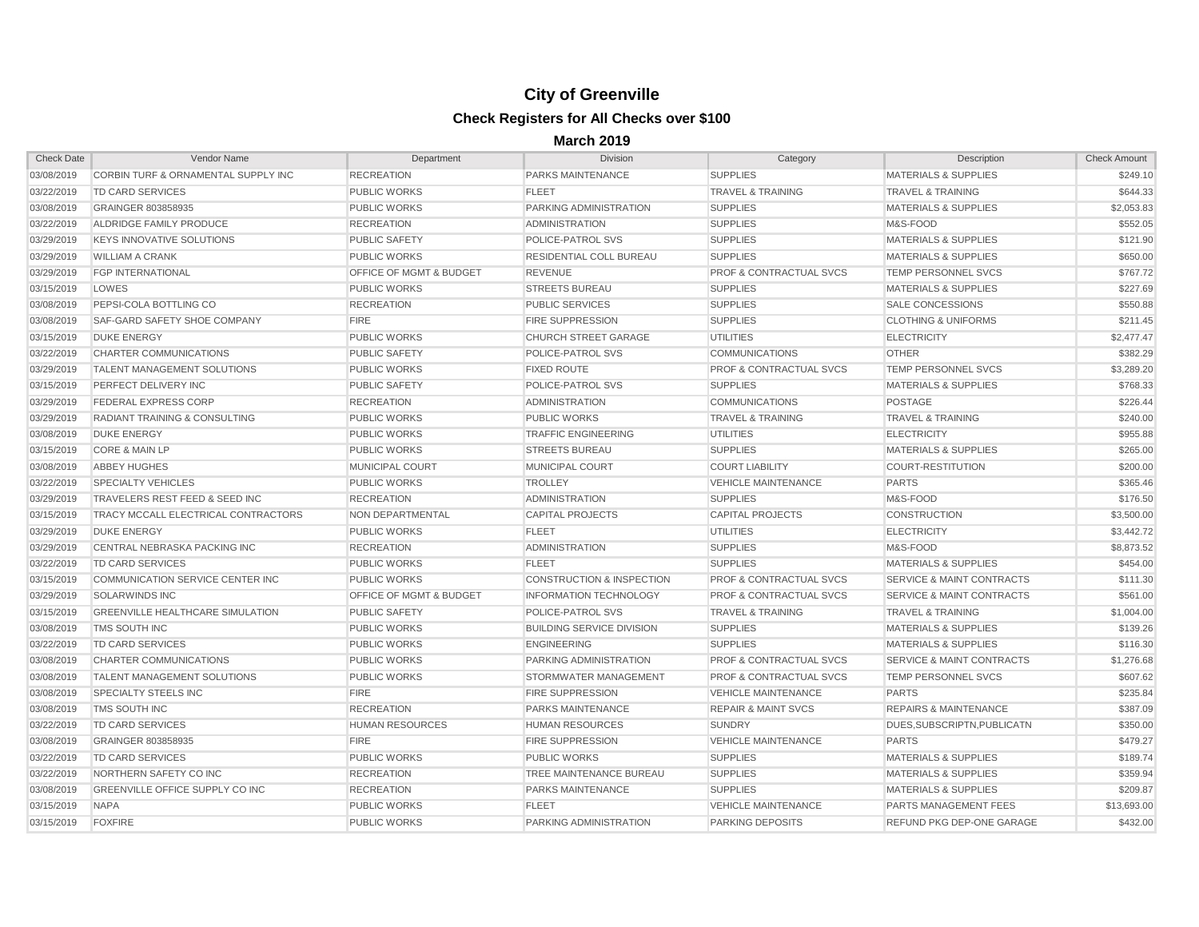# City of Greenville

## Check Registers for All Checks over $100

### March 2019

| Check Date | Vendor Name | Department | Division | Category | Description | Check Amount |
|---|---|---|---|---|---|---|
| 03/08/2019 | CORBIN TURF & ORNAMENTAL SUPPLY INC | RECREATION | PARKS MAINTENANCE | SUPPLIES | MATERIALS & SUPPLIES | $249.10 |
| 03/22/2019 | TD CARD SERVICES | PUBLIC WORKS | FLEET | TRAVEL & TRAINING | TRAVEL & TRAINING | $644.33 |
| 03/08/2019 | GRAINGER 803858935 | PUBLIC WORKS | PARKING ADMINISTRATION | SUPPLIES | MATERIALS & SUPPLIES | $2,053.83 |
| 03/22/2019 | ALDRIDGE FAMILY PRODUCE | RECREATION | ADMINISTRATION | SUPPLIES | M&S-FOOD | $552.05 |
| 03/29/2019 | KEYS INNOVATIVE SOLUTIONS | PUBLIC SAFETY | POLICE-PATROL SVS | SUPPLIES | MATERIALS & SUPPLIES | $121.90 |
| 03/29/2019 | WILLIAM A CRANK | PUBLIC WORKS | RESIDENTIAL COLL BUREAU | SUPPLIES | MATERIALS & SUPPLIES | $650.00 |
| 03/29/2019 | FGP INTERNATIONAL | OFFICE OF MGMT & BUDGET | REVENUE | PROF & CONTRACTUAL SVCS | TEMP PERSONNEL SVCS | $767.72 |
| 03/15/2019 | LOWES | PUBLIC WORKS | STREETS BUREAU | SUPPLIES | MATERIALS & SUPPLIES | $227.69 |
| 03/08/2019 | PEPSI-COLA BOTTLING CO | RECREATION | PUBLIC SERVICES | SUPPLIES | SALE CONCESSIONS | $550.88 |
| 03/08/2019 | SAF-GARD SAFETY SHOE COMPANY | FIRE | FIRE SUPPRESSION | SUPPLIES | CLOTHING & UNIFORMS | $211.45 |
| 03/15/2019 | DUKE ENERGY | PUBLIC WORKS | CHURCH STREET GARAGE | UTILITIES | ELECTRICITY | $2,477.47 |
| 03/22/2019 | CHARTER COMMUNICATIONS | PUBLIC SAFETY | POLICE-PATROL SVS | COMMUNICATIONS | OTHER | $382.29 |
| 03/29/2019 | TALENT MANAGEMENT SOLUTIONS | PUBLIC WORKS | FIXED ROUTE | PROF & CONTRACTUAL SVCS | TEMP PERSONNEL SVCS | $3,289.20 |
| 03/15/2019 | PERFECT DELIVERY INC | PUBLIC SAFETY | POLICE-PATROL SVS | SUPPLIES | MATERIALS & SUPPLIES | $768.33 |
| 03/29/2019 | FEDERAL EXPRESS CORP | RECREATION | ADMINISTRATION | COMMUNICATIONS | POSTAGE | $226.44 |
| 03/29/2019 | RADIANT TRAINING & CONSULTING | PUBLIC WORKS | PUBLIC WORKS | TRAVEL & TRAINING | TRAVEL & TRAINING | $240.00 |
| 03/08/2019 | DUKE ENERGY | PUBLIC WORKS | TRAFFIC ENGINEERING | UTILITIES | ELECTRICITY | $955.88 |
| 03/15/2019 | CORE & MAIN LP | PUBLIC WORKS | STREETS BUREAU | SUPPLIES | MATERIALS & SUPPLIES | $265.00 |
| 03/08/2019 | ABBEY HUGHES | MUNICIPAL COURT | MUNICIPAL COURT | COURT LIABILITY | COURT-RESTITUTION | $200.00 |
| 03/22/2019 | SPECIALTY VEHICLES | PUBLIC WORKS | TROLLEY | VEHICLE MAINTENANCE | PARTS | $365.46 |
| 03/29/2019 | TRAVELERS REST FEED & SEED INC | RECREATION | ADMINISTRATION | SUPPLIES | M&S-FOOD | $176.50 |
| 03/15/2019 | TRACY MCCALL ELECTRICAL CONTRACTORS | NON DEPARTMENTAL | CAPITAL PROJECTS | CAPITAL PROJECTS | CONSTRUCTION | $3,500.00 |
| 03/29/2019 | DUKE ENERGY | PUBLIC WORKS | FLEET | UTILITIES | ELECTRICITY | $3,442.72 |
| 03/29/2019 | CENTRAL NEBRASKA PACKING INC | RECREATION | ADMINISTRATION | SUPPLIES | M&S-FOOD | $8,873.52 |
| 03/22/2019 | TD CARD SERVICES | PUBLIC WORKS | FLEET | SUPPLIES | MATERIALS & SUPPLIES | $454.00 |
| 03/15/2019 | COMMUNICATION SERVICE CENTER INC | PUBLIC WORKS | CONSTRUCTION & INSPECTION | PROF & CONTRACTUAL SVCS | SERVICE & MAINT CONTRACTS | $111.30 |
| 03/29/2019 | SOLARWINDS INC | OFFICE OF MGMT & BUDGET | INFORMATION TECHNOLOGY | PROF & CONTRACTUAL SVCS | SERVICE & MAINT CONTRACTS | $561.00 |
| 03/15/2019 | GREENVILLE HEALTHCARE SIMULATION | PUBLIC SAFETY | POLICE-PATROL SVS | TRAVEL & TRAINING | TRAVEL & TRAINING | $1,004.00 |
| 03/08/2019 | TMS SOUTH INC | PUBLIC WORKS | BUILDING SERVICE DIVISION | SUPPLIES | MATERIALS & SUPPLIES | $139.26 |
| 03/22/2019 | TD CARD SERVICES | PUBLIC WORKS | ENGINEERING | SUPPLIES | MATERIALS & SUPPLIES | $116.30 |
| 03/08/2019 | CHARTER COMMUNICATIONS | PUBLIC WORKS | PARKING ADMINISTRATION | PROF & CONTRACTUAL SVCS | SERVICE & MAINT CONTRACTS | $1,276.68 |
| 03/08/2019 | TALENT MANAGEMENT SOLUTIONS | PUBLIC WORKS | STORMWATER MANAGEMENT | PROF & CONTRACTUAL SVCS | TEMP PERSONNEL SVCS | $607.62 |
| 03/08/2019 | SPECIALTY STEELS INC | FIRE | FIRE SUPPRESSION | VEHICLE MAINTENANCE | PARTS | $235.84 |
| 03/08/2019 | TMS SOUTH INC | RECREATION | PARKS MAINTENANCE | REPAIR & MAINT SVCS | REPAIRS & MAINTENANCE | $387.09 |
| 03/22/2019 | TD CARD SERVICES | HUMAN RESOURCES | HUMAN RESOURCES | SUNDRY | DUES,SUBSCRIPTN,PUBLICATN | $350.00 |
| 03/08/2019 | GRAINGER 803858935 | FIRE | FIRE SUPPRESSION | VEHICLE MAINTENANCE | PARTS | $479.27 |
| 03/22/2019 | TD CARD SERVICES | PUBLIC WORKS | PUBLIC WORKS | SUPPLIES | MATERIALS & SUPPLIES | $189.74 |
| 03/22/2019 | NORTHERN SAFETY CO INC | RECREATION | TREE MAINTENANCE BUREAU | SUPPLIES | MATERIALS & SUPPLIES | $359.94 |
| 03/08/2019 | GREENVILLE OFFICE SUPPLY CO INC | RECREATION | PARKS MAINTENANCE | SUPPLIES | MATERIALS & SUPPLIES | $209.87 |
| 03/15/2019 | NAPA | PUBLIC WORKS | FLEET | VEHICLE MAINTENANCE | PARTS MANAGEMENT FEES | $13,693.00 |
| 03/15/2019 | FOXFIRE | PUBLIC WORKS | PARKING ADMINISTRATION | PARKING DEPOSITS | REFUND PKG DEP-ONE GARAGE | $432.00 |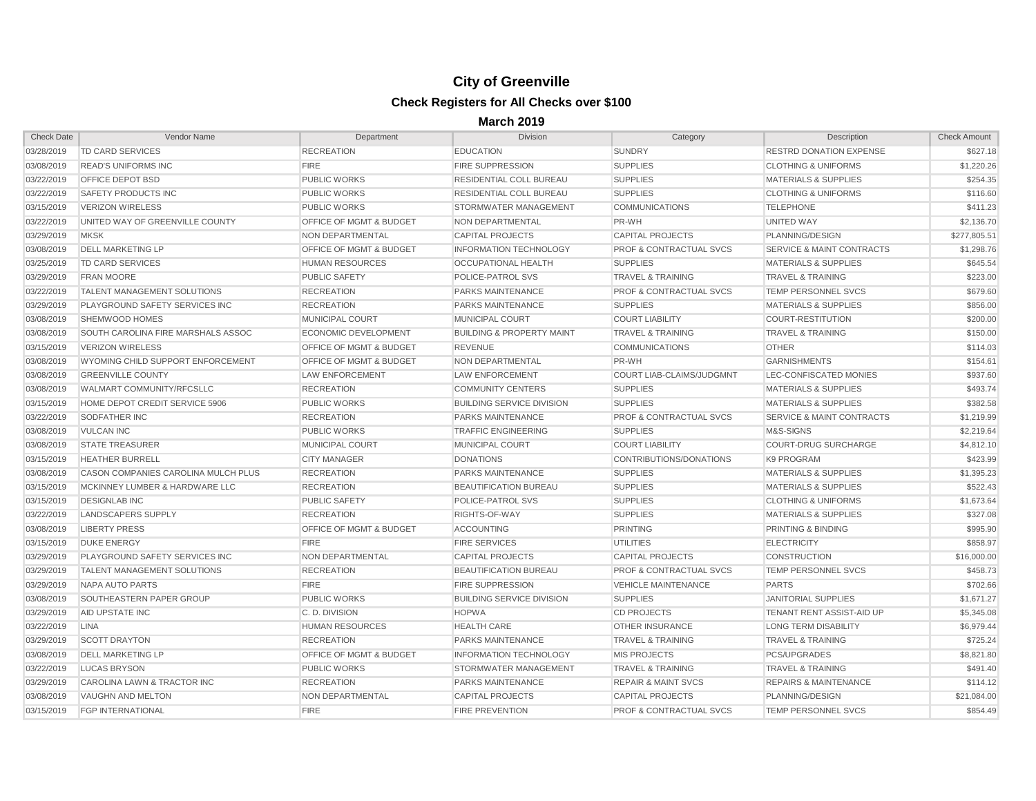# City of Greenville

## Check Registers for All Checks over $100

### March 2019

| Check Date | Vendor Name | Department | Division | Category | Description | Check Amount |
|---|---|---|---|---|---|---|
| 03/28/2019 | TD CARD SERVICES | RECREATION | EDUCATION | SUNDRY | RESTRD DONATION EXPENSE | $627.18 |
| 03/08/2019 | READ'S UNIFORMS INC | FIRE | FIRE SUPPRESSION | SUPPLIES | CLOTHING & UNIFORMS | $1,220.26 |
| 03/22/2019 | OFFICE DEPOT BSD | PUBLIC WORKS | RESIDENTIAL COLL BUREAU | SUPPLIES | MATERIALS & SUPPLIES | $254.35 |
| 03/22/2019 | SAFETY PRODUCTS INC | PUBLIC WORKS | RESIDENTIAL COLL BUREAU | SUPPLIES | CLOTHING & UNIFORMS | $116.60 |
| 03/15/2019 | VERIZON WIRELESS | PUBLIC WORKS | STORMWATER MANAGEMENT | COMMUNICATIONS | TELEPHONE | $411.23 |
| 03/22/2019 | UNITED WAY OF GREENVILLE COUNTY | OFFICE OF MGMT & BUDGET | NON DEPARTMENTAL | PR-WH | UNITED WAY | $2,136.70 |
| 03/29/2019 | MKSK | NON DEPARTMENTAL | CAPITAL PROJECTS | CAPITAL PROJECTS | PLANNING/DESIGN | $277,805.51 |
| 03/08/2019 | DELL MARKETING LP | OFFICE OF MGMT & BUDGET | INFORMATION TECHNOLOGY | PROF & CONTRACTUAL SVCS | SERVICE & MAINT CONTRACTS | $1,298.76 |
| 03/25/2019 | TD CARD SERVICES | HUMAN RESOURCES | OCCUPATIONAL HEALTH | SUPPLIES | MATERIALS & SUPPLIES | $645.54 |
| 03/29/2019 | FRAN MOORE | PUBLIC SAFETY | POLICE-PATROL SVS | TRAVEL & TRAINING | TRAVEL & TRAINING | $223.00 |
| 03/22/2019 | TALENT MANAGEMENT SOLUTIONS | RECREATION | PARKS MAINTENANCE | PROF & CONTRACTUAL SVCS | TEMP PERSONNEL SVCS | $679.60 |
| 03/29/2019 | PLAYGROUND SAFETY SERVICES INC | RECREATION | PARKS MAINTENANCE | SUPPLIES | MATERIALS & SUPPLIES | $856.00 |
| 03/08/2019 | SHEMWOOD HOMES | MUNICIPAL COURT | MUNICIPAL COURT | COURT LIABILITY | COURT-RESTITUTION | $200.00 |
| 03/08/2019 | SOUTH CAROLINA FIRE MARSHALS ASSOC | ECONOMIC DEVELOPMENT | BUILDING & PROPERTY MAINT | TRAVEL & TRAINING | TRAVEL & TRAINING | $150.00 |
| 03/15/2019 | VERIZON WIRELESS | OFFICE OF MGMT & BUDGET | REVENUE | COMMUNICATIONS | OTHER | $114.03 |
| 03/08/2019 | WYOMING CHILD SUPPORT ENFORCEMENT | OFFICE OF MGMT & BUDGET | NON DEPARTMENTAL | PR-WH | GARNISHMENTS | $154.61 |
| 03/08/2019 | GREENVILLE COUNTY | LAW ENFORCEMENT | LAW ENFORCEMENT | COURT LIAB-CLAIMS/JUDGMNT | LEC-CONFISCATED MONIES | $937.60 |
| 03/08/2019 | WALMART COMMUNITY/RFCSLLC | RECREATION | COMMUNITY CENTERS | SUPPLIES | MATERIALS & SUPPLIES | $493.74 |
| 03/15/2019 | HOME DEPOT CREDIT SERVICE 5906 | PUBLIC WORKS | BUILDING SERVICE DIVISION | SUPPLIES | MATERIALS & SUPPLIES | $382.58 |
| 03/22/2019 | SODFATHER INC | RECREATION | PARKS MAINTENANCE | PROF & CONTRACTUAL SVCS | SERVICE & MAINT CONTRACTS | $1,219.99 |
| 03/08/2019 | VULCAN INC | PUBLIC WORKS | TRAFFIC ENGINEERING | SUPPLIES | M&S-SIGNS | $2,219.64 |
| 03/08/2019 | STATE TREASURER | MUNICIPAL COURT | MUNICIPAL COURT | COURT LIABILITY | COURT-DRUG SURCHARGE | $4,812.10 |
| 03/15/2019 | HEATHER BURRELL | CITY MANAGER | DONATIONS | CONTRIBUTIONS/DONATIONS | K9 PROGRAM | $423.99 |
| 03/08/2019 | CASON COMPANIES CAROLINA MULCH PLUS | RECREATION | PARKS MAINTENANCE | SUPPLIES | MATERIALS & SUPPLIES | $1,395.23 |
| 03/15/2019 | MCKINNEY LUMBER & HARDWARE LLC | RECREATION | BEAUTIFICATION BUREAU | SUPPLIES | MATERIALS & SUPPLIES | $522.43 |
| 03/15/2019 | DESIGNLAB INC | PUBLIC SAFETY | POLICE-PATROL SVS | SUPPLIES | CLOTHING & UNIFORMS | $1,673.64 |
| 03/22/2019 | LANDSCAPERS SUPPLY | RECREATION | RIGHTS-OF-WAY | SUPPLIES | MATERIALS & SUPPLIES | $327.08 |
| 03/08/2019 | LIBERTY PRESS | OFFICE OF MGMT & BUDGET | ACCOUNTING | PRINTING | PRINTING & BINDING | $995.90 |
| 03/15/2019 | DUKE ENERGY | FIRE | FIRE SERVICES | UTILITIES | ELECTRICITY | $858.97 |
| 03/29/2019 | PLAYGROUND SAFETY SERVICES INC | NON DEPARTMENTAL | CAPITAL PROJECTS | CAPITAL PROJECTS | CONSTRUCTION | $16,000.00 |
| 03/29/2019 | TALENT MANAGEMENT SOLUTIONS | RECREATION | BEAUTIFICATION BUREAU | PROF & CONTRACTUAL SVCS | TEMP PERSONNEL SVCS | $458.73 |
| 03/29/2019 | NAPA AUTO PARTS | FIRE | FIRE SUPPRESSION | VEHICLE MAINTENANCE | PARTS | $702.66 |
| 03/08/2019 | SOUTHEASTERN PAPER GROUP | PUBLIC WORKS | BUILDING SERVICE DIVISION | SUPPLIES | JANITORIAL SUPPLIES | $1,671.27 |
| 03/29/2019 | AID UPSTATE INC | C. D. DIVISION | HOPWA | CD PROJECTS | TENANT RENT ASSIST-AID UP | $5,345.08 |
| 03/22/2019 | LINA | HUMAN RESOURCES | HEALTH CARE | OTHER INSURANCE | LONG TERM DISABILITY | $6,979.44 |
| 03/29/2019 | SCOTT DRAYTON | RECREATION | PARKS MAINTENANCE | TRAVEL & TRAINING | TRAVEL & TRAINING | $725.24 |
| 03/08/2019 | DELL MARKETING LP | OFFICE OF MGMT & BUDGET | INFORMATION TECHNOLOGY | MIS PROJECTS | PCS/UPGRADES | $8,821.80 |
| 03/22/2019 | LUCAS BRYSON | PUBLIC WORKS | STORMWATER MANAGEMENT | TRAVEL & TRAINING | TRAVEL & TRAINING | $491.40 |
| 03/29/2019 | CAROLINA LAWN & TRACTOR INC | RECREATION | PARKS MAINTENANCE | REPAIR & MAINT SVCS | REPAIRS & MAINTENANCE | $114.12 |
| 03/08/2019 | VAUGHN AND MELTON | NON DEPARTMENTAL | CAPITAL PROJECTS | CAPITAL PROJECTS | PLANNING/DESIGN | $21,084.00 |
| 03/15/2019 | FGP INTERNATIONAL | FIRE | FIRE PREVENTION | PROF & CONTRACTUAL SVCS | TEMP PERSONNEL SVCS | $854.49 |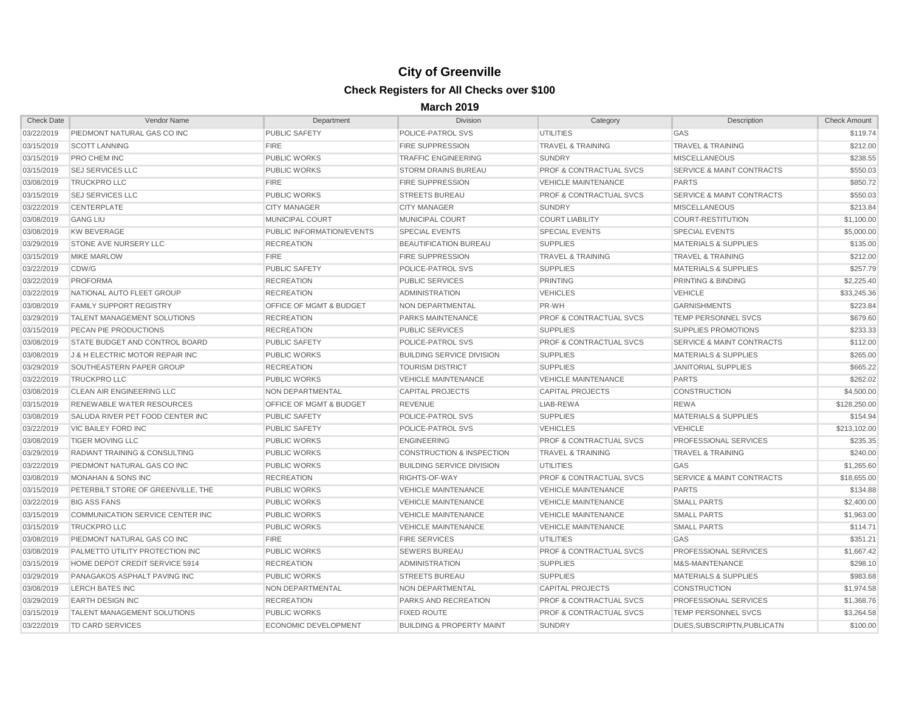# City of Greenville

## Check Registers for All Checks over $100

### March 2019

| Check Date | Vendor Name | Department | Division | Category | Description | Check Amount |
|---|---|---|---|---|---|---|
| 03/22/2019 | PIEDMONT NATURAL GAS CO INC | PUBLIC SAFETY | POLICE-PATROL SVS | UTILITIES | GAS | $119.74 |
| 03/15/2019 | SCOTT LANNING | FIRE | FIRE SUPPRESSION | TRAVEL & TRAINING | TRAVEL & TRAINING | $212.00 |
| 03/15/2019 | PRO CHEM INC | PUBLIC WORKS | TRAFFIC ENGINEERING | SUNDRY | MISCELLANEOUS | $238.55 |
| 03/15/2019 | SEJ SERVICES LLC | PUBLIC WORKS | STORM DRAINS BUREAU | PROF & CONTRACTUAL SVCS | SERVICE & MAINT CONTRACTS | $550.03 |
| 03/08/2019 | TRUCKPRO LLC | FIRE | FIRE SUPPRESSION | VEHICLE MAINTENANCE | PARTS | $850.72 |
| 03/15/2019 | SEJ SERVICES LLC | PUBLIC WORKS | STREETS BUREAU | PROF & CONTRACTUAL SVCS | SERVICE & MAINT CONTRACTS | $550.03 |
| 03/22/2019 | CENTERPLATE | CITY MANAGER | CITY MANAGER | SUNDRY | MISCELLANEOUS | $213.84 |
| 03/08/2019 | GANG LIU | MUNICIPAL COURT | MUNICIPAL COURT | COURT LIABILITY | COURT-RESTITUTION | $1,100.00 |
| 03/08/2019 | KW BEVERAGE | PUBLIC INFORMATION/EVENTS | SPECIAL EVENTS | SPECIAL EVENTS | SPECIAL EVENTS | $5,000.00 |
| 03/29/2019 | STONE AVE NURSERY LLC | RECREATION | BEAUTIFICATION BUREAU | SUPPLIES | MATERIALS & SUPPLIES | $135.00 |
| 03/15/2019 | MIKE MARLOW | FIRE | FIRE SUPPRESSION | TRAVEL & TRAINING | TRAVEL & TRAINING | $212.00 |
| 03/22/2019 | CDW/G | PUBLIC SAFETY | POLICE-PATROL SVS | SUPPLIES | MATERIALS & SUPPLIES | $257.79 |
| 03/22/2019 | PROFORMA | RECREATION | PUBLIC SERVICES | PRINTING | PRINTING & BINDING | $2,225.40 |
| 03/22/2019 | NATIONAL AUTO FLEET GROUP | RECREATION | ADMINISTRATION | VEHICLES | VEHICLE | $33,245.36 |
| 03/08/2019 | FAMILY SUPPORT REGISTRY | OFFICE OF MGMT & BUDGET | NON DEPARTMENTAL | PR-WH | GARNISHMENTS | $223.84 |
| 03/29/2019 | TALENT MANAGEMENT SOLUTIONS | RECREATION | PARKS MAINTENANCE | PROF & CONTRACTUAL SVCS | TEMP PERSONNEL SVCS | $679.60 |
| 03/15/2019 | PECAN PIE PRODUCTIONS | RECREATION | PUBLIC SERVICES | SUPPLIES | SUPPLIES PROMOTIONS | $233.33 |
| 03/08/2019 | STATE BUDGET AND CONTROL BOARD | PUBLIC SAFETY | POLICE-PATROL SVS | PROF & CONTRACTUAL SVCS | SERVICE & MAINT CONTRACTS | $112.00 |
| 03/08/2019 | J & H ELECTRIC MOTOR REPAIR INC | PUBLIC WORKS | BUILDING SERVICE DIVISION | SUPPLIES | MATERIALS & SUPPLIES | $265.00 |
| 03/29/2019 | SOUTHEASTERN PAPER GROUP | RECREATION | TOURISM DISTRICT | SUPPLIES | JANITORIAL SUPPLIES | $665.22 |
| 03/22/2019 | TRUCKPRO LLC | PUBLIC WORKS | VEHICLE MAINTENANCE | VEHICLE MAINTENANCE | PARTS | $262.02 |
| 03/08/2019 | CLEAN AIR ENGINEERING LLC | NON DEPARTMENTAL | CAPITAL PROJECTS | CAPITAL PROJECTS | CONSTRUCTION | $4,500.00 |
| 03/15/2019 | RENEWABLE WATER RESOURCES | OFFICE OF MGMT & BUDGET | REVENUE | LIAB-REWA | REWA | $128,250.00 |
| 03/08/2019 | SALUDA RIVER PET FOOD CENTER INC | PUBLIC SAFETY | POLICE-PATROL SVS | SUPPLIES | MATERIALS & SUPPLIES | $154.94 |
| 03/22/2019 | VIC BAILEY FORD INC | PUBLIC SAFETY | POLICE-PATROL SVS | VEHICLES | VEHICLE | $213,102.00 |
| 03/08/2019 | TIGER MOVING LLC | PUBLIC WORKS | ENGINEERING | PROF & CONTRACTUAL SVCS | PROFESSIONAL SERVICES | $235.35 |
| 03/29/2019 | RADIANT TRAINING & CONSULTING | PUBLIC WORKS | CONSTRUCTION & INSPECTION | TRAVEL & TRAINING | TRAVEL & TRAINING | $240.00 |
| 03/22/2019 | PIEDMONT NATURAL GAS CO INC | PUBLIC WORKS | BUILDING SERVICE DIVISION | UTILITIES | GAS | $1,265.60 |
| 03/08/2019 | MONAHAN & SONS INC | RECREATION | RIGHTS-OF-WAY | PROF & CONTRACTUAL SVCS | SERVICE & MAINT CONTRACTS | $18,655.00 |
| 03/15/2019 | PETERBILT STORE OF GREENVILLE, THE | PUBLIC WORKS | VEHICLE MAINTENANCE | VEHICLE MAINTENANCE | PARTS | $134.88 |
| 03/22/2019 | BIG ASS FANS | PUBLIC WORKS | VEHICLE MAINTENANCE | VEHICLE MAINTENANCE | SMALL PARTS | $2,400.00 |
| 03/15/2019 | COMMUNICATION SERVICE CENTER INC | PUBLIC WORKS | VEHICLE MAINTENANCE | VEHICLE MAINTENANCE | SMALL PARTS | $1,963.00 |
| 03/15/2019 | TRUCKPRO LLC | PUBLIC WORKS | VEHICLE MAINTENANCE | VEHICLE MAINTENANCE | SMALL PARTS | $114.71 |
| 03/08/2019 | PIEDMONT NATURAL GAS CO INC | FIRE | FIRE SERVICES | UTILITIES | GAS | $351.21 |
| 03/08/2019 | PALMETTO UTILITY PROTECTION INC | PUBLIC WORKS | SEWERS BUREAU | PROF & CONTRACTUAL SVCS | PROFESSIONAL SERVICES | $1,667.42 |
| 03/15/2019 | HOME DEPOT CREDIT SERVICE 5914 | RECREATION | ADMINISTRATION | SUPPLIES | M&S-MAINTENANCE | $298.10 |
| 03/29/2019 | PANAGAKOS ASPHALT PAVING INC | PUBLIC WORKS | STREETS BUREAU | SUPPLIES | MATERIALS & SUPPLIES | $983.68 |
| 03/08/2019 | LERCH BATES INC | NON DEPARTMENTAL | NON DEPARTMENTAL | CAPITAL PROJECTS | CONSTRUCTION | $1,974.58 |
| 03/29/2019 | EARTH DESIGN INC | RECREATION | PARKS AND RECREATION | PROF & CONTRACTUAL SVCS | PROFESSIONAL SERVICES | $1,368.76 |
| 03/15/2019 | TALENT MANAGEMENT SOLUTIONS | PUBLIC WORKS | FIXED ROUTE | PROF & CONTRACTUAL SVCS | TEMP PERSONNEL SVCS | $3,264.58 |
| 03/22/2019 | TD CARD SERVICES | ECONOMIC DEVELOPMENT | BUILDING & PROPERTY MAINT | SUNDRY | DUES,SUBSCRIPTN,PUBLICATN | $100.00 |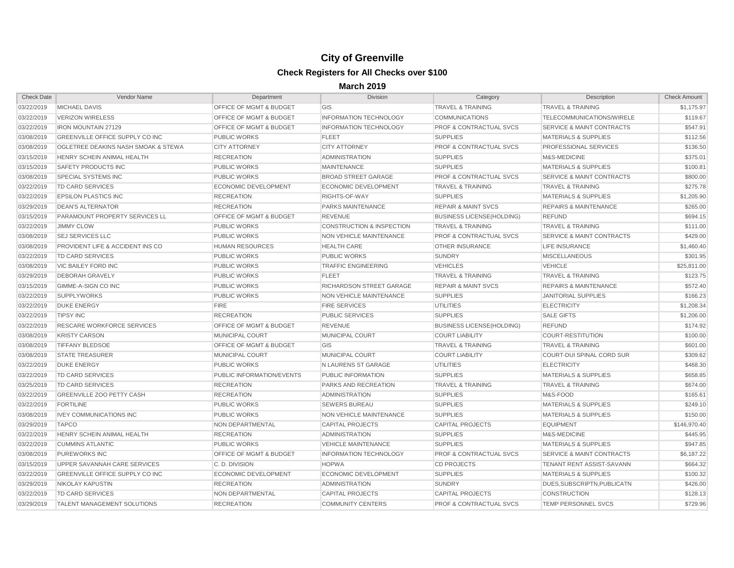# City of Greenville

## Check Registers for All Checks over $100

### March 2019

| Check Date | Vendor Name | Department | Division | Category | Description | Check Amount |
|---|---|---|---|---|---|---|
| 03/22/2019 | MICHAEL DAVIS | OFFICE OF MGMT & BUDGET | GIS | TRAVEL & TRAINING | TRAVEL & TRAINING | $1,175.97 |
| 03/22/2019 | VERIZON WIRELESS | OFFICE OF MGMT & BUDGET | INFORMATION TECHNOLOGY | COMMUNICATIONS | TELECOMMUNICATIONS/WIRELE | $119.67 |
| 03/22/2019 | IRON MOUNTAIN 27129 | OFFICE OF MGMT & BUDGET | INFORMATION TECHNOLOGY | PROF & CONTRACTUAL SVCS | SERVICE & MAINT CONTRACTS | $547.91 |
| 03/08/2019 | GREENVILLE OFFICE SUPPLY CO INC | PUBLIC WORKS | FLEET | SUPPLIES | MATERIALS & SUPPLIES | $112.56 |
| 03/08/2019 | OGLETREE DEAKINS NASH SMOAK & STEWA | CITY ATTORNEY | CITY ATTORNEY | PROF & CONTRACTUAL SVCS | PROFESSIONAL SERVICES | $136.50 |
| 03/15/2019 | HENRY SCHEIN ANIMAL HEALTH | RECREATION | ADMINISTRATION | SUPPLIES | M&S-MEDICINE | $375.01 |
| 03/15/2019 | SAFETY PRODUCTS INC | PUBLIC WORKS | MAINTENANCE | SUPPLIES | MATERIALS & SUPPLIES | $100.81 |
| 03/08/2019 | SPECIAL SYSTEMS INC | PUBLIC WORKS | BROAD STREET GARAGE | PROF & CONTRACTUAL SVCS | SERVICE & MAINT CONTRACTS | $800.00 |
| 03/22/2019 | TD CARD SERVICES | ECONOMIC DEVELOPMENT | ECONOMIC DEVELOPMENT | TRAVEL & TRAINING | TRAVEL & TRAINING | $275.78 |
| 03/22/2019 | EPSILON PLASTICS INC | RECREATION | RIGHTS-OF-WAY | SUPPLIES | MATERIALS & SUPPLIES | $1,205.90 |
| 03/29/2019 | DEAN'S ALTERNATOR | RECREATION | PARKS MAINTENANCE | REPAIR & MAINT SVCS | REPAIRS & MAINTENANCE | $265.00 |
| 03/15/2019 | PARAMOUNT PROPERTY SERVICES LL | OFFICE OF MGMT & BUDGET | REVENUE | BUSINESS LICENSE(HOLDING) | REFUND | $694.15 |
| 03/22/2019 | JIMMY CLOW | PUBLIC WORKS | CONSTRUCTION & INSPECTION | TRAVEL & TRAINING | TRAVEL & TRAINING | $111.00 |
| 03/08/2019 | SEJ SERVICES LLC | PUBLIC WORKS | NON VEHICLE MAINTENANCE | PROF & CONTRACTUAL SVCS | SERVICE & MAINT CONTRACTS | $429.00 |
| 03/08/2019 | PROVIDENT LIFE & ACCIDENT INS CO | HUMAN RESOURCES | HEALTH CARE | OTHER INSURANCE | LIFE INSURANCE | $1,460.40 |
| 03/22/2019 | TD CARD SERVICES | PUBLIC WORKS | PUBLIC WORKS | SUNDRY | MISCELLANEOUS | $301.95 |
| 03/08/2019 | VIC BAILEY FORD INC | PUBLIC WORKS | TRAFFIC ENGINEERING | VEHICLES | VEHICLE | $25,811.00 |
| 03/29/2019 | DEBORAH GRAVELY | PUBLIC WORKS | FLEET | TRAVEL & TRAINING | TRAVEL & TRAINING | $123.75 |
| 03/15/2019 | GIMME-A-SIGN CO INC | PUBLIC WORKS | RICHARDSON STREET GARAGE | REPAIR & MAINT SVCS | REPAIRS & MAINTENANCE | $572.40 |
| 03/22/2019 | SUPPLYWORKS | PUBLIC WORKS | NON VEHICLE MAINTENANCE | SUPPLIES | JANITORIAL SUPPLIES | $166.23 |
| 03/22/2019 | DUKE ENERGY | FIRE | FIRE SERVICES | UTILITIES | ELECTRICITY | $1,208.34 |
| 03/22/2019 | TIPSY INC | RECREATION | PUBLIC SERVICES | SUPPLIES | SALE GIFTS | $1,206.00 |
| 03/22/2019 | RESCARE WORKFORCE SERVICES | OFFICE OF MGMT & BUDGET | REVENUE | BUSINESS LICENSE(HOLDING) | REFUND | $174.92 |
| 03/08/2019 | KRISTY CARSON | MUNICIPAL COURT | MUNICIPAL COURT | COURT LIABILITY | COURT-RESTITUTION | $100.00 |
| 03/08/2019 | TIFFANY BLEDSOE | OFFICE OF MGMT & BUDGET | GIS | TRAVEL & TRAINING | TRAVEL & TRAINING | $601.00 |
| 03/08/2019 | STATE TREASURER | MUNICIPAL COURT | MUNICIPAL COURT | COURT LIABILITY | COURT-DUI SPINAL CORD SUR | $309.62 |
| 03/22/2019 | DUKE ENERGY | PUBLIC WORKS | N LAURENS ST GARAGE | UTILITIES | ELECTRICITY | $468.30 |
| 03/22/2019 | TD CARD SERVICES | PUBLIC INFORMATION/EVENTS | PUBLIC INFORMATION | SUPPLIES | MATERIALS & SUPPLIES | $658.85 |
| 03/25/2019 | TD CARD SERVICES | RECREATION | PARKS AND RECREATION | TRAVEL & TRAINING | TRAVEL & TRAINING | $674.00 |
| 03/22/2019 | GREENVILLE ZOO PETTY CASH | RECREATION | ADMINISTRATION | SUPPLIES | M&S-FOOD | $165.61 |
| 03/22/2019 | FORTILINE | PUBLIC WORKS | SEWERS BUREAU | SUPPLIES | MATERIALS & SUPPLIES | $249.10 |
| 03/08/2019 | IVEY COMMUNICATIONS INC | PUBLIC WORKS | NON VEHICLE MAINTENANCE | SUPPLIES | MATERIALS & SUPPLIES | $150.00 |
| 03/29/2019 | TAPCO | NON DEPARTMENTAL | CAPITAL PROJECTS | CAPITAL PROJECTS | EQUIPMENT | $146,970.40 |
| 03/22/2019 | HENRY SCHEIN ANIMAL HEALTH | RECREATION | ADMINISTRATION | SUPPLIES | M&S-MEDICINE | $445.95 |
| 03/22/2019 | CUMMINS ATLANTIC | PUBLIC WORKS | VEHICLE MAINTENANCE | SUPPLIES | MATERIALS & SUPPLIES | $947.85 |
| 03/08/2019 | PUREWORKS INC | OFFICE OF MGMT & BUDGET | INFORMATION TECHNOLOGY | PROF & CONTRACTUAL SVCS | SERVICE & MAINT CONTRACTS | $6,187.22 |
| 03/15/2019 | UPPER SAVANNAH CARE SERVICES | C. D. DIVISION | HOPWA | CD PROJECTS | TENANT RENT ASSIST-SAVANN | $664.32 |
| 03/22/2019 | GREENVILLE OFFICE SUPPLY CO INC | ECONOMIC DEVELOPMENT | ECONOMIC DEVELOPMENT | SUPPLIES | MATERIALS & SUPPLIES | $100.32 |
| 03/29/2019 | NIKOLAY KAPUSTIN | RECREATION | ADMINISTRATION | SUNDRY | DUES,SUBSCRIPTN,PUBLICATN | $426.00 |
| 03/22/2019 | TD CARD SERVICES | NON DEPARTMENTAL | CAPITAL PROJECTS | CAPITAL PROJECTS | CONSTRUCTION | $128.13 |
| 03/29/2019 | TALENT MANAGEMENT SOLUTIONS | RECREATION | COMMUNITY CENTERS | PROF & CONTRACTUAL SVCS | TEMP PERSONNEL SVCS | $729.96 |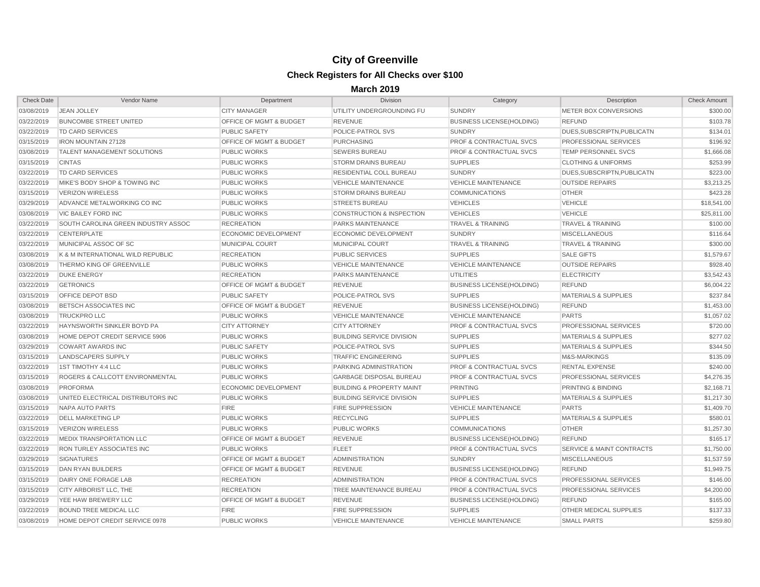# City of Greenville

## Check Registers for All Checks over $100

### March 2019

| Check Date | Vendor Name | Department | Division | Category | Description | Check Amount |
|---|---|---|---|---|---|---|
| 03/08/2019 | JEAN JOLLEY | CITY MANAGER | UTILITY UNDERGROUNDING FU | SUNDRY | METER BOX CONVERSIONS | $300.00 |
| 03/22/2019 | BUNCOMBE STREET UNITED | OFFICE OF MGMT & BUDGET | REVENUE | BUSINESS LICENSE(HOLDING) | REFUND | $103.78 |
| 03/22/2019 | TD CARD SERVICES | PUBLIC SAFETY | POLICE-PATROL SVS | SUNDRY | DUES,SUBSCRIPTN,PUBLICATN | $134.01 |
| 03/15/2019 | IRON MOUNTAIN 27128 | OFFICE OF MGMT & BUDGET | PURCHASING | PROF & CONTRACTUAL SVCS | PROFESSIONAL SERVICES | $196.92 |
| 03/08/2019 | TALENT MANAGEMENT SOLUTIONS | PUBLIC WORKS | SEWERS BUREAU | PROF & CONTRACTUAL SVCS | TEMP PERSONNEL SVCS | $1,666.08 |
| 03/15/2019 | CINTAS | PUBLIC WORKS | STORM DRAINS BUREAU | SUPPLIES | CLOTHING & UNIFORMS | $253.99 |
| 03/22/2019 | TD CARD SERVICES | PUBLIC WORKS | RESIDENTIAL COLL BUREAU | SUNDRY | DUES,SUBSCRIPTN,PUBLICATN | $223.00 |
| 03/22/2019 | MIKE'S BODY SHOP & TOWING INC | PUBLIC WORKS | VEHICLE MAINTENANCE | VEHICLE MAINTENANCE | OUTSIDE REPAIRS | $3,213.25 |
| 03/15/2019 | VERIZON WIRELESS | PUBLIC WORKS | STORM DRAINS BUREAU | COMMUNICATIONS | OTHER | $423.28 |
| 03/29/2019 | ADVANCE METALWORKING CO INC | PUBLIC WORKS | STREETS BUREAU | VEHICLES | VEHICLE | $18,541.00 |
| 03/08/2019 | VIC BAILEY FORD INC | PUBLIC WORKS | CONSTRUCTION & INSPECTION | VEHICLES | VEHICLE | $25,811.00 |
| 03/22/2019 | SOUTH CAROLINA GREEN INDUSTRY ASSOC | RECREATION | PARKS MAINTENANCE | TRAVEL & TRAINING | TRAVEL & TRAINING | $100.00 |
| 03/22/2019 | CENTERPLATE | ECONOMIC DEVELOPMENT | ECONOMIC DEVELOPMENT | SUNDRY | MISCELLANEOUS | $116.64 |
| 03/22/2019 | MUNICIPAL ASSOC OF SC | MUNICIPAL COURT | MUNICIPAL COURT | TRAVEL & TRAINING | TRAVEL & TRAINING | $300.00 |
| 03/08/2019 | K & M INTERNATIONAL WILD REPUBLIC | RECREATION | PUBLIC SERVICES | SUPPLIES | SALE GIFTS | $1,579.67 |
| 03/08/2019 | THERMO KING OF GREENVILLE | PUBLIC WORKS | VEHICLE MAINTENANCE | VEHICLE MAINTENANCE | OUTSIDE REPAIRS | $928.40 |
| 03/22/2019 | DUKE ENERGY | RECREATION | PARKS MAINTENANCE | UTILITIES | ELECTRICITY | $3,542.43 |
| 03/22/2019 | GETRONICS | OFFICE OF MGMT & BUDGET | REVENUE | BUSINESS LICENSE(HOLDING) | REFUND | $6,004.22 |
| 03/15/2019 | OFFICE DEPOT BSD | PUBLIC SAFETY | POLICE-PATROL SVS | SUPPLIES | MATERIALS & SUPPLIES | $237.84 |
| 03/08/2019 | BETSCH ASSOCIATES INC | OFFICE OF MGMT & BUDGET | REVENUE | BUSINESS LICENSE(HOLDING) | REFUND | $1,453.00 |
| 03/08/2019 | TRUCKPRO LLC | PUBLIC WORKS | VEHICLE MAINTENANCE | VEHICLE MAINTENANCE | PARTS | $1,057.02 |
| 03/22/2019 | HAYNSWORTH SINKLER BOYD PA | CITY ATTORNEY | CITY ATTORNEY | PROF & CONTRACTUAL SVCS | PROFESSIONAL SERVICES | $720.00 |
| 03/08/2019 | HOME DEPOT CREDIT SERVICE 5906 | PUBLIC WORKS | BUILDING SERVICE DIVISION | SUPPLIES | MATERIALS & SUPPLIES | $277.02 |
| 03/29/2019 | COWART AWARDS INC | PUBLIC SAFETY | POLICE-PATROL SVS | SUPPLIES | MATERIALS & SUPPLIES | $344.50 |
| 03/15/2019 | LANDSCAPERS SUPPLY | PUBLIC WORKS | TRAFFIC ENGINEERING | SUPPLIES | M&S-MARKINGS | $135.09 |
| 03/22/2019 | 1ST TIMOTHY 4:4 LLC | PUBLIC WORKS | PARKING ADMINISTRATION | PROF & CONTRACTUAL SVCS | RENTAL EXPENSE | $240.00 |
| 03/15/2019 | ROGERS & CALLCOTT ENVIRONMENTAL | PUBLIC WORKS | GARBAGE DISPOSAL BUREAU | PROF & CONTRACTUAL SVCS | PROFESSIONAL SERVICES | $4,276.35 |
| 03/08/2019 | PROFORMA | ECONOMIC DEVELOPMENT | BUILDING & PROPERTY MAINT | PRINTING | PRINTING & BINDING | $2,168.71 |
| 03/08/2019 | UNITED ELECTRICAL DISTRIBUTORS INC | PUBLIC WORKS | BUILDING SERVICE DIVISION | SUPPLIES | MATERIALS & SUPPLIES | $1,217.30 |
| 03/15/2019 | NAPA AUTO PARTS | FIRE | FIRE SUPPRESSION | VEHICLE MAINTENANCE | PARTS | $1,409.70 |
| 03/22/2019 | DELL MARKETING LP | PUBLIC WORKS | RECYCLING | SUPPLIES | MATERIALS & SUPPLIES | $580.01 |
| 03/15/2019 | VERIZON WIRELESS | PUBLIC WORKS | PUBLIC WORKS | COMMUNICATIONS | OTHER | $1,257.30 |
| 03/22/2019 | MEDIX TRANSPORTATION LLC | OFFICE OF MGMT & BUDGET | REVENUE | BUSINESS LICENSE(HOLDING) | REFUND | $165.17 |
| 03/22/2019 | RON TURLEY ASSOCIATES INC | PUBLIC WORKS | FLEET | PROF & CONTRACTUAL SVCS | SERVICE & MAINT CONTRACTS | $1,750.00 |
| 03/29/2019 | SIGNATURES | OFFICE OF MGMT & BUDGET | ADMINISTRATION | SUNDRY | MISCELLANEOUS | $1,537.59 |
| 03/15/2019 | DAN RYAN BUILDERS | OFFICE OF MGMT & BUDGET | REVENUE | BUSINESS LICENSE(HOLDING) | REFUND | $1,949.75 |
| 03/15/2019 | DAIRY ONE FORAGE LAB | RECREATION | ADMINISTRATION | PROF & CONTRACTUAL SVCS | PROFESSIONAL SERVICES | $146.00 |
| 03/15/2019 | CITY ARBORIST LLC, THE | RECREATION | TREE MAINTENANCE BUREAU | PROF & CONTRACTUAL SVCS | PROFESSIONAL SERVICES | $4,200.00 |
| 03/29/2019 | YEE HAW BREWERY LLC | OFFICE OF MGMT & BUDGET | REVENUE | BUSINESS LICENSE(HOLDING) | REFUND | $165.00 |
| 03/22/2019 | BOUND TREE MEDICAL LLC | FIRE | FIRE SUPPRESSION | SUPPLIES | OTHER MEDICAL SUPPLIES | $137.33 |
| 03/08/2019 | HOME DEPOT CREDIT SERVICE 0978 | PUBLIC WORKS | VEHICLE MAINTENANCE | VEHICLE MAINTENANCE | SMALL PARTS | $259.80 |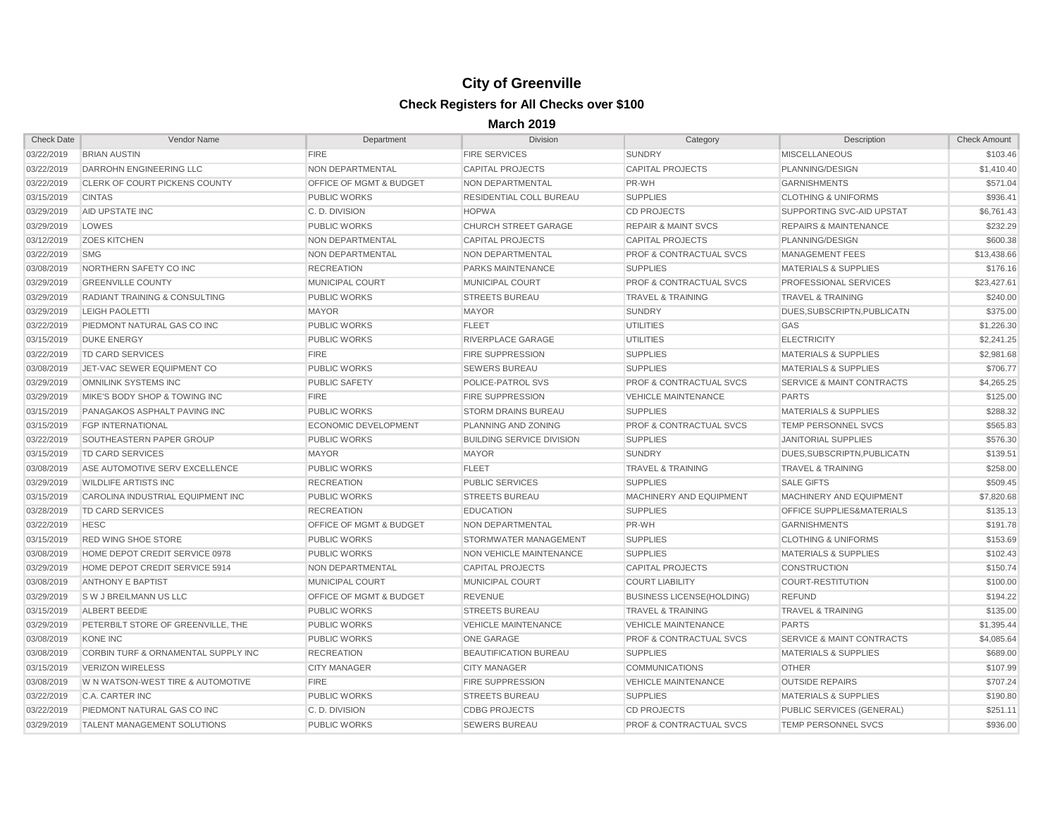# City of Greenville

## Check Registers for All Checks over $100

### March 2019

| Check Date | Vendor Name | Department | Division | Category | Description | Check Amount |
|---|---|---|---|---|---|---|
| 03/22/2019 | BRIAN AUSTIN | FIRE | FIRE SERVICES | SUNDRY | MISCELLANEOUS | $103.46 |
| 03/22/2019 | DARROHN ENGINEERING LLC | NON DEPARTMENTAL | CAPITAL PROJECTS | CAPITAL PROJECTS | PLANNING/DESIGN | $1,410.40 |
| 03/22/2019 | CLERK OF COURT PICKENS COUNTY | OFFICE OF MGMT & BUDGET | NON DEPARTMENTAL | PR-WH | GARNISHMENTS | $571.04 |
| 03/15/2019 | CINTAS | PUBLIC WORKS | RESIDENTIAL COLL BUREAU | SUPPLIES | CLOTHING & UNIFORMS | $936.41 |
| 03/29/2019 | AID UPSTATE INC | C. D. DIVISION | HOPWA | CD PROJECTS | SUPPORTING SVC-AID UPSTAT | $6,761.43 |
| 03/29/2019 | LOWES | PUBLIC WORKS | CHURCH STREET GARAGE | REPAIR & MAINT SVCS | REPAIRS & MAINTENANCE | $232.29 |
| 03/12/2019 | ZOES KITCHEN | NON DEPARTMENTAL | CAPITAL PROJECTS | CAPITAL PROJECTS | PLANNING/DESIGN | $600.38 |
| 03/22/2019 | SMG | NON DEPARTMENTAL | NON DEPARTMENTAL | PROF & CONTRACTUAL SVCS | MANAGEMENT FEES | $13,438.66 |
| 03/08/2019 | NORTHERN SAFETY CO INC | RECREATION | PARKS MAINTENANCE | SUPPLIES | MATERIALS & SUPPLIES | $176.16 |
| 03/29/2019 | GREENVILLE COUNTY | MUNICIPAL COURT | MUNICIPAL COURT | PROF & CONTRACTUAL SVCS | PROFESSIONAL SERVICES | $23,427.61 |
| 03/29/2019 | RADIANT TRAINING & CONSULTING | PUBLIC WORKS | STREETS BUREAU | TRAVEL & TRAINING | TRAVEL & TRAINING | $240.00 |
| 03/29/2019 | LEIGH PAOLETTI | MAYOR | MAYOR | SUNDRY | DUES,SUBSCRIPTN,PUBLICATN | $375.00 |
| 03/22/2019 | PIEDMONT NATURAL GAS CO INC | PUBLIC WORKS | FLEET | UTILITIES | GAS | $1,226.30 |
| 03/15/2019 | DUKE ENERGY | PUBLIC WORKS | RIVERPLACE GARAGE | UTILITIES | ELECTRICITY | $2,241.25 |
| 03/22/2019 | TD CARD SERVICES | FIRE | FIRE SUPPRESSION | SUPPLIES | MATERIALS & SUPPLIES | $2,981.68 |
| 03/08/2019 | JET-VAC SEWER EQUIPMENT CO | PUBLIC WORKS | SEWERS BUREAU | SUPPLIES | MATERIALS & SUPPLIES | $706.77 |
| 03/29/2019 | OMNILINK SYSTEMS INC | PUBLIC SAFETY | POLICE-PATROL SVS | PROF & CONTRACTUAL SVCS | SERVICE & MAINT CONTRACTS | $4,265.25 |
| 03/29/2019 | MIKE'S BODY SHOP & TOWING INC | FIRE | FIRE SUPPRESSION | VEHICLE MAINTENANCE | PARTS | $125.00 |
| 03/15/2019 | PANAGAKOS ASPHALT PAVING INC | PUBLIC WORKS | STORM DRAINS BUREAU | SUPPLIES | MATERIALS & SUPPLIES | $288.32 |
| 03/15/2019 | FGP INTERNATIONAL | ECONOMIC DEVELOPMENT | PLANNING AND ZONING | PROF & CONTRACTUAL SVCS | TEMP PERSONNEL SVCS | $565.83 |
| 03/22/2019 | SOUTHEASTERN PAPER GROUP | PUBLIC WORKS | BUILDING SERVICE DIVISION | SUPPLIES | JANITORIAL SUPPLIES | $576.30 |
| 03/15/2019 | TD CARD SERVICES | MAYOR | MAYOR | SUNDRY | DUES,SUBSCRIPTN,PUBLICATN | $139.51 |
| 03/08/2019 | ASE AUTOMOTIVE SERV EXCELLENCE | PUBLIC WORKS | FLEET | TRAVEL & TRAINING | TRAVEL & TRAINING | $258.00 |
| 03/29/2019 | WILDLIFE ARTISTS INC | RECREATION | PUBLIC SERVICES | SUPPLIES | SALE GIFTS | $509.45 |
| 03/15/2019 | CAROLINA INDUSTRIAL EQUIPMENT INC | PUBLIC WORKS | STREETS BUREAU | MACHINERY AND EQUIPMENT | MACHINERY AND EQUIPMENT | $7,820.68 |
| 03/28/2019 | TD CARD SERVICES | RECREATION | EDUCATION | SUPPLIES | OFFICE SUPPLIES&MATERIALS | $135.13 |
| 03/22/2019 | HESC | OFFICE OF MGMT & BUDGET | NON DEPARTMENTAL | PR-WH | GARNISHMENTS | $191.78 |
| 03/15/2019 | RED WING SHOE STORE | PUBLIC WORKS | STORMWATER MANAGEMENT | SUPPLIES | CLOTHING & UNIFORMS | $153.69 |
| 03/08/2019 | HOME DEPOT CREDIT SERVICE 0978 | PUBLIC WORKS | NON VEHICLE MAINTENANCE | SUPPLIES | MATERIALS & SUPPLIES | $102.43 |
| 03/29/2019 | HOME DEPOT CREDIT SERVICE 5914 | NON DEPARTMENTAL | CAPITAL PROJECTS | CAPITAL PROJECTS | CONSTRUCTION | $150.74 |
| 03/08/2019 | ANTHONY E BAPTIST | MUNICIPAL COURT | MUNICIPAL COURT | COURT LIABILITY | COURT-RESTITUTION | $100.00 |
| 03/29/2019 | S W J BREILMANN US LLC | OFFICE OF MGMT & BUDGET | REVENUE | BUSINESS LICENSE(HOLDING) | REFUND | $194.22 |
| 03/15/2019 | ALBERT BEEDIE | PUBLIC WORKS | STREETS BUREAU | TRAVEL & TRAINING | TRAVEL & TRAINING | $135.00 |
| 03/29/2019 | PETERBILT STORE OF GREENVILLE, THE | PUBLIC WORKS | VEHICLE MAINTENANCE | VEHICLE MAINTENANCE | PARTS | $1,395.44 |
| 03/08/2019 | KONE INC | PUBLIC WORKS | ONE GARAGE | PROF & CONTRACTUAL SVCS | SERVICE & MAINT CONTRACTS | $4,085.64 |
| 03/08/2019 | CORBIN TURF & ORNAMENTAL SUPPLY INC | RECREATION | BEAUTIFICATION BUREAU | SUPPLIES | MATERIALS & SUPPLIES | $689.00 |
| 03/15/2019 | VERIZON WIRELESS | CITY MANAGER | CITY MANAGER | COMMUNICATIONS | OTHER | $107.99 |
| 03/08/2019 | W N WATSON-WEST TIRE & AUTOMOTIVE | FIRE | FIRE SUPPRESSION | VEHICLE MAINTENANCE | OUTSIDE REPAIRS | $707.24 |
| 03/22/2019 | C.A. CARTER INC | PUBLIC WORKS | STREETS BUREAU | SUPPLIES | MATERIALS & SUPPLIES | $190.80 |
| 03/22/2019 | PIEDMONT NATURAL GAS CO INC | C. D. DIVISION | CDBG PROJECTS | CD PROJECTS | PUBLIC SERVICES (GENERAL) | $251.11 |
| 03/29/2019 | TALENT MANAGEMENT SOLUTIONS | PUBLIC WORKS | SEWERS BUREAU | PROF & CONTRACTUAL SVCS | TEMP PERSONNEL SVCS | $936.00 |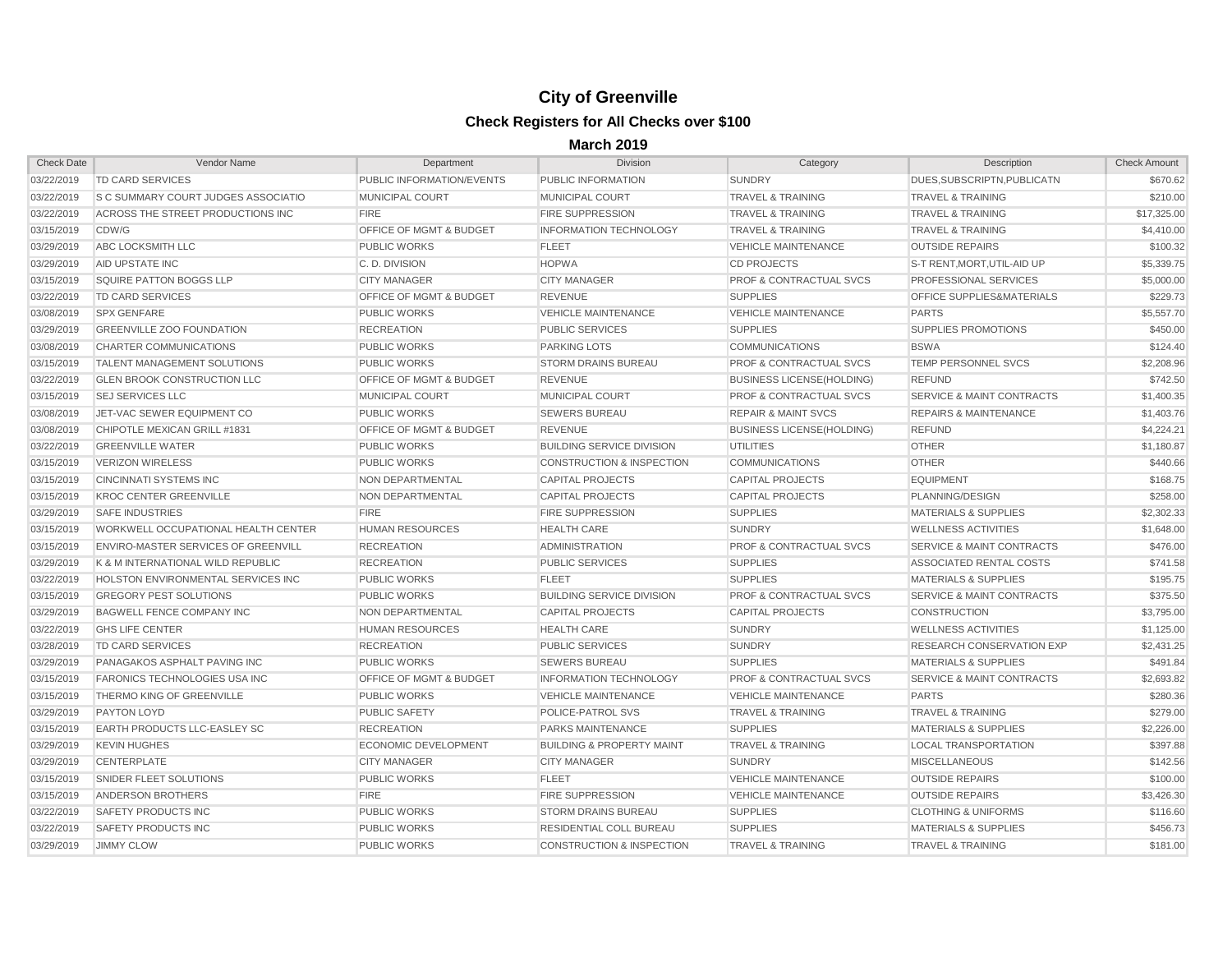# City of Greenville

## Check Registers for All Checks over $100

### March 2019

| Check Date | Vendor Name | Department | Division | Category | Description | Check Amount |
|---|---|---|---|---|---|---|
| 03/22/2019 | TD CARD SERVICES | PUBLIC INFORMATION/EVENTS | PUBLIC INFORMATION | SUNDRY | DUES,SUBSCRIPTN,PUBLICATN | $670.62 |
| 03/22/2019 | S C SUMMARY COURT JUDGES ASSOCIATIO | MUNICIPAL COURT | MUNICIPAL COURT | TRAVEL & TRAINING | TRAVEL & TRAINING | $210.00 |
| 03/22/2019 | ACROSS THE STREET PRODUCTIONS INC | FIRE | FIRE SUPPRESSION | TRAVEL & TRAINING | TRAVEL & TRAINING | $17,325.00 |
| 03/15/2019 | CDW/G | OFFICE OF MGMT & BUDGET | INFORMATION TECHNOLOGY | TRAVEL & TRAINING | TRAVEL & TRAINING | $4,410.00 |
| 03/29/2019 | ABC LOCKSMITH LLC | PUBLIC WORKS | FLEET | VEHICLE MAINTENANCE | OUTSIDE REPAIRS | $100.32 |
| 03/29/2019 | AID UPSTATE INC | C. D. DIVISION | HOPWA | CD PROJECTS | S-T RENT,MORT,UTIL-AID UP | $5,339.75 |
| 03/15/2019 | SQUIRE PATTON BOGGS LLP | CITY MANAGER | CITY MANAGER | PROF & CONTRACTUAL SVCS | PROFESSIONAL SERVICES | $5,000.00 |
| 03/22/2019 | TD CARD SERVICES | OFFICE OF MGMT & BUDGET | REVENUE | SUPPLIES | OFFICE SUPPLIES&MATERIALS | $229.73 |
| 03/08/2019 | SPX GENFARE | PUBLIC WORKS | VEHICLE MAINTENANCE | VEHICLE MAINTENANCE | PARTS | $5,557.70 |
| 03/29/2019 | GREENVILLE ZOO FOUNDATION | RECREATION | PUBLIC SERVICES | SUPPLIES | SUPPLIES PROMOTIONS | $450.00 |
| 03/08/2019 | CHARTER COMMUNICATIONS | PUBLIC WORKS | PARKING LOTS | COMMUNICATIONS | BSWA | $124.40 |
| 03/15/2019 | TALENT MANAGEMENT SOLUTIONS | PUBLIC WORKS | STORM DRAINS BUREAU | PROF & CONTRACTUAL SVCS | TEMP PERSONNEL SVCS | $2,208.96 |
| 03/22/2019 | GLEN BROOK CONSTRUCTION LLC | OFFICE OF MGMT & BUDGET | REVENUE | BUSINESS LICENSE(HOLDING) | REFUND | $742.50 |
| 03/15/2019 | SEJ SERVICES LLC | MUNICIPAL COURT | MUNICIPAL COURT | PROF & CONTRACTUAL SVCS | SERVICE & MAINT CONTRACTS | $1,400.35 |
| 03/08/2019 | JET-VAC SEWER EQUIPMENT CO | PUBLIC WORKS | SEWERS BUREAU | REPAIR & MAINT SVCS | REPAIRS & MAINTENANCE | $1,403.76 |
| 03/08/2019 | CHIPOTLE MEXICAN GRILL #1831 | OFFICE OF MGMT & BUDGET | REVENUE | BUSINESS LICENSE(HOLDING) | REFUND | $4,224.21 |
| 03/22/2019 | GREENVILLE WATER | PUBLIC WORKS | BUILDING SERVICE DIVISION | UTILITIES | OTHER | $1,180.87 |
| 03/15/2019 | VERIZON WIRELESS | PUBLIC WORKS | CONSTRUCTION & INSPECTION | COMMUNICATIONS | OTHER | $440.66 |
| 03/15/2019 | CINCINNATI SYSTEMS INC | NON DEPARTMENTAL | CAPITAL PROJECTS | CAPITAL PROJECTS | EQUIPMENT | $168.75 |
| 03/15/2019 | KROC CENTER GREENVILLE | NON DEPARTMENTAL | CAPITAL PROJECTS | CAPITAL PROJECTS | PLANNING/DESIGN | $258.00 |
| 03/29/2019 | SAFE INDUSTRIES | FIRE | FIRE SUPPRESSION | SUPPLIES | MATERIALS & SUPPLIES | $2,302.33 |
| 03/15/2019 | WORKWELL OCCUPATIONAL HEALTH CENTER | HUMAN RESOURCES | HEALTH CARE | SUNDRY | WELLNESS ACTIVITIES | $1,648.00 |
| 03/15/2019 | ENVIRO-MASTER SERVICES OF GREENVILL | RECREATION | ADMINISTRATION | PROF & CONTRACTUAL SVCS | SERVICE & MAINT CONTRACTS | $476.00 |
| 03/29/2019 | K & M INTERNATIONAL WILD REPUBLIC | RECREATION | PUBLIC SERVICES | SUPPLIES | ASSOCIATED RENTAL COSTS | $741.58 |
| 03/22/2019 | HOLSTON ENVIRONMENTAL SERVICES INC | PUBLIC WORKS | FLEET | SUPPLIES | MATERIALS & SUPPLIES | $195.75 |
| 03/15/2019 | GREGORY PEST SOLUTIONS | PUBLIC WORKS | BUILDING SERVICE DIVISION | PROF & CONTRACTUAL SVCS | SERVICE & MAINT CONTRACTS | $375.50 |
| 03/29/2019 | BAGWELL FENCE COMPANY INC | NON DEPARTMENTAL | CAPITAL PROJECTS | CAPITAL PROJECTS | CONSTRUCTION | $3,795.00 |
| 03/22/2019 | GHS LIFE CENTER | HUMAN RESOURCES | HEALTH CARE | SUNDRY | WELLNESS ACTIVITIES | $1,125.00 |
| 03/28/2019 | TD CARD SERVICES | RECREATION | PUBLIC SERVICES | SUNDRY | RESEARCH CONSERVATION EXP | $2,431.25 |
| 03/29/2019 | PANAGAKOS ASPHALT PAVING INC | PUBLIC WORKS | SEWERS BUREAU | SUPPLIES | MATERIALS & SUPPLIES | $491.84 |
| 03/15/2019 | FARONICS TECHNOLOGIES USA INC | OFFICE OF MGMT & BUDGET | INFORMATION TECHNOLOGY | PROF & CONTRACTUAL SVCS | SERVICE & MAINT CONTRACTS | $2,693.82 |
| 03/15/2019 | THERMO KING OF GREENVILLE | PUBLIC WORKS | VEHICLE MAINTENANCE | VEHICLE MAINTENANCE | PARTS | $280.36 |
| 03/29/2019 | PAYTON LOYD | PUBLIC SAFETY | POLICE-PATROL SVS | TRAVEL & TRAINING | TRAVEL & TRAINING | $279.00 |
| 03/15/2019 | EARTH PRODUCTS LLC-EASLEY SC | RECREATION | PARKS MAINTENANCE | SUPPLIES | MATERIALS & SUPPLIES | $2,226.00 |
| 03/29/2019 | KEVIN HUGHES | ECONOMIC DEVELOPMENT | BUILDING & PROPERTY MAINT | TRAVEL & TRAINING | LOCAL TRANSPORTATION | $397.88 |
| 03/29/2019 | CENTERPLATE | CITY MANAGER | CITY MANAGER | SUNDRY | MISCELLANEOUS | $142.56 |
| 03/15/2019 | SNIDER FLEET SOLUTIONS | PUBLIC WORKS | FLEET | VEHICLE MAINTENANCE | OUTSIDE REPAIRS | $100.00 |
| 03/15/2019 | ANDERSON BROTHERS | FIRE | FIRE SUPPRESSION | VEHICLE MAINTENANCE | OUTSIDE REPAIRS | $3,426.30 |
| 03/22/2019 | SAFETY PRODUCTS INC | PUBLIC WORKS | STORM DRAINS BUREAU | SUPPLIES | CLOTHING & UNIFORMS | $116.60 |
| 03/22/2019 | SAFETY PRODUCTS INC | PUBLIC WORKS | RESIDENTIAL COLL BUREAU | SUPPLIES | MATERIALS & SUPPLIES | $456.73 |
| 03/29/2019 | JIMMY CLOW | PUBLIC WORKS | CONSTRUCTION & INSPECTION | TRAVEL & TRAINING | TRAVEL & TRAINING | $181.00 |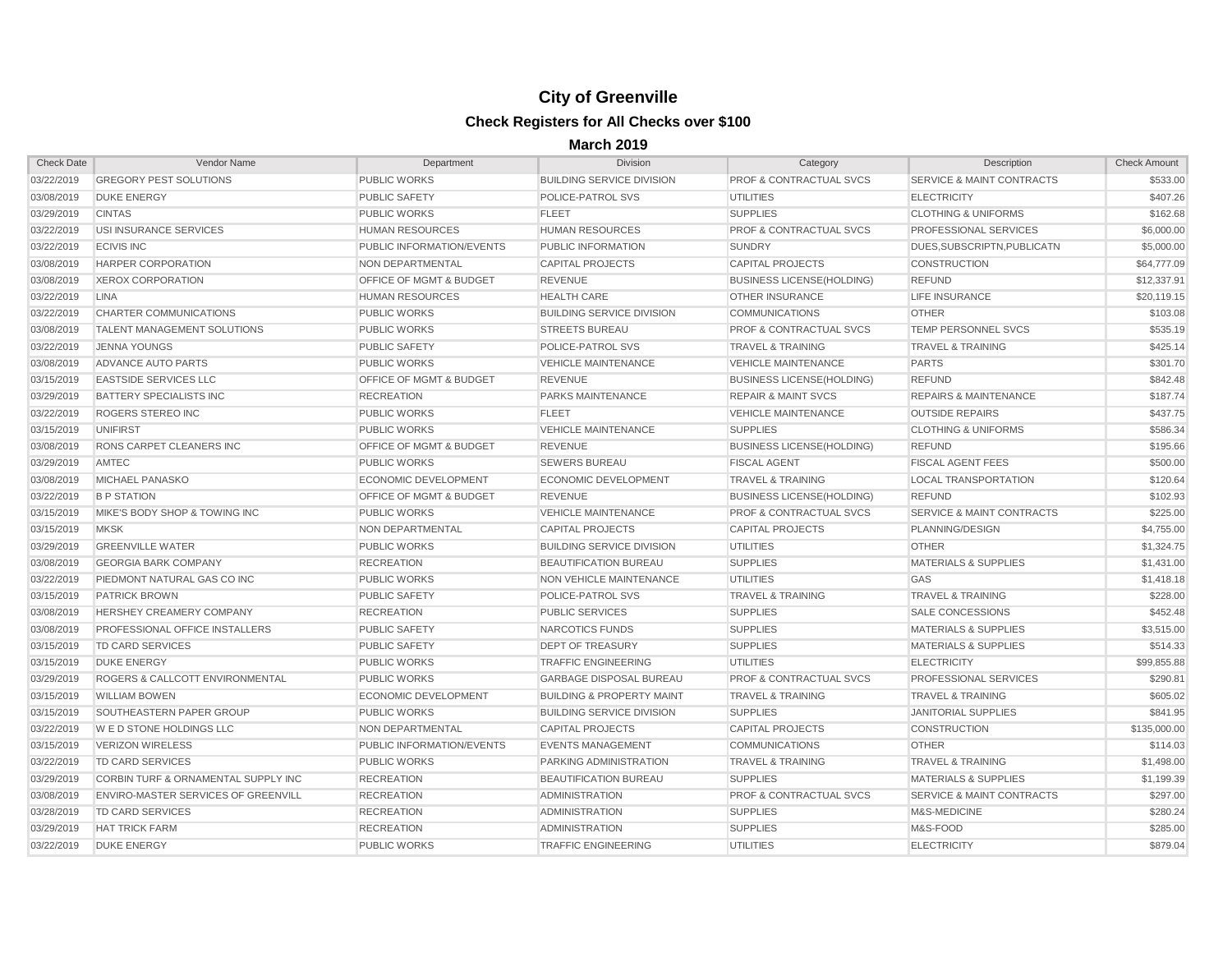# City of Greenville

## Check Registers for All Checks over $100

### March 2019

| Check Date | Vendor Name | Department | Division | Category | Description | Check Amount |
|---|---|---|---|---|---|---|
| 03/22/2019 | GREGORY PEST SOLUTIONS | PUBLIC WORKS | BUILDING SERVICE DIVISION | PROF & CONTRACTUAL SVCS | SERVICE & MAINT CONTRACTS | $533.00 |
| 03/08/2019 | DUKE ENERGY | PUBLIC SAFETY | POLICE-PATROL SVS | UTILITIES | ELECTRICITY | $407.26 |
| 03/29/2019 | CINTAS | PUBLIC WORKS | FLEET | SUPPLIES | CLOTHING & UNIFORMS | $162.68 |
| 03/22/2019 | USI INSURANCE SERVICES | HUMAN RESOURCES | HUMAN RESOURCES | PROF & CONTRACTUAL SVCS | PROFESSIONAL SERVICES | $6,000.00 |
| 03/22/2019 | ECIVIS INC | PUBLIC INFORMATION/EVENTS | PUBLIC INFORMATION | SUNDRY | DUES,SUBSCRIPTN,PUBLICATN | $5,000.00 |
| 03/08/2019 | HARPER CORPORATION | NON DEPARTMENTAL | CAPITAL PROJECTS | CAPITAL PROJECTS | CONSTRUCTION | $64,777.09 |
| 03/08/2019 | XEROX CORPORATION | OFFICE OF MGMT & BUDGET | REVENUE | BUSINESS LICENSE(HOLDING) | REFUND | $12,337.91 |
| 03/22/2019 | LINA | HUMAN RESOURCES | HEALTH CARE | OTHER INSURANCE | LIFE INSURANCE | $20,119.15 |
| 03/22/2019 | CHARTER COMMUNICATIONS | PUBLIC WORKS | BUILDING SERVICE DIVISION | COMMUNICATIONS | OTHER | $103.08 |
| 03/08/2019 | TALENT MANAGEMENT SOLUTIONS | PUBLIC WORKS | STREETS BUREAU | PROF & CONTRACTUAL SVCS | TEMP PERSONNEL SVCS | $535.19 |
| 03/22/2019 | JENNA YOUNGS | PUBLIC SAFETY | POLICE-PATROL SVS | TRAVEL & TRAINING | TRAVEL & TRAINING | $425.14 |
| 03/08/2019 | ADVANCE AUTO PARTS | PUBLIC WORKS | VEHICLE MAINTENANCE | VEHICLE MAINTENANCE | PARTS | $301.70 |
| 03/15/2019 | EASTSIDE SERVICES LLC | OFFICE OF MGMT & BUDGET | REVENUE | BUSINESS LICENSE(HOLDING) | REFUND | $842.48 |
| 03/29/2019 | BATTERY SPECIALISTS INC | RECREATION | PARKS MAINTENANCE | REPAIR & MAINT SVCS | REPAIRS & MAINTENANCE | $187.74 |
| 03/22/2019 | ROGERS STEREO INC | PUBLIC WORKS | FLEET | VEHICLE MAINTENANCE | OUTSIDE REPAIRS | $437.75 |
| 03/15/2019 | UNIFIRST | PUBLIC WORKS | VEHICLE MAINTENANCE | SUPPLIES | CLOTHING & UNIFORMS | $586.34 |
| 03/08/2019 | RONS CARPET CLEANERS INC | OFFICE OF MGMT & BUDGET | REVENUE | BUSINESS LICENSE(HOLDING) | REFUND | $195.66 |
| 03/29/2019 | AMTEC | PUBLIC WORKS | SEWERS BUREAU | FISCAL AGENT | FISCAL AGENT FEES | $500.00 |
| 03/08/2019 | MICHAEL PANASKO | ECONOMIC DEVELOPMENT | ECONOMIC DEVELOPMENT | TRAVEL & TRAINING | LOCAL TRANSPORTATION | $120.64 |
| 03/22/2019 | B P STATION | OFFICE OF MGMT & BUDGET | REVENUE | BUSINESS LICENSE(HOLDING) | REFUND | $102.93 |
| 03/15/2019 | MIKE'S BODY SHOP & TOWING INC | PUBLIC WORKS | VEHICLE MAINTENANCE | PROF & CONTRACTUAL SVCS | SERVICE & MAINT CONTRACTS | $225.00 |
| 03/15/2019 | MKSK | NON DEPARTMENTAL | CAPITAL PROJECTS | CAPITAL PROJECTS | PLANNING/DESIGN | $4,755.00 |
| 03/29/2019 | GREENVILLE WATER | PUBLIC WORKS | BUILDING SERVICE DIVISION | UTILITIES | OTHER | $1,324.75 |
| 03/08/2019 | GEORGIA BARK COMPANY | RECREATION | BEAUTIFICATION BUREAU | SUPPLIES | MATERIALS & SUPPLIES | $1,431.00 |
| 03/22/2019 | PIEDMONT NATURAL GAS CO INC | PUBLIC WORKS | NON VEHICLE MAINTENANCE | UTILITIES | GAS | $1,418.18 |
| 03/15/2019 | PATRICK BROWN | PUBLIC SAFETY | POLICE-PATROL SVS | TRAVEL & TRAINING | TRAVEL & TRAINING | $228.00 |
| 03/08/2019 | HERSHEY CREAMERY COMPANY | RECREATION | PUBLIC SERVICES | SUPPLIES | SALE CONCESSIONS | $452.48 |
| 03/08/2019 | PROFESSIONAL OFFICE INSTALLERS | PUBLIC SAFETY | NARCOTICS FUNDS | SUPPLIES | MATERIALS & SUPPLIES | $3,515.00 |
| 03/15/2019 | TD CARD SERVICES | PUBLIC SAFETY | DEPT OF TREASURY | SUPPLIES | MATERIALS & SUPPLIES | $514.33 |
| 03/15/2019 | DUKE ENERGY | PUBLIC WORKS | TRAFFIC ENGINEERING | UTILITIES | ELECTRICITY | $99,855.88 |
| 03/29/2019 | ROGERS & CALLCOTT ENVIRONMENTAL | PUBLIC WORKS | GARBAGE DISPOSAL BUREAU | PROF & CONTRACTUAL SVCS | PROFESSIONAL SERVICES | $290.81 |
| 03/15/2019 | WILLIAM BOWEN | ECONOMIC DEVELOPMENT | BUILDING & PROPERTY MAINT | TRAVEL & TRAINING | TRAVEL & TRAINING | $605.02 |
| 03/15/2019 | SOUTHEASTERN PAPER GROUP | PUBLIC WORKS | BUILDING SERVICE DIVISION | SUPPLIES | JANITORIAL SUPPLIES | $841.95 |
| 03/22/2019 | W E D STONE HOLDINGS LLC | NON DEPARTMENTAL | CAPITAL PROJECTS | CAPITAL PROJECTS | CONSTRUCTION | $135,000.00 |
| 03/15/2019 | VERIZON WIRELESS | PUBLIC INFORMATION/EVENTS | EVENTS MANAGEMENT | COMMUNICATIONS | OTHER | $114.03 |
| 03/22/2019 | TD CARD SERVICES | PUBLIC WORKS | PARKING ADMINISTRATION | TRAVEL & TRAINING | TRAVEL & TRAINING | $1,498.00 |
| 03/29/2019 | CORBIN TURF & ORNAMENTAL SUPPLY INC | RECREATION | BEAUTIFICATION BUREAU | SUPPLIES | MATERIALS & SUPPLIES | $1,199.39 |
| 03/08/2019 | ENVIRO-MASTER SERVICES OF GREENVILL | RECREATION | ADMINISTRATION | PROF & CONTRACTUAL SVCS | SERVICE & MAINT CONTRACTS | $297.00 |
| 03/28/2019 | TD CARD SERVICES | RECREATION | ADMINISTRATION | SUPPLIES | M&S-MEDICINE | $280.24 |
| 03/29/2019 | HAT TRICK FARM | RECREATION | ADMINISTRATION | SUPPLIES | M&S-FOOD | $285.00 |
| 03/22/2019 | DUKE ENERGY | PUBLIC WORKS | TRAFFIC ENGINEERING | UTILITIES | ELECTRICITY | $879.04 |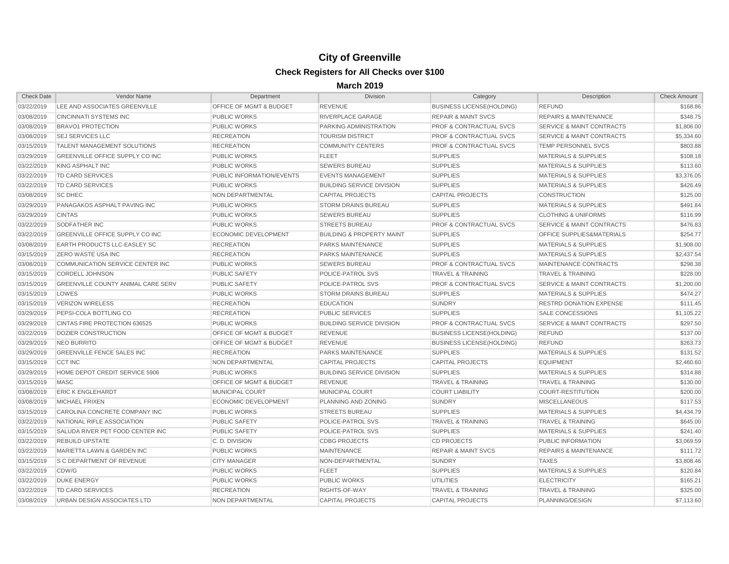# City of Greenville

## Check Registers for All Checks over $100

### March 2019

| Check Date | Vendor Name | Department | Division | Category | Description | Check Amount |
|---|---|---|---|---|---|---|
| 03/22/2019 | LEE AND ASSOCIATES GREENVILLE | OFFICE OF MGMT & BUDGET | REVENUE | BUSINESS LICENSE(HOLDING) | REFUND | $168.86 |
| 03/08/2019 | CINCINNATI SYSTEMS INC | PUBLIC WORKS | RIVERPLACE GARAGE | REPAIR & MAINT SVCS | REPAIRS & MAINTENANCE | $348.75 |
| 03/08/2019 | BRAVO1 PROTECTION | PUBLIC WORKS | PARKING ADMINISTRATION | PROF & CONTRACTUAL SVCS | SERVICE & MAINT CONTRACTS | $1,806.00 |
| 03/08/2019 | SEJ SERVICES LLC | RECREATION | TOURISM DISTRICT | PROF & CONTRACTUAL SVCS | SERVICE & MAINT CONTRACTS | $5,334.60 |
| 03/15/2019 | TALENT MANAGEMENT SOLUTIONS | RECREATION | COMMUNITY CENTERS | PROF & CONTRACTUAL SVCS | TEMP PERSONNEL SVCS | $803.88 |
| 03/29/2019 | GREENVILLE OFFICE SUPPLY CO INC | PUBLIC WORKS | FLEET | SUPPLIES | MATERIALS & SUPPLIES | $108.18 |
| 03/22/2019 | KING ASPHALT INC | PUBLIC WORKS | SEWERS BUREAU | SUPPLIES | MATERIALS & SUPPLIES | $113.60 |
| 03/22/2019 | TD CARD SERVICES | PUBLIC INFORMATION/EVENTS | EVENTS MANAGEMENT | SUPPLIES | MATERIALS & SUPPLIES | $3,376.05 |
| 03/22/2019 | TD CARD SERVICES | PUBLIC WORKS | BUILDING SERVICE DIVISION | SUPPLIES | MATERIALS & SUPPLIES | $426.49 |
| 03/08/2019 | SC DHEC | NON DEPARTMENTAL | CAPITAL PROJECTS | CAPITAL PROJECTS | CONSTRUCTION | $125.00 |
| 03/29/2019 | PANAGAKOS ASPHALT PAVING INC | PUBLIC WORKS | STORM DRAINS BUREAU | SUPPLIES | MATERIALS & SUPPLIES | $491.84 |
| 03/29/2019 | CINTAS | PUBLIC WORKS | SEWERS BUREAU | SUPPLIES | CLOTHING & UNIFORMS | $116.99 |
| 03/22/2019 | SODFATHER INC | PUBLIC WORKS | STREETS BUREAU | PROF & CONTRACTUAL SVCS | SERVICE & MAINT CONTRACTS | $476.83 |
| 03/22/2019 | GREENVILLE OFFICE SUPPLY CO INC | ECONOMIC DEVELOPMENT | BUILDING & PROPERTY MAINT | SUPPLIES | OFFICE SUPPLIES&MATERIALS | $254.77 |
| 03/08/2019 | EARTH PRODUCTS LLC-EASLEY SC | RECREATION | PARKS MAINTENANCE | SUPPLIES | MATERIALS & SUPPLIES | $1,908.00 |
| 03/15/2019 | ZERO WASTE USA INC | RECREATION | PARKS MAINTENANCE | SUPPLIES | MATERIALS & SUPPLIES | $2,437.54 |
| 03/08/2019 | COMMUNICATION SERVICE CENTER INC | PUBLIC WORKS | SEWERS BUREAU | PROF & CONTRACTUAL SVCS | MAINTENANCE CONTRACTS | $298.38 |
| 03/15/2019 | CORDELL JOHNSON | PUBLIC SAFETY | POLICE-PATROL SVS | TRAVEL & TRAINING | TRAVEL & TRAINING | $228.00 |
| 03/15/2019 | GREENVILLE COUNTY ANIMAL CARE SERV | PUBLIC SAFETY | POLICE-PATROL SVS | PROF & CONTRACTUAL SVCS | SERVICE & MAINT CONTRACTS | $1,200.00 |
| 03/15/2019 | LOWES | PUBLIC WORKS | STORM DRAINS BUREAU | SUPPLIES | MATERIALS & SUPPLIES | $474.27 |
| 03/15/2019 | VERIZON WIRELESS | RECREATION | EDUCATION | SUNDRY | RESTRD DONATION EXPENSE | $111.45 |
| 03/29/2019 | PEPSI-COLA BOTTLING CO | RECREATION | PUBLIC SERVICES | SUPPLIES | SALE CONCESSIONS | $1,105.22 |
| 03/29/2019 | CINTAS FIRE PROTECTION 636525 | PUBLIC WORKS | BUILDING SERVICE DIVISION | PROF & CONTRACTUAL SVCS | SERVICE & MAINT CONTRACTS | $297.50 |
| 03/22/2019 | DOZIER CONSTRUCTION | OFFICE OF MGMT & BUDGET | REVENUE | BUSINESS LICENSE(HOLDING) | REFUND | $137.00 |
| 03/29/2019 | NEO BURRITO | OFFICE OF MGMT & BUDGET | REVENUE | BUSINESS LICENSE(HOLDING) | REFUND | $263.73 |
| 03/29/2019 | GREENVILLE FENCE SALES INC | RECREATION | PARKS MAINTENANCE | SUPPLIES | MATERIALS & SUPPLIES | $131.52 |
| 03/15/2019 | CCT INC | NON DEPARTMENTAL | CAPITAL PROJECTS | CAPITAL PROJECTS | EQUIPMENT | $2,460.60 |
| 03/29/2019 | HOME DEPOT CREDIT SERVICE 5906 | PUBLIC WORKS | BUILDING SERVICE DIVISION | SUPPLIES | MATERIALS & SUPPLIES | $314.88 |
| 03/15/2019 | MASC | OFFICE OF MGMT & BUDGET | REVENUE | TRAVEL & TRAINING | TRAVEL & TRAINING | $130.00 |
| 03/08/2019 | ERIC K ENGLEHARDT | MUNICIPAL COURT | MUNICIPAL COURT | COURT LIABILITY | COURT-RESTITUTION | $200.00 |
| 03/08/2019 | MICHAEL FRIXEN | ECONOMIC DEVELOPMENT | PLANNING AND ZONING | SUNDRY | MISCELLANEOUS | $117.53 |
| 03/15/2019 | CAROLINA CONCRETE COMPANY INC | PUBLIC WORKS | STREETS BUREAU | SUPPLIES | MATERIALS & SUPPLIES | $4,434.79 |
| 03/22/2019 | NATIONAL RIFLE ASSOCIATION | PUBLIC SAFETY | POLICE-PATROL SVS | TRAVEL & TRAINING | TRAVEL & TRAINING | $645.00 |
| 03/15/2019 | SALUDA RIVER PET FOOD CENTER INC | PUBLIC SAFETY | POLICE-PATROL SVS | SUPPLIES | MATERIALS & SUPPLIES | $241.40 |
| 03/22/2019 | REBUILD UPSTATE | C. D. DIVISION | CDBG PROJECTS | CD PROJECTS | PUBLIC INFORMATION | $3,069.59 |
| 03/22/2019 | MARIETTA LAWN & GARDEN INC | PUBLIC WORKS | MAINTENANCE | REPAIR & MAINT SVCS | REPAIRS & MAINTENANCE | $111.72 |
| 03/15/2019 | S C DEPARTMENT OF REVENUE | CITY MANAGER | NON-DEPARTMENTAL | SUNDRY | TAXES | $3,808.46 |
| 03/22/2019 | CDW/G | PUBLIC WORKS | FLEET | SUPPLIES | MATERIALS & SUPPLIES | $120.84 |
| 03/22/2019 | DUKE ENERGY | PUBLIC WORKS | PUBLIC WORKS | UTILITIES | ELECTRICITY | $165.21 |
| 03/22/2019 | TD CARD SERVICES | RECREATION | RIGHTS-OF-WAY | TRAVEL & TRAINING | TRAVEL & TRAINING | $325.00 |
| 03/08/2019 | URBAN DESIGN ASSOCIATES LTD | NON DEPARTMENTAL | CAPITAL PROJECTS | CAPITAL PROJECTS | PLANNING/DESIGN | $7,113.60 |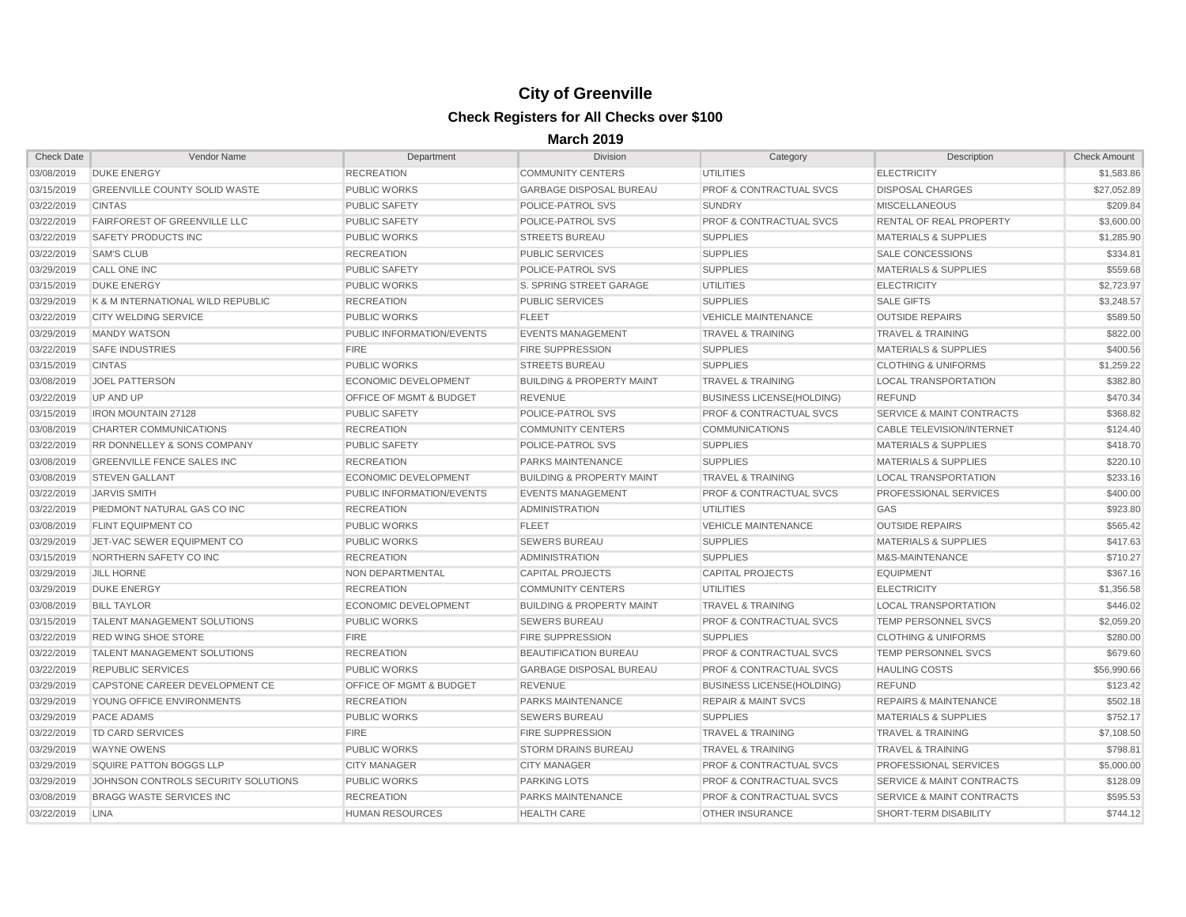# City of Greenville

## Check Registers for All Checks over $100

### March 2019

| Check Date | Vendor Name | Department | Division | Category | Description | Check Amount |
|---|---|---|---|---|---|---|
| 03/08/2019 | DUKE ENERGY | RECREATION | COMMUNITY CENTERS | UTILITIES | ELECTRICITY | $1,583.86 |
| 03/15/2019 | GREENVILLE COUNTY SOLID WASTE | PUBLIC WORKS | GARBAGE DISPOSAL BUREAU | PROF & CONTRACTUAL SVCS | DISPOSAL CHARGES | $27,052.89 |
| 03/22/2019 | CINTAS | PUBLIC SAFETY | POLICE-PATROL SVS | SUNDRY | MISCELLANEOUS | $209.84 |
| 03/22/2019 | FAIRFOREST OF GREENVILLE LLC | PUBLIC SAFETY | POLICE-PATROL SVS | PROF & CONTRACTUAL SVCS | RENTAL OF REAL PROPERTY | $3,600.00 |
| 03/22/2019 | SAFETY PRODUCTS INC | PUBLIC WORKS | STREETS BUREAU | SUPPLIES | MATERIALS & SUPPLIES | $1,285.90 |
| 03/22/2019 | SAM'S CLUB | RECREATION | PUBLIC SERVICES | SUPPLIES | SALE CONCESSIONS | $334.81 |
| 03/29/2019 | CALL ONE INC | PUBLIC SAFETY | POLICE-PATROL SVS | SUPPLIES | MATERIALS & SUPPLIES | $559.68 |
| 03/15/2019 | DUKE ENERGY | PUBLIC WORKS | S. SPRING STREET GARAGE | UTILITIES | ELECTRICITY | $2,723.97 |
| 03/29/2019 | K & M INTERNATIONAL WILD REPUBLIC | RECREATION | PUBLIC SERVICES | SUPPLIES | SALE GIFTS | $3,248.57 |
| 03/22/2019 | CITY WELDING SERVICE | PUBLIC WORKS | FLEET | VEHICLE MAINTENANCE | OUTSIDE REPAIRS | $589.50 |
| 03/29/2019 | MANDY WATSON | PUBLIC INFORMATION/EVENTS | EVENTS MANAGEMENT | TRAVEL & TRAINING | TRAVEL & TRAINING | $822.00 |
| 03/22/2019 | SAFE INDUSTRIES | FIRE | FIRE SUPPRESSION | SUPPLIES | MATERIALS & SUPPLIES | $400.56 |
| 03/15/2019 | CINTAS | PUBLIC WORKS | STREETS BUREAU | SUPPLIES | CLOTHING & UNIFORMS | $1,259.22 |
| 03/08/2019 | JOEL PATTERSON | ECONOMIC DEVELOPMENT | BUILDING & PROPERTY MAINT | TRAVEL & TRAINING | LOCAL TRANSPORTATION | $382.80 |
| 03/22/2019 | UP AND UP | OFFICE OF MGMT & BUDGET | REVENUE | BUSINESS LICENSE(HOLDING) | REFUND | $470.34 |
| 03/15/2019 | IRON MOUNTAIN 27128 | PUBLIC SAFETY | POLICE-PATROL SVS | PROF & CONTRACTUAL SVCS | SERVICE & MAINT CONTRACTS | $368.82 |
| 03/08/2019 | CHARTER COMMUNICATIONS | RECREATION | COMMUNITY CENTERS | COMMUNICATIONS | CABLE TELEVISION/INTERNET | $124.40 |
| 03/22/2019 | RR DONNELLEY & SONS COMPANY | PUBLIC SAFETY | POLICE-PATROL SVS | SUPPLIES | MATERIALS & SUPPLIES | $418.70 |
| 03/08/2019 | GREENVILLE FENCE SALES INC | RECREATION | PARKS MAINTENANCE | SUPPLIES | MATERIALS & SUPPLIES | $220.10 |
| 03/08/2019 | STEVEN GALLANT | ECONOMIC DEVELOPMENT | BUILDING & PROPERTY MAINT | TRAVEL & TRAINING | LOCAL TRANSPORTATION | $233.16 |
| 03/22/2019 | JARVIS SMITH | PUBLIC INFORMATION/EVENTS | EVENTS MANAGEMENT | PROF & CONTRACTUAL SVCS | PROFESSIONAL SERVICES | $400.00 |
| 03/22/2019 | PIEDMONT NATURAL GAS CO INC | RECREATION | ADMINISTRATION | UTILITIES | GAS | $923.80 |
| 03/08/2019 | FLINT EQUIPMENT CO | PUBLIC WORKS | FLEET | VEHICLE MAINTENANCE | OUTSIDE REPAIRS | $565.42 |
| 03/29/2019 | JET-VAC SEWER EQUIPMENT CO | PUBLIC WORKS | SEWERS BUREAU | SUPPLIES | MATERIALS & SUPPLIES | $417.63 |
| 03/15/2019 | NORTHERN SAFETY CO INC | RECREATION | ADMINISTRATION | SUPPLIES | M&S-MAINTENANCE | $710.27 |
| 03/29/2019 | JILL HORNE | NON DEPARTMENTAL | CAPITAL PROJECTS | CAPITAL PROJECTS | EQUIPMENT | $367.16 |
| 03/29/2019 | DUKE ENERGY | RECREATION | COMMUNITY CENTERS | UTILITIES | ELECTRICITY | $1,356.58 |
| 03/08/2019 | BILL TAYLOR | ECONOMIC DEVELOPMENT | BUILDING & PROPERTY MAINT | TRAVEL & TRAINING | LOCAL TRANSPORTATION | $446.02 |
| 03/15/2019 | TALENT MANAGEMENT SOLUTIONS | PUBLIC WORKS | SEWERS BUREAU | PROF & CONTRACTUAL SVCS | TEMP PERSONNEL SVCS | $2,059.20 |
| 03/22/2019 | RED WING SHOE STORE | FIRE | FIRE SUPPRESSION | SUPPLIES | CLOTHING & UNIFORMS | $280.00 |
| 03/22/2019 | TALENT MANAGEMENT SOLUTIONS | RECREATION | BEAUTIFICATION BUREAU | PROF & CONTRACTUAL SVCS | TEMP PERSONNEL SVCS | $679.60 |
| 03/22/2019 | REPUBLIC SERVICES | PUBLIC WORKS | GARBAGE DISPOSAL BUREAU | PROF & CONTRACTUAL SVCS | HAULING COSTS | $56,990.66 |
| 03/29/2019 | CAPSTONE CAREER DEVELOPMENT CE | OFFICE OF MGMT & BUDGET | REVENUE | BUSINESS LICENSE(HOLDING) | REFUND | $123.42 |
| 03/29/2019 | YOUNG OFFICE ENVIRONMENTS | RECREATION | PARKS MAINTENANCE | REPAIR & MAINT SVCS | REPAIRS & MAINTENANCE | $502.18 |
| 03/29/2019 | PACE ADAMS | PUBLIC WORKS | SEWERS BUREAU | SUPPLIES | MATERIALS & SUPPLIES | $752.17 |
| 03/22/2019 | TD CARD SERVICES | FIRE | FIRE SUPPRESSION | TRAVEL & TRAINING | TRAVEL & TRAINING | $7,108.50 |
| 03/29/2019 | WAYNE OWENS | PUBLIC WORKS | STORM DRAINS BUREAU | TRAVEL & TRAINING | TRAVEL & TRAINING | $798.81 |
| 03/29/2019 | SQUIRE PATTON BOGGS LLP | CITY MANAGER | CITY MANAGER | PROF & CONTRACTUAL SVCS | PROFESSIONAL SERVICES | $5,000.00 |
| 03/29/2019 | JOHNSON CONTROLS SECURITY SOLUTIONS | PUBLIC WORKS | PARKING LOTS | PROF & CONTRACTUAL SVCS | SERVICE & MAINT CONTRACTS | $128.09 |
| 03/08/2019 | BRAGG WASTE SERVICES INC | RECREATION | PARKS MAINTENANCE | PROF & CONTRACTUAL SVCS | SERVICE & MAINT CONTRACTS | $595.53 |
| 03/22/2019 | LINA | HUMAN RESOURCES | HEALTH CARE | OTHER INSURANCE | SHORT-TERM DISABILITY | $744.12 |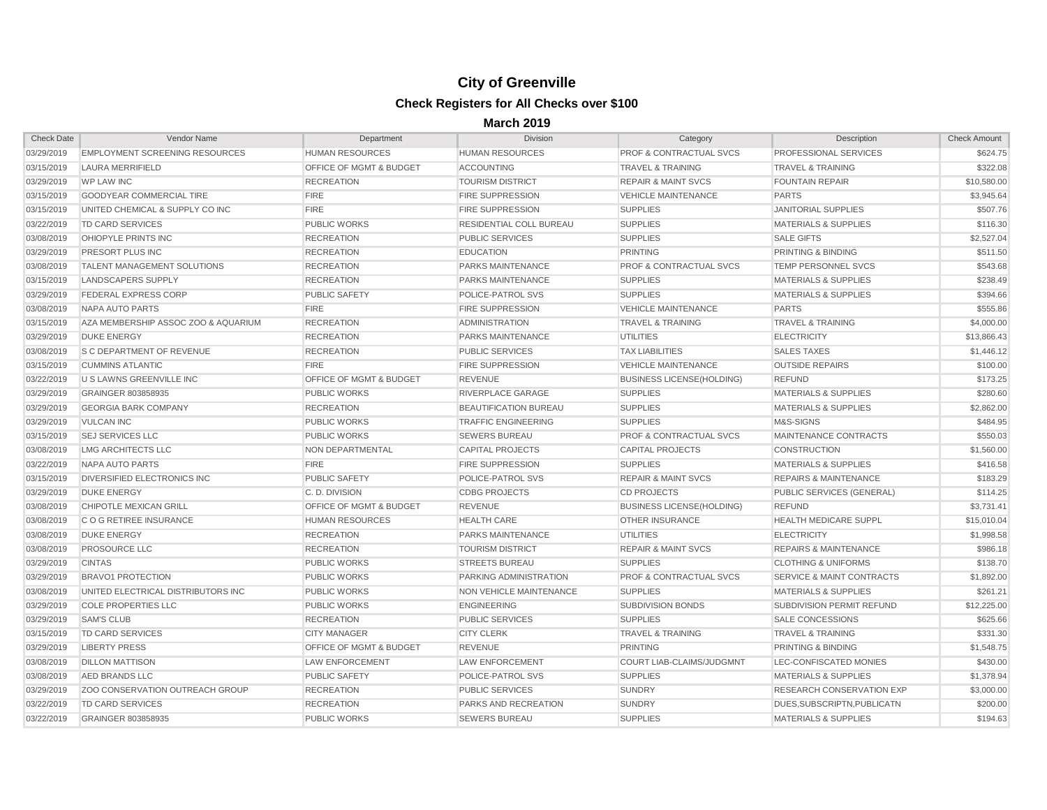# City of Greenville

## Check Registers for All Checks over $100

### March 2019

| Check Date | Vendor Name | Department | Division | Category | Description | Check Amount |
|---|---|---|---|---|---|---|
| 03/29/2019 | EMPLOYMENT SCREENING RESOURCES | HUMAN RESOURCES | HUMAN RESOURCES | PROF & CONTRACTUAL SVCS | PROFESSIONAL SERVICES | $624.75 |
| 03/15/2019 | LAURA MERRIFIELD | OFFICE OF MGMT & BUDGET | ACCOUNTING | TRAVEL & TRAINING | TRAVEL & TRAINING | $322.08 |
| 03/29/2019 | WP LAW INC | RECREATION | TOURISM DISTRICT | REPAIR & MAINT SVCS | FOUNTAIN REPAIR | $10,580.00 |
| 03/15/2019 | GOODYEAR COMMERCIAL TIRE | FIRE | FIRE SUPPRESSION | VEHICLE MAINTENANCE | PARTS | $3,945.64 |
| 03/15/2019 | UNITED CHEMICAL & SUPPLY CO INC | FIRE | FIRE SUPPRESSION | SUPPLIES | JANITORIAL SUPPLIES | $507.76 |
| 03/22/2019 | TD CARD SERVICES | PUBLIC WORKS | RESIDENTIAL COLL BUREAU | SUPPLIES | MATERIALS & SUPPLIES | $116.30 |
| 03/08/2019 | OHIOPYLE PRINTS INC | RECREATION | PUBLIC SERVICES | SUPPLIES | SALE GIFTS | $2,527.04 |
| 03/29/2019 | PRESORT PLUS INC | RECREATION | EDUCATION | PRINTING | PRINTING & BINDING | $511.50 |
| 03/08/2019 | TALENT MANAGEMENT SOLUTIONS | RECREATION | PARKS MAINTENANCE | PROF & CONTRACTUAL SVCS | TEMP PERSONNEL SVCS | $543.68 |
| 03/15/2019 | LANDSCAPERS SUPPLY | RECREATION | PARKS MAINTENANCE | SUPPLIES | MATERIALS & SUPPLIES | $238.49 |
| 03/29/2019 | FEDERAL EXPRESS CORP | PUBLIC SAFETY | POLICE-PATROL SVS | SUPPLIES | MATERIALS & SUPPLIES | $394.66 |
| 03/08/2019 | NAPA AUTO PARTS | FIRE | FIRE SUPPRESSION | VEHICLE MAINTENANCE | PARTS | $555.86 |
| 03/15/2019 | AZA MEMBERSHIP ASSOC ZOO & AQUARIUM | RECREATION | ADMINISTRATION | TRAVEL & TRAINING | TRAVEL & TRAINING | $4,000.00 |
| 03/29/2019 | DUKE ENERGY | RECREATION | PARKS MAINTENANCE | UTILITIES | ELECTRICITY | $13,866.43 |
| 03/08/2019 | S C DEPARTMENT OF REVENUE | RECREATION | PUBLIC SERVICES | TAX LIABILITIES | SALES TAXES | $1,446.12 |
| 03/15/2019 | CUMMINS ATLANTIC | FIRE | FIRE SUPPRESSION | VEHICLE MAINTENANCE | OUTSIDE REPAIRS | $100.00 |
| 03/22/2019 | U S LAWNS GREENVILLE INC | OFFICE OF MGMT & BUDGET | REVENUE | BUSINESS LICENSE(HOLDING) | REFUND | $173.25 |
| 03/29/2019 | GRAINGER 803858935 | PUBLIC WORKS | RIVERPLACE GARAGE | SUPPLIES | MATERIALS & SUPPLIES | $280.60 |
| 03/29/2019 | GEORGIA BARK COMPANY | RECREATION | BEAUTIFICATION BUREAU | SUPPLIES | MATERIALS & SUPPLIES | $2,862.00 |
| 03/29/2019 | VULCAN INC | PUBLIC WORKS | TRAFFIC ENGINEERING | SUPPLIES | M&S-SIGNS | $484.95 |
| 03/15/2019 | SEJ SERVICES LLC | PUBLIC WORKS | SEWERS BUREAU | PROF & CONTRACTUAL SVCS | MAINTENANCE CONTRACTS | $550.03 |
| 03/08/2019 | LMG ARCHITECTS LLC | NON DEPARTMENTAL | CAPITAL PROJECTS | CAPITAL PROJECTS | CONSTRUCTION | $1,560.00 |
| 03/22/2019 | NAPA AUTO PARTS | FIRE | FIRE SUPPRESSION | SUPPLIES | MATERIALS & SUPPLIES | $416.58 |
| 03/15/2019 | DIVERSIFIED ELECTRONICS INC | PUBLIC SAFETY | POLICE-PATROL SVS | REPAIR & MAINT SVCS | REPAIRS & MAINTENANCE | $183.29 |
| 03/29/2019 | DUKE ENERGY | C. D. DIVISION | CDBG PROJECTS | CD PROJECTS | PUBLIC SERVICES (GENERAL) | $114.25 |
| 03/08/2019 | CHIPOTLE MEXICAN GRILL | OFFICE OF MGMT & BUDGET | REVENUE | BUSINESS LICENSE(HOLDING) | REFUND | $3,731.41 |
| 03/08/2019 | C O G RETIREE INSURANCE | HUMAN RESOURCES | HEALTH CARE | OTHER INSURANCE | HEALTH MEDICARE SUPPL | $15,010.04 |
| 03/08/2019 | DUKE ENERGY | RECREATION | PARKS MAINTENANCE | UTILITIES | ELECTRICITY | $1,998.58 |
| 03/08/2019 | PROSOURCE LLC | RECREATION | TOURISM DISTRICT | REPAIR & MAINT SVCS | REPAIRS & MAINTENANCE | $986.18 |
| 03/29/2019 | CINTAS | PUBLIC WORKS | STREETS BUREAU | SUPPLIES | CLOTHING & UNIFORMS | $138.70 |
| 03/29/2019 | BRAVO1 PROTECTION | PUBLIC WORKS | PARKING ADMINISTRATION | PROF & CONTRACTUAL SVCS | SERVICE & MAINT CONTRACTS | $1,892.00 |
| 03/08/2019 | UNITED ELECTRICAL DISTRIBUTORS INC | PUBLIC WORKS | NON VEHICLE MAINTENANCE | SUPPLIES | MATERIALS & SUPPLIES | $261.21 |
| 03/29/2019 | COLE PROPERTIES LLC | PUBLIC WORKS | ENGINEERING | SUBDIVISION BONDS | SUBDIVISION PERMIT REFUND | $12,225.00 |
| 03/29/2019 | SAM'S CLUB | RECREATION | PUBLIC SERVICES | SUPPLIES | SALE CONCESSIONS | $625.66 |
| 03/15/2019 | TD CARD SERVICES | CITY MANAGER | CITY CLERK | TRAVEL & TRAINING | TRAVEL & TRAINING | $331.30 |
| 03/29/2019 | LIBERTY PRESS | OFFICE OF MGMT & BUDGET | REVENUE | PRINTING | PRINTING & BINDING | $1,548.75 |
| 03/08/2019 | DILLON MATTISON | LAW ENFORCEMENT | LAW ENFORCEMENT | COURT LIAB-CLAIMS/JUDGMNT | LEC-CONFISCATED MONIES | $430.00 |
| 03/08/2019 | AED BRANDS LLC | PUBLIC SAFETY | POLICE-PATROL SVS | SUPPLIES | MATERIALS & SUPPLIES | $1,378.94 |
| 03/29/2019 | ZOO CONSERVATION OUTREACH GROUP | RECREATION | PUBLIC SERVICES | SUNDRY | RESEARCH CONSERVATION EXP | $3,000.00 |
| 03/22/2019 | TD CARD SERVICES | RECREATION | PARKS AND RECREATION | SUNDRY | DUES,SUBSCRIPTN,PUBLICATN | $200.00 |
| 03/22/2019 | GRAINGER 803858935 | PUBLIC WORKS | SEWERS BUREAU | SUPPLIES | MATERIALS & SUPPLIES | $194.63 |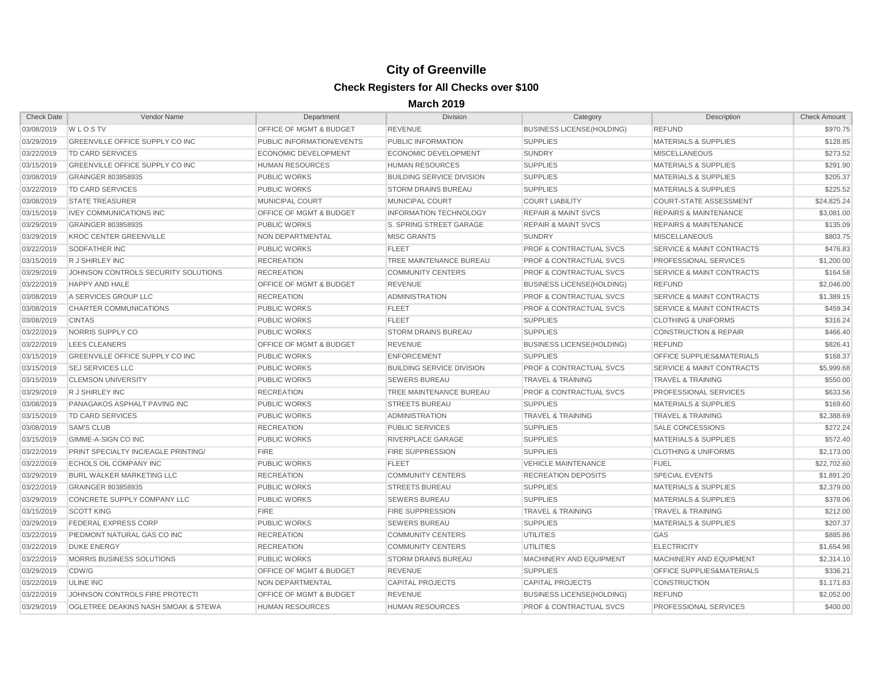# City of Greenville

## Check Registers for All Checks over $100

### March 2019

| Check Date | Vendor Name | Department | Division | Category | Description | Check Amount |
|---|---|---|---|---|---|---|
| 03/08/2019 | W L O S TV | OFFICE OF MGMT & BUDGET | REVENUE | BUSINESS LICENSE(HOLDING) | REFUND | $970.75 |
| 03/29/2019 | GREENVILLE OFFICE SUPPLY CO INC | PUBLIC INFORMATION/EVENTS | PUBLIC INFORMATION | SUPPLIES | MATERIALS & SUPPLIES | $128.85 |
| 03/22/2019 | TD CARD SERVICES | ECONOMIC DEVELOPMENT | ECONOMIC DEVELOPMENT | SUNDRY | MISCELLANEOUS | $273.52 |
| 03/15/2019 | GREENVILLE OFFICE SUPPLY CO INC | HUMAN RESOURCES | HUMAN RESOURCES | SUPPLIES | MATERIALS & SUPPLIES | $291.90 |
| 03/08/2019 | GRAINGER 803858935 | PUBLIC WORKS | BUILDING SERVICE DIVISION | SUPPLIES | MATERIALS & SUPPLIES | $205.37 |
| 03/22/2019 | TD CARD SERVICES | PUBLIC WORKS | STORM DRAINS BUREAU | SUPPLIES | MATERIALS & SUPPLIES | $225.52 |
| 03/08/2019 | STATE TREASURER | MUNICIPAL COURT | MUNICIPAL COURT | COURT LIABILITY | COURT-STATE ASSESSMENT | $24,825.24 |
| 03/15/2019 | IVEY COMMUNICATIONS INC | OFFICE OF MGMT & BUDGET | INFORMATION TECHNOLOGY | REPAIR & MAINT SVCS | REPAIRS & MAINTENANCE | $3,081.00 |
| 03/29/2019 | GRAINGER 803858935 | PUBLIC WORKS | S. SPRING STREET GARAGE | REPAIR & MAINT SVCS | REPAIRS & MAINTENANCE | $135.09 |
| 03/29/2019 | KROC CENTER GREENVILLE | NON DEPARTMENTAL | MISC GRANTS | SUNDRY | MISCELLANEOUS | $803.75 |
| 03/22/2019 | SODFATHER INC | PUBLIC WORKS | FLEET | PROF & CONTRACTUAL SVCS | SERVICE & MAINT CONTRACTS | $476.83 |
| 03/15/2019 | R J SHIRLEY INC | RECREATION | TREE MAINTENANCE BUREAU | PROF & CONTRACTUAL SVCS | PROFESSIONAL SERVICES | $1,200.00 |
| 03/29/2019 | JOHNSON CONTROLS SECURITY SOLUTIONS | RECREATION | COMMUNITY CENTERS | PROF & CONTRACTUAL SVCS | SERVICE & MAINT CONTRACTS | $164.58 |
| 03/22/2019 | HAPPY AND HALE | OFFICE OF MGMT & BUDGET | REVENUE | BUSINESS LICENSE(HOLDING) | REFUND | $2,046.00 |
| 03/08/2019 | A SERVICES GROUP LLC | RECREATION | ADMINISTRATION | PROF & CONTRACTUAL SVCS | SERVICE & MAINT CONTRACTS | $1,389.15 |
| 03/08/2019 | CHARTER COMMUNICATIONS | PUBLIC WORKS | FLEET | PROF & CONTRACTUAL SVCS | SERVICE & MAINT CONTRACTS | $459.34 |
| 03/08/2019 | CINTAS | PUBLIC WORKS | FLEET | SUPPLIES | CLOTHING & UNIFORMS | $316.24 |
| 03/22/2019 | NORRIS SUPPLY CO | PUBLIC WORKS | STORM DRAINS BUREAU | SUPPLIES | CONSTRUCTION & REPAIR | $466.40 |
| 03/22/2019 | LEES CLEANERS | OFFICE OF MGMT & BUDGET | REVENUE | BUSINESS LICENSE(HOLDING) | REFUND | $826.41 |
| 03/15/2019 | GREENVILLE OFFICE SUPPLY CO INC | PUBLIC WORKS | ENFORCEMENT | SUPPLIES | OFFICE SUPPLIES&MATERIALS | $168.37 |
| 03/15/2019 | SEJ SERVICES LLC | PUBLIC WORKS | BUILDING SERVICE DIVISION | PROF & CONTRACTUAL SVCS | SERVICE & MAINT CONTRACTS | $5,999.68 |
| 03/15/2019 | CLEMSON UNIVERSITY | PUBLIC WORKS | SEWERS BUREAU | TRAVEL & TRAINING | TRAVEL & TRAINING | $550.00 |
| 03/29/2019 | R J SHIRLEY INC | RECREATION | TREE MAINTENANCE BUREAU | PROF & CONTRACTUAL SVCS | PROFESSIONAL SERVICES | $633.56 |
| 03/08/2019 | PANAGAKOS ASPHALT PAVING INC | PUBLIC WORKS | STREETS BUREAU | SUPPLIES | MATERIALS & SUPPLIES | $169.60 |
| 03/15/2019 | TD CARD SERVICES | PUBLIC WORKS | ADMINISTRATION | TRAVEL & TRAINING | TRAVEL & TRAINING | $2,388.69 |
| 03/08/2019 | SAM'S CLUB | RECREATION | PUBLIC SERVICES | SUPPLIES | SALE CONCESSIONS | $272.24 |
| 03/15/2019 | GIMME-A-SIGN CO INC | PUBLIC WORKS | RIVERPLACE GARAGE | SUPPLIES | MATERIALS & SUPPLIES | $572.40 |
| 03/22/2019 | PRINT SPECIALTY INC/EAGLE PRINTING/ | FIRE | FIRE SUPPRESSION | SUPPLIES | CLOTHING & UNIFORMS | $2,173.00 |
| 03/22/2019 | ECHOLS OIL COMPANY INC | PUBLIC WORKS | FLEET | VEHICLE MAINTENANCE | FUEL | $22,702.60 |
| 03/29/2019 | BURL WALKER MARKETING LLC | RECREATION | COMMUNITY CENTERS | RECREATION DEPOSITS | SPECIAL EVENTS | $1,891.20 |
| 03/22/2019 | GRAINGER 803858935 | PUBLIC WORKS | STREETS BUREAU | SUPPLIES | MATERIALS & SUPPLIES | $2,379.00 |
| 03/29/2019 | CONCRETE SUPPLY COMPANY LLC | PUBLIC WORKS | SEWERS BUREAU | SUPPLIES | MATERIALS & SUPPLIES | $378.06 |
| 03/15/2019 | SCOTT KING | FIRE | FIRE SUPPRESSION | TRAVEL & TRAINING | TRAVEL & TRAINING | $212.00 |
| 03/29/2019 | FEDERAL EXPRESS CORP | PUBLIC WORKS | SEWERS BUREAU | SUPPLIES | MATERIALS & SUPPLIES | $207.37 |
| 03/22/2019 | PIEDMONT NATURAL GAS CO INC | RECREATION | COMMUNITY CENTERS | UTILITIES | GAS | $885.86 |
| 03/22/2019 | DUKE ENERGY | RECREATION | COMMUNITY CENTERS | UTILITIES | ELECTRICITY | $1,654.98 |
| 03/22/2019 | MORRIS BUSINESS SOLUTIONS | PUBLIC WORKS | STORM DRAINS BUREAU | MACHINERY AND EQUIPMENT | MACHINERY AND EQUIPMENT | $2,314.10 |
| 03/29/2019 | CDW/G | OFFICE OF MGMT & BUDGET | REVENUE | SUPPLIES | OFFICE SUPPLIES&MATERIALS | $336.21 |
| 03/22/2019 | ULINE INC | NON DEPARTMENTAL | CAPITAL PROJECTS | CAPITAL PROJECTS | CONSTRUCTION | $1,171.83 |
| 03/22/2019 | JOHNSON CONTROLS FIRE PROTECTI | OFFICE OF MGMT & BUDGET | REVENUE | BUSINESS LICENSE(HOLDING) | REFUND | $2,052.00 |
| 03/29/2019 | OGLETREE DEAKINS NASH SMOAK & STEWA | HUMAN RESOURCES | HUMAN RESOURCES | PROF & CONTRACTUAL SVCS | PROFESSIONAL SERVICES | $400.00 |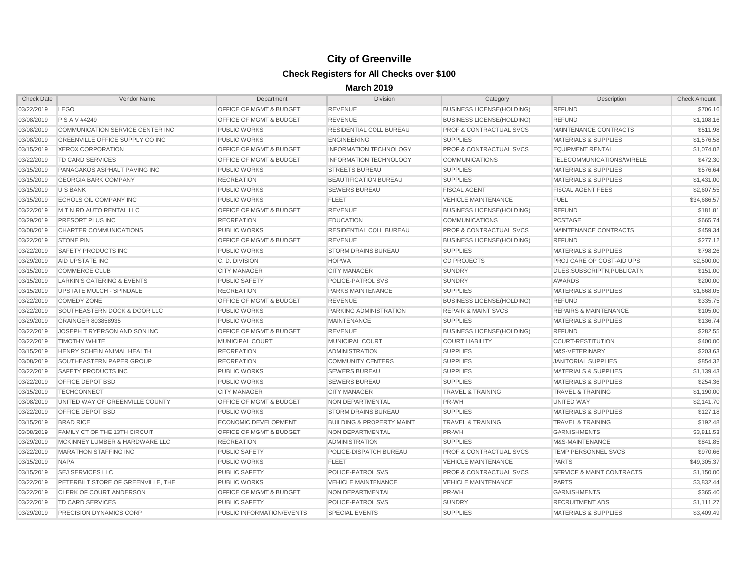# City of Greenville

## Check Registers for All Checks over $100

### March 2019

| Check Date | Vendor Name | Department | Division | Category | Description | Check Amount |
|---|---|---|---|---|---|---|
| 03/22/2019 | LEGO | OFFICE OF MGMT & BUDGET | REVENUE | BUSINESS LICENSE(HOLDING) | REFUND | $706.16 |
| 03/08/2019 | P S A V #4249 | OFFICE OF MGMT & BUDGET | REVENUE | BUSINESS LICENSE(HOLDING) | REFUND | $1,108.16 |
| 03/08/2019 | COMMUNICATION SERVICE CENTER INC | PUBLIC WORKS | RESIDENTIAL COLL BUREAU | PROF & CONTRACTUAL SVCS | MAINTENANCE CONTRACTS | $511.98 |
| 03/08/2019 | GREENVILLE OFFICE SUPPLY CO INC | PUBLIC WORKS | ENGINEERING | SUPPLIES | MATERIALS & SUPPLIES | $1,576.58 |
| 03/15/2019 | XEROX CORPORATION | OFFICE OF MGMT & BUDGET | INFORMATION TECHNOLOGY | PROF & CONTRACTUAL SVCS | EQUIPMENT RENTAL | $1,074.02 |
| 03/22/2019 | TD CARD SERVICES | OFFICE OF MGMT & BUDGET | INFORMATION TECHNOLOGY | COMMUNICATIONS | TELECOMMUNICATIONS/WIRELE | $472.30 |
| 03/15/2019 | PANAGAKOS ASPHALT PAVING INC | PUBLIC WORKS | STREETS BUREAU | SUPPLIES | MATERIALS & SUPPLIES | $576.64 |
| 03/15/2019 | GEORGIA BARK COMPANY | RECREATION | BEAUTIFICATION BUREAU | SUPPLIES | MATERIALS & SUPPLIES | $1,431.00 |
| 03/15/2019 | U S BANK | PUBLIC WORKS | SEWERS BUREAU | FISCAL AGENT | FISCAL AGENT FEES | $2,607.55 |
| 03/15/2019 | ECHOLS OIL COMPANY INC | PUBLIC WORKS | FLEET | VEHICLE MAINTENANCE | FUEL | $34,686.57 |
| 03/22/2019 | M T N RD AUTO RENTAL LLC | OFFICE OF MGMT & BUDGET | REVENUE | BUSINESS LICENSE(HOLDING) | REFUND | $181.81 |
| 03/29/2019 | PRESORT PLUS INC | RECREATION | EDUCATION | COMMUNICATIONS | POSTAGE | $665.74 |
| 03/08/2019 | CHARTER COMMUNICATIONS | PUBLIC WORKS | RESIDENTIAL COLL BUREAU | PROF & CONTRACTUAL SVCS | MAINTENANCE CONTRACTS | $459.34 |
| 03/22/2019 | STONE PIN | OFFICE OF MGMT & BUDGET | REVENUE | BUSINESS LICENSE(HOLDING) | REFUND | $277.12 |
| 03/22/2019 | SAFETY PRODUCTS INC | PUBLIC WORKS | STORM DRAINS BUREAU | SUPPLIES | MATERIALS & SUPPLIES | $798.26 |
| 03/29/2019 | AID UPSTATE INC | C. D. DIVISION | HOPWA | CD PROJECTS | PROJ CARE OP COST-AID UPS | $2,500.00 |
| 03/15/2019 | COMMERCE CLUB | CITY MANAGER | CITY MANAGER | SUNDRY | DUES,SUBSCRIPTN,PUBLICATN | $151.00 |
| 03/15/2019 | LARKIN'S CATERING & EVENTS | PUBLIC SAFETY | POLICE-PATROL SVS | SUNDRY | AWARDS | $200.00 |
| 03/15/2019 | UPSTATE MULCH - SPINDALE | RECREATION | PARKS MAINTENANCE | SUPPLIES | MATERIALS & SUPPLIES | $1,668.05 |
| 03/22/2019 | COMEDY ZONE | OFFICE OF MGMT & BUDGET | REVENUE | BUSINESS LICENSE(HOLDING) | REFUND | $335.75 |
| 03/22/2019 | SOUTHEASTERN DOCK & DOOR LLC | PUBLIC WORKS | PARKING ADMINISTRATION | REPAIR & MAINT SVCS | REPAIRS & MAINTENANCE | $105.00 |
| 03/29/2019 | GRAINGER 803858935 | PUBLIC WORKS | MAINTENANCE | SUPPLIES | MATERIALS & SUPPLIES | $136.74 |
| 03/22/2019 | JOSEPH T RYERSON AND SON INC | OFFICE OF MGMT & BUDGET | REVENUE | BUSINESS LICENSE(HOLDING) | REFUND | $282.55 |
| 03/22/2019 | TIMOTHY WHITE | MUNICIPAL COURT | MUNICIPAL COURT | COURT LIABILITY | COURT-RESTITUTION | $400.00 |
| 03/15/2019 | HENRY SCHEIN ANIMAL HEALTH | RECREATION | ADMINISTRATION | SUPPLIES | M&S-VETERINARY | $203.63 |
| 03/08/2019 | SOUTHEASTERN PAPER GROUP | RECREATION | COMMUNITY CENTERS | SUPPLIES | JANITORIAL SUPPLIES | $854.32 |
| 03/22/2019 | SAFETY PRODUCTS INC | PUBLIC WORKS | SEWERS BUREAU | SUPPLIES | MATERIALS & SUPPLIES | $1,139.43 |
| 03/22/2019 | OFFICE DEPOT BSD | PUBLIC WORKS | SEWERS BUREAU | SUPPLIES | MATERIALS & SUPPLIES | $254.36 |
| 03/15/2019 | TECHCONNECT | CITY MANAGER | CITY MANAGER | TRAVEL & TRAINING | TRAVEL & TRAINING | $1,190.00 |
| 03/08/2019 | UNITED WAY OF GREENVILLE COUNTY | OFFICE OF MGMT & BUDGET | NON DEPARTMENTAL | PR-WH | UNITED WAY | $2,141.70 |
| 03/22/2019 | OFFICE DEPOT BSD | PUBLIC WORKS | STORM DRAINS BUREAU | SUPPLIES | MATERIALS & SUPPLIES | $127.18 |
| 03/15/2019 | BRAD RICE | ECONOMIC DEVELOPMENT | BUILDING & PROPERTY MAINT | TRAVEL & TRAINING | TRAVEL & TRAINING | $192.48 |
| 03/08/2019 | FAMILY CT OF THE 13TH CIRCUIT | OFFICE OF MGMT & BUDGET | NON DEPARTMENTAL | PR-WH | GARNISHMENTS | $3,811.53 |
| 03/29/2019 | MCKINNEY LUMBER & HARDWARE LLC | RECREATION | ADMINISTRATION | SUPPLIES | M&S-MAINTENANCE | $841.85 |
| 03/22/2019 | MARATHON STAFFING INC | PUBLIC SAFETY | POLICE-DISPATCH BUREAU | PROF & CONTRACTUAL SVCS | TEMP PERSONNEL SVCS | $970.66 |
| 03/15/2019 | NAPA | PUBLIC WORKS | FLEET | VEHICLE MAINTENANCE | PARTS | $49,305.37 |
| 03/15/2019 | SEJ SERVICES LLC | PUBLIC SAFETY | POLICE-PATROL SVS | PROF & CONTRACTUAL SVCS | SERVICE & MAINT CONTRACTS | $1,150.00 |
| 03/22/2019 | PETERBILT STORE OF GREENVILLE, THE | PUBLIC WORKS | VEHICLE MAINTENANCE | VEHICLE MAINTENANCE | PARTS | $3,832.44 |
| 03/22/2019 | CLERK OF COURT ANDERSON | OFFICE OF MGMT & BUDGET | NON DEPARTMENTAL | PR-WH | GARNISHMENTS | $365.40 |
| 03/22/2019 | TD CARD SERVICES | PUBLIC SAFETY | POLICE-PATROL SVS | SUNDRY | RECRUITMENT ADS | $1,111.27 |
| 03/29/2019 | PRECISION DYNAMICS CORP | PUBLIC INFORMATION/EVENTS | SPECIAL EVENTS | SUPPLIES | MATERIALS & SUPPLIES | $3,409.49 |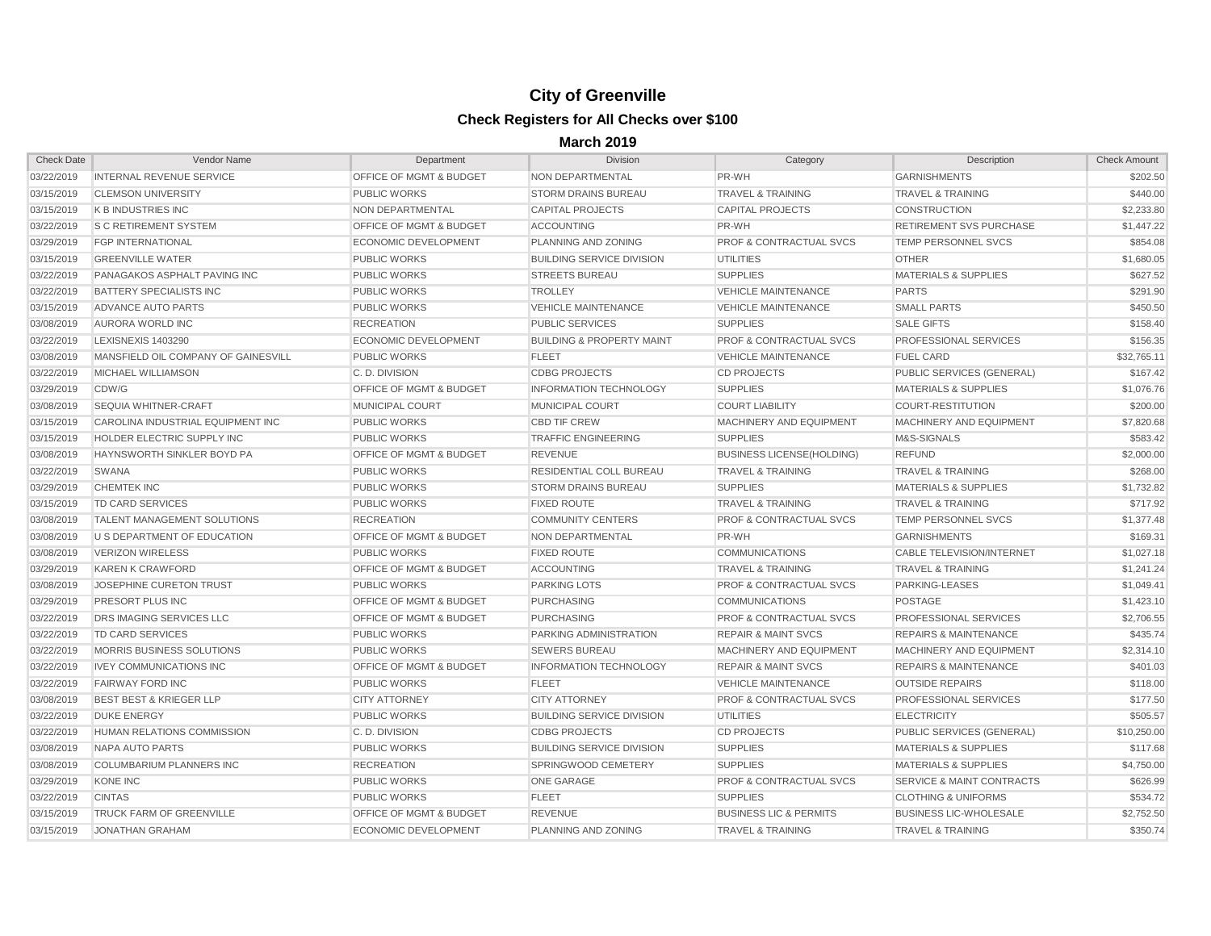# City of Greenville

## Check Registers for All Checks over $100

### March 2019

| Check Date | Vendor Name | Department | Division | Category | Description | Check Amount |
|---|---|---|---|---|---|---|
| 03/22/2019 | INTERNAL REVENUE SERVICE | OFFICE OF MGMT & BUDGET | NON DEPARTMENTAL | PR-WH | GARNISHMENTS | $202.50 |
| 03/15/2019 | CLEMSON UNIVERSITY | PUBLIC WORKS | STORM DRAINS BUREAU | TRAVEL & TRAINING | TRAVEL & TRAINING | $440.00 |
| 03/15/2019 | K B INDUSTRIES INC | NON DEPARTMENTAL | CAPITAL PROJECTS | CAPITAL PROJECTS | CONSTRUCTION | $2,233.80 |
| 03/22/2019 | S C RETIREMENT SYSTEM | OFFICE OF MGMT & BUDGET | ACCOUNTING | PR-WH | RETIREMENT SVS PURCHASE | $1,447.22 |
| 03/29/2019 | FGP INTERNATIONAL | ECONOMIC DEVELOPMENT | PLANNING AND ZONING | PROF & CONTRACTUAL SVCS | TEMP PERSONNEL SVCS | $854.08 |
| 03/15/2019 | GREENVILLE WATER | PUBLIC WORKS | BUILDING SERVICE DIVISION | UTILITIES | OTHER | $1,680.05 |
| 03/22/2019 | PANAGAKOS ASPHALT PAVING INC | PUBLIC WORKS | STREETS BUREAU | SUPPLIES | MATERIALS & SUPPLIES | $627.52 |
| 03/22/2019 | BATTERY SPECIALISTS INC | PUBLIC WORKS | TROLLEY | VEHICLE MAINTENANCE | PARTS | $291.90 |
| 03/15/2019 | ADVANCE AUTO PARTS | PUBLIC WORKS | VEHICLE MAINTENANCE | VEHICLE MAINTENANCE | SMALL PARTS | $450.50 |
| 03/08/2019 | AURORA WORLD INC | RECREATION | PUBLIC SERVICES | SUPPLIES | SALE GIFTS | $158.40 |
| 03/22/2019 | LEXISNEXIS 1403290 | ECONOMIC DEVELOPMENT | BUILDING & PROPERTY MAINT | PROF & CONTRACTUAL SVCS | PROFESSIONAL SERVICES | $156.35 |
| 03/08/2019 | MANSFIELD OIL COMPANY OF GAINESVILL | PUBLIC WORKS | FLEET | VEHICLE MAINTENANCE | FUEL CARD | $32,765.11 |
| 03/22/2019 | MICHAEL WILLIAMSON | C. D. DIVISION | CDBG PROJECTS | CD PROJECTS | PUBLIC SERVICES (GENERAL) | $167.42 |
| 03/29/2019 | CDW/G | OFFICE OF MGMT & BUDGET | INFORMATION TECHNOLOGY | SUPPLIES | MATERIALS & SUPPLIES | $1,076.76 |
| 03/08/2019 | SEQUIA WHITNER-CRAFT | MUNICIPAL COURT | MUNICIPAL COURT | COURT LIABILITY | COURT-RESTITUTION | $200.00 |
| 03/15/2019 | CAROLINA INDUSTRIAL EQUIPMENT INC | PUBLIC WORKS | CBD TIF CREW | MACHINERY AND EQUIPMENT | MACHINERY AND EQUIPMENT | $7,820.68 |
| 03/15/2019 | HOLDER ELECTRIC SUPPLY INC | PUBLIC WORKS | TRAFFIC ENGINEERING | SUPPLIES | M&S-SIGNALS | $583.42 |
| 03/08/2019 | HAYNSWORTH SINKLER BOYD PA | OFFICE OF MGMT & BUDGET | REVENUE | BUSINESS LICENSE(HOLDING) | REFUND | $2,000.00 |
| 03/22/2019 | SWANA | PUBLIC WORKS | RESIDENTIAL COLL BUREAU | TRAVEL & TRAINING | TRAVEL & TRAINING | $268.00 |
| 03/29/2019 | CHEMTEK INC | PUBLIC WORKS | STORM DRAINS BUREAU | SUPPLIES | MATERIALS & SUPPLIES | $1,732.82 |
| 03/15/2019 | TD CARD SERVICES | PUBLIC WORKS | FIXED ROUTE | TRAVEL & TRAINING | TRAVEL & TRAINING | $717.92 |
| 03/08/2019 | TALENT MANAGEMENT SOLUTIONS | RECREATION | COMMUNITY CENTERS | PROF & CONTRACTUAL SVCS | TEMP PERSONNEL SVCS | $1,377.48 |
| 03/08/2019 | U S DEPARTMENT OF EDUCATION | OFFICE OF MGMT & BUDGET | NON DEPARTMENTAL | PR-WH | GARNISHMENTS | $169.31 |
| 03/08/2019 | VERIZON WIRELESS | PUBLIC WORKS | FIXED ROUTE | COMMUNICATIONS | CABLE TELEVISION/INTERNET | $1,027.18 |
| 03/29/2019 | KAREN K CRAWFORD | OFFICE OF MGMT & BUDGET | ACCOUNTING | TRAVEL & TRAINING | TRAVEL & TRAINING | $1,241.24 |
| 03/08/2019 | JOSEPHINE CURETON TRUST | PUBLIC WORKS | PARKING LOTS | PROF & CONTRACTUAL SVCS | PARKING-LEASES | $1,049.41 |
| 03/29/2019 | PRESORT PLUS INC | OFFICE OF MGMT & BUDGET | PURCHASING | COMMUNICATIONS | POSTAGE | $1,423.10 |
| 03/22/2019 | DRS IMAGING SERVICES LLC | OFFICE OF MGMT & BUDGET | PURCHASING | PROF & CONTRACTUAL SVCS | PROFESSIONAL SERVICES | $2,706.55 |
| 03/22/2019 | TD CARD SERVICES | PUBLIC WORKS | PARKING ADMINISTRATION | REPAIR & MAINT SVCS | REPAIRS & MAINTENANCE | $435.74 |
| 03/22/2019 | MORRIS BUSINESS SOLUTIONS | PUBLIC WORKS | SEWERS BUREAU | MACHINERY AND EQUIPMENT | MACHINERY AND EQUIPMENT | $2,314.10 |
| 03/22/2019 | IVEY COMMUNICATIONS INC | OFFICE OF MGMT & BUDGET | INFORMATION TECHNOLOGY | REPAIR & MAINT SVCS | REPAIRS & MAINTENANCE | $401.03 |
| 03/22/2019 | FAIRWAY FORD INC | PUBLIC WORKS | FLEET | VEHICLE MAINTENANCE | OUTSIDE REPAIRS | $118.00 |
| 03/08/2019 | BEST BEST & KRIEGER LLP | CITY ATTORNEY | CITY ATTORNEY | PROF & CONTRACTUAL SVCS | PROFESSIONAL SERVICES | $177.50 |
| 03/22/2019 | DUKE ENERGY | PUBLIC WORKS | BUILDING SERVICE DIVISION | UTILITIES | ELECTRICITY | $505.57 |
| 03/22/2019 | HUMAN RELATIONS COMMISSION | C. D. DIVISION | CDBG PROJECTS | CD PROJECTS | PUBLIC SERVICES (GENERAL) | $10,250.00 |
| 03/08/2019 | NAPA AUTO PARTS | PUBLIC WORKS | BUILDING SERVICE DIVISION | SUPPLIES | MATERIALS & SUPPLIES | $117.68 |
| 03/08/2019 | COLUMBARIUM PLANNERS INC | RECREATION | SPRINGWOOD CEMETERY | SUPPLIES | MATERIALS & SUPPLIES | $4,750.00 |
| 03/29/2019 | KONE INC | PUBLIC WORKS | ONE GARAGE | PROF & CONTRACTUAL SVCS | SERVICE & MAINT CONTRACTS | $626.99 |
| 03/22/2019 | CINTAS | PUBLIC WORKS | FLEET | SUPPLIES | CLOTHING & UNIFORMS | $534.72 |
| 03/15/2019 | TRUCK FARM OF GREENVILLE | OFFICE OF MGMT & BUDGET | REVENUE | BUSINESS LIC & PERMITS | BUSINESS LIC-WHOLESALE | $2,752.50 |
| 03/15/2019 | JONATHAN GRAHAM | ECONOMIC DEVELOPMENT | PLANNING AND ZONING | TRAVEL & TRAINING | TRAVEL & TRAINING | $350.74 |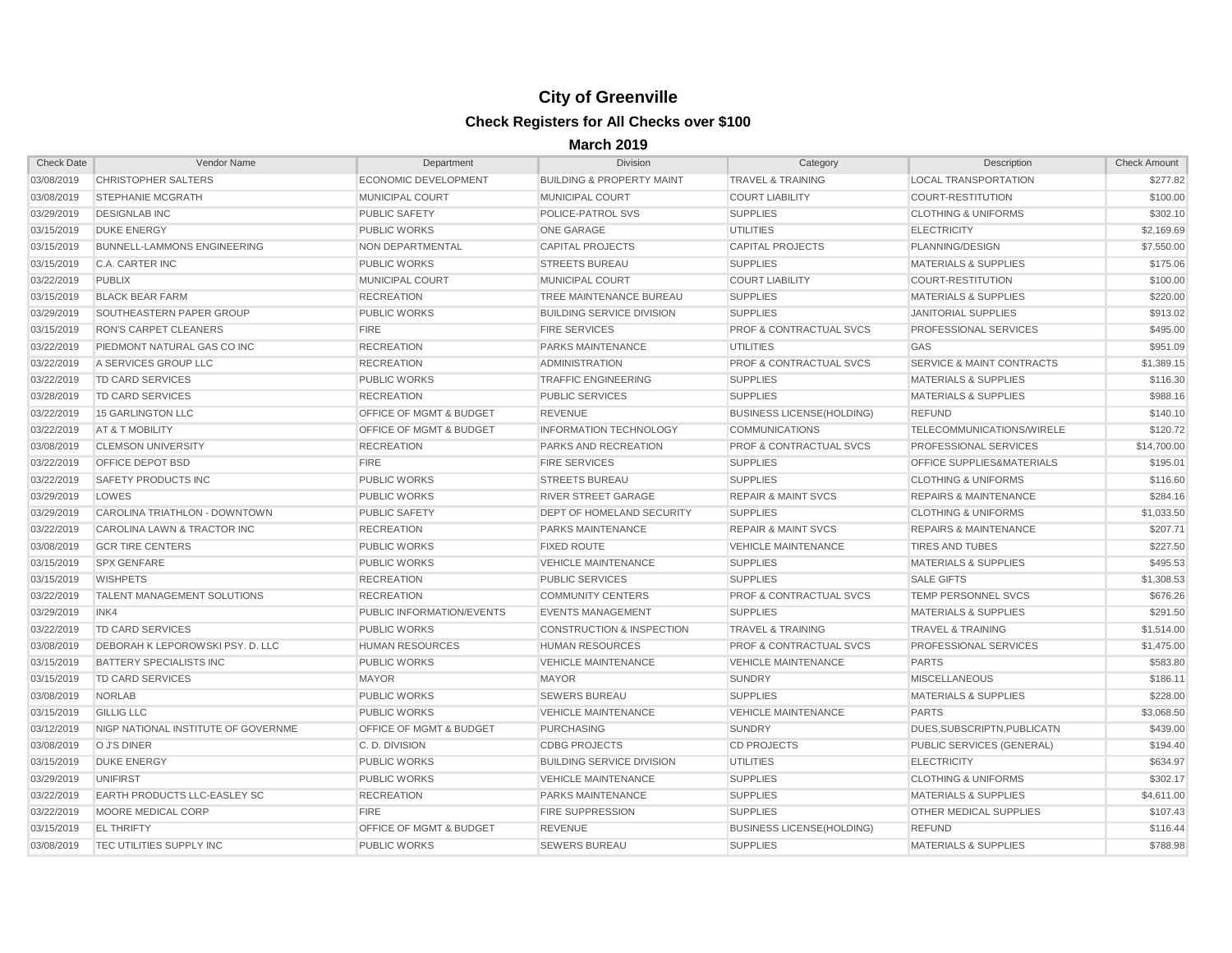# City of Greenville

## Check Registers for All Checks over $100

### March 2019

| Check Date | Vendor Name | Department | Division | Category | Description | Check Amount |
|---|---|---|---|---|---|---|
| 03/08/2019 | CHRISTOPHER SALTERS | ECONOMIC DEVELOPMENT | BUILDING & PROPERTY MAINT | TRAVEL & TRAINING | LOCAL TRANSPORTATION | $277.82 |
| 03/08/2019 | STEPHANIE MCGRATH | MUNICIPAL COURT | MUNICIPAL COURT | COURT LIABILITY | COURT-RESTITUTION | $100.00 |
| 03/29/2019 | DESIGNLAB INC | PUBLIC SAFETY | POLICE-PATROL SVS | SUPPLIES | CLOTHING & UNIFORMS | $302.10 |
| 03/15/2019 | DUKE ENERGY | PUBLIC WORKS | ONE GARAGE | UTILITIES | ELECTRICITY | $2,169.69 |
| 03/15/2019 | BUNNELL-LAMMONS ENGINEERING | NON DEPARTMENTAL | CAPITAL PROJECTS | CAPITAL PROJECTS | PLANNING/DESIGN | $7,550.00 |
| 03/15/2019 | C.A. CARTER INC | PUBLIC WORKS | STREETS BUREAU | SUPPLIES | MATERIALS & SUPPLIES | $175.06 |
| 03/22/2019 | PUBLIX | MUNICIPAL COURT | MUNICIPAL COURT | COURT LIABILITY | COURT-RESTITUTION | $100.00 |
| 03/15/2019 | BLACK BEAR FARM | RECREATION | TREE MAINTENANCE BUREAU | SUPPLIES | MATERIALS & SUPPLIES | $220.00 |
| 03/29/2019 | SOUTHEASTERN PAPER GROUP | PUBLIC WORKS | BUILDING SERVICE DIVISION | SUPPLIES | JANITORIAL SUPPLIES | $913.02 |
| 03/15/2019 | RON'S CARPET CLEANERS | FIRE | FIRE SERVICES | PROF & CONTRACTUAL SVCS | PROFESSIONAL SERVICES | $495.00 |
| 03/22/2019 | PIEDMONT NATURAL GAS CO INC | RECREATION | PARKS MAINTENANCE | UTILITIES | GAS | $951.09 |
| 03/22/2019 | A SERVICES GROUP LLC | RECREATION | ADMINISTRATION | PROF & CONTRACTUAL SVCS | SERVICE & MAINT CONTRACTS | $1,389.15 |
| 03/22/2019 | TD CARD SERVICES | PUBLIC WORKS | TRAFFIC ENGINEERING | SUPPLIES | MATERIALS & SUPPLIES | $116.30 |
| 03/28/2019 | TD CARD SERVICES | RECREATION | PUBLIC SERVICES | SUPPLIES | MATERIALS & SUPPLIES | $988.16 |
| 03/22/2019 | 15 GARLINGTON LLC | OFFICE OF MGMT & BUDGET | REVENUE | BUSINESS LICENSE(HOLDING) | REFUND | $140.10 |
| 03/22/2019 | AT & T MOBILITY | OFFICE OF MGMT & BUDGET | INFORMATION TECHNOLOGY | COMMUNICATIONS | TELECOMMUNICATIONS/WIRELE | $120.72 |
| 03/08/2019 | CLEMSON UNIVERSITY | RECREATION | PARKS AND RECREATION | PROF & CONTRACTUAL SVCS | PROFESSIONAL SERVICES | $14,700.00 |
| 03/22/2019 | OFFICE DEPOT BSD | FIRE | FIRE SERVICES | SUPPLIES | OFFICE SUPPLIES&MATERIALS | $195.01 |
| 03/22/2019 | SAFETY PRODUCTS INC | PUBLIC WORKS | STREETS BUREAU | SUPPLIES | CLOTHING & UNIFORMS | $116.60 |
| 03/29/2019 | LOWES | PUBLIC WORKS | RIVER STREET GARAGE | REPAIR & MAINT SVCS | REPAIRS & MAINTENANCE | $284.16 |
| 03/29/2019 | CAROLINA TRIATHLON - DOWNTOWN | PUBLIC SAFETY | DEPT OF HOMELAND SECURITY | SUPPLIES | CLOTHING & UNIFORMS | $1,033.50 |
| 03/22/2019 | CAROLINA LAWN & TRACTOR INC | RECREATION | PARKS MAINTENANCE | REPAIR & MAINT SVCS | REPAIRS & MAINTENANCE | $207.71 |
| 03/08/2019 | GCR TIRE CENTERS | PUBLIC WORKS | FIXED ROUTE | VEHICLE MAINTENANCE | TIRES AND TUBES | $227.50 |
| 03/15/2019 | SPX GENFARE | PUBLIC WORKS | VEHICLE MAINTENANCE | SUPPLIES | MATERIALS & SUPPLIES | $495.53 |
| 03/15/2019 | WISHPETS | RECREATION | PUBLIC SERVICES | SUPPLIES | SALE GIFTS | $1,308.53 |
| 03/22/2019 | TALENT MANAGEMENT SOLUTIONS | RECREATION | COMMUNITY CENTERS | PROF & CONTRACTUAL SVCS | TEMP PERSONNEL SVCS | $676.26 |
| 03/29/2019 | INK4 | PUBLIC INFORMATION/EVENTS | EVENTS MANAGEMENT | SUPPLIES | MATERIALS & SUPPLIES | $291.50 |
| 03/22/2019 | TD CARD SERVICES | PUBLIC WORKS | CONSTRUCTION & INSPECTION | TRAVEL & TRAINING | TRAVEL & TRAINING | $1,514.00 |
| 03/08/2019 | DEBORAH K LEPOROWSKI PSY. D. LLC | HUMAN RESOURCES | HUMAN RESOURCES | PROF & CONTRACTUAL SVCS | PROFESSIONAL SERVICES | $1,475.00 |
| 03/15/2019 | BATTERY SPECIALISTS INC | PUBLIC WORKS | VEHICLE MAINTENANCE | VEHICLE MAINTENANCE | PARTS | $583.80 |
| 03/15/2019 | TD CARD SERVICES | MAYOR | MAYOR | SUNDRY | MISCELLANEOUS | $186.11 |
| 03/08/2019 | NORLAB | PUBLIC WORKS | SEWERS BUREAU | SUPPLIES | MATERIALS & SUPPLIES | $228.00 |
| 03/15/2019 | GILLIG LLC | PUBLIC WORKS | VEHICLE MAINTENANCE | VEHICLE MAINTENANCE | PARTS | $3,068.50 |
| 03/12/2019 | NIGP NATIONAL INSTITUTE OF GOVERNME | OFFICE OF MGMT & BUDGET | PURCHASING | SUNDRY | DUES,SUBSCRIPTN,PUBLICATN | $439.00 |
| 03/08/2019 | O J'S DINER | C. D. DIVISION | CDBG PROJECTS | CD PROJECTS | PUBLIC SERVICES (GENERAL) | $194.40 |
| 03/15/2019 | DUKE ENERGY | PUBLIC WORKS | BUILDING SERVICE DIVISION | UTILITIES | ELECTRICITY | $634.97 |
| 03/29/2019 | UNIFIRST | PUBLIC WORKS | VEHICLE MAINTENANCE | SUPPLIES | CLOTHING & UNIFORMS | $302.17 |
| 03/22/2019 | EARTH PRODUCTS LLC-EASLEY SC | RECREATION | PARKS MAINTENANCE | SUPPLIES | MATERIALS & SUPPLIES | $4,611.00 |
| 03/22/2019 | MOORE MEDICAL CORP | FIRE | FIRE SUPPRESSION | SUPPLIES | OTHER MEDICAL SUPPLIES | $107.43 |
| 03/15/2019 | EL THRIFTY | OFFICE OF MGMT & BUDGET | REVENUE | BUSINESS LICENSE(HOLDING) | REFUND | $116.44 |
| 03/08/2019 | TEC UTILITIES SUPPLY INC | PUBLIC WORKS | SEWERS BUREAU | SUPPLIES | MATERIALS & SUPPLIES | $788.98 |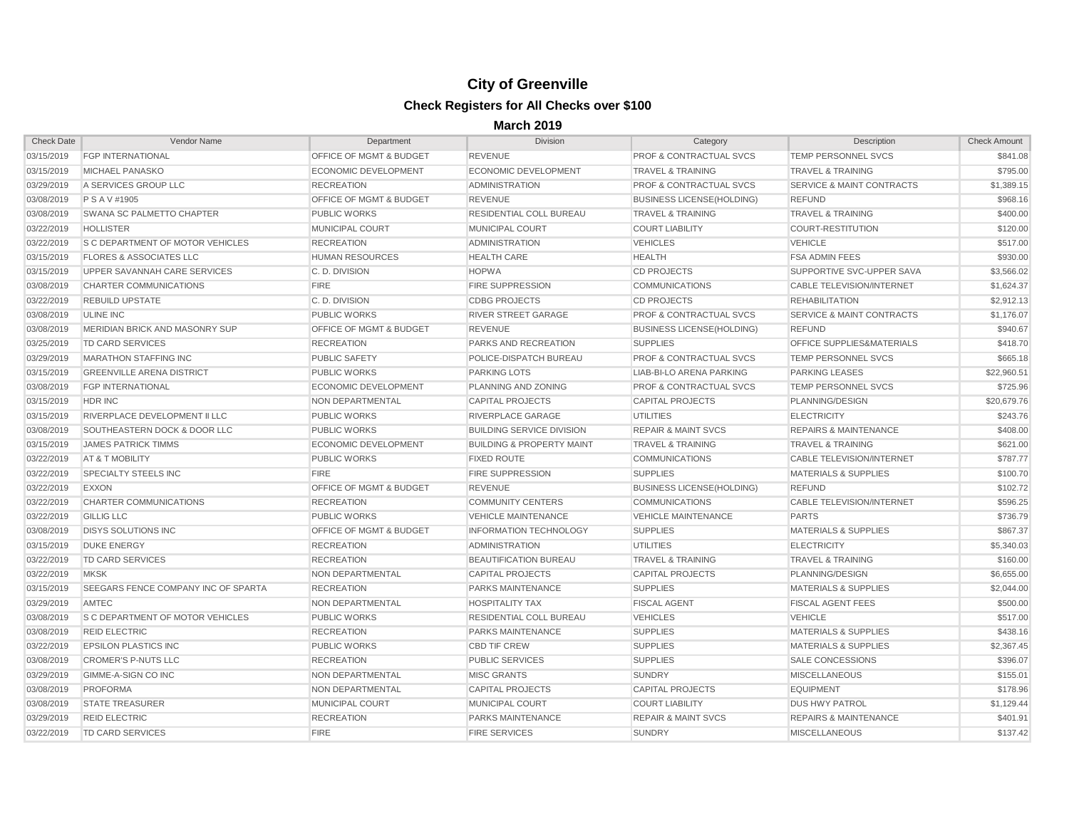# City of Greenville

## Check Registers for All Checks over $100

### March 2019

| Check Date | Vendor Name | Department | Division | Category | Description | Check Amount |
|---|---|---|---|---|---|---|
| 03/15/2019 | FGP INTERNATIONAL | OFFICE OF MGMT & BUDGET | REVENUE | PROF & CONTRACTUAL SVCS | TEMP PERSONNEL SVCS | $841.08 |
| 03/15/2019 | MICHAEL PANASKO | ECONOMIC DEVELOPMENT | ECONOMIC DEVELOPMENT | TRAVEL & TRAINING | TRAVEL & TRAINING | $795.00 |
| 03/29/2019 | A SERVICES GROUP LLC | RECREATION | ADMINISTRATION | PROF & CONTRACTUAL SVCS | SERVICE & MAINT CONTRACTS | $1,389.15 |
| 03/08/2019 | P S A V #1905 | OFFICE OF MGMT & BUDGET | REVENUE | BUSINESS LICENSE(HOLDING) | REFUND | $968.16 |
| 03/08/2019 | SWANA SC PALMETTO CHAPTER | PUBLIC WORKS | RESIDENTIAL COLL BUREAU | TRAVEL & TRAINING | TRAVEL & TRAINING | $400.00 |
| 03/22/2019 | HOLLISTER | MUNICIPAL COURT | MUNICIPAL COURT | COURT LIABILITY | COURT-RESTITUTION | $120.00 |
| 03/22/2019 | S C DEPARTMENT OF MOTOR VEHICLES | RECREATION | ADMINISTRATION | VEHICLES | VEHICLE | $517.00 |
| 03/15/2019 | FLORES & ASSOCIATES LLC | HUMAN RESOURCES | HEALTH CARE | HEALTH | FSA ADMIN FEES | $930.00 |
| 03/15/2019 | UPPER SAVANNAH CARE SERVICES | C. D. DIVISION | HOPWA | CD PROJECTS | SUPPORTIVE SVC-UPPER SAVA | $3,566.02 |
| 03/08/2019 | CHARTER COMMUNICATIONS | FIRE | FIRE SUPPRESSION | COMMUNICATIONS | CABLE TELEVISION/INTERNET | $1,624.37 |
| 03/22/2019 | REBUILD UPSTATE | C. D. DIVISION | CDBG PROJECTS | CD PROJECTS | REHABILITATION | $2,912.13 |
| 03/08/2019 | ULINE INC | PUBLIC WORKS | RIVER STREET GARAGE | PROF & CONTRACTUAL SVCS | SERVICE & MAINT CONTRACTS | $1,176.07 |
| 03/08/2019 | MERIDIAN BRICK AND MASONRY SUP | OFFICE OF MGMT & BUDGET | REVENUE | BUSINESS LICENSE(HOLDING) | REFUND | $940.67 |
| 03/25/2019 | TD CARD SERVICES | RECREATION | PARKS AND RECREATION | SUPPLIES | OFFICE SUPPLIES&MATERIALS | $418.70 |
| 03/29/2019 | MARATHON STAFFING INC | PUBLIC SAFETY | POLICE-DISPATCH BUREAU | PROF & CONTRACTUAL SVCS | TEMP PERSONNEL SVCS | $665.18 |
| 03/15/2019 | GREENVILLE ARENA DISTRICT | PUBLIC WORKS | PARKING LOTS | LIAB-BI-LO ARENA PARKING | PARKING LEASES | $22,960.51 |
| 03/08/2019 | FGP INTERNATIONAL | ECONOMIC DEVELOPMENT | PLANNING AND ZONING | PROF & CONTRACTUAL SVCS | TEMP PERSONNEL SVCS | $725.96 |
| 03/15/2019 | HDR INC | NON DEPARTMENTAL | CAPITAL PROJECTS | CAPITAL PROJECTS | PLANNING/DESIGN | $20,679.76 |
| 03/15/2019 | RIVERPLACE DEVELOPMENT II LLC | PUBLIC WORKS | RIVERPLACE GARAGE | UTILITIES | ELECTRICITY | $243.76 |
| 03/08/2019 | SOUTHEASTERN DOCK & DOOR LLC | PUBLIC WORKS | BUILDING SERVICE DIVISION | REPAIR & MAINT SVCS | REPAIRS & MAINTENANCE | $408.00 |
| 03/15/2019 | JAMES PATRICK TIMMS | ECONOMIC DEVELOPMENT | BUILDING & PROPERTY MAINT | TRAVEL & TRAINING | TRAVEL & TRAINING | $621.00 |
| 03/22/2019 | AT & T MOBILITY | PUBLIC WORKS | FIXED ROUTE | COMMUNICATIONS | CABLE TELEVISION/INTERNET | $787.77 |
| 03/22/2019 | SPECIALTY STEELS INC | FIRE | FIRE SUPPRESSION | SUPPLIES | MATERIALS & SUPPLIES | $100.70 |
| 03/22/2019 | EXXON | OFFICE OF MGMT & BUDGET | REVENUE | BUSINESS LICENSE(HOLDING) | REFUND | $102.72 |
| 03/22/2019 | CHARTER COMMUNICATIONS | RECREATION | COMMUNITY CENTERS | COMMUNICATIONS | CABLE TELEVISION/INTERNET | $596.25 |
| 03/22/2019 | GILLIG LLC | PUBLIC WORKS | VEHICLE MAINTENANCE | VEHICLE MAINTENANCE | PARTS | $736.79 |
| 03/08/2019 | DISYS SOLUTIONS INC | OFFICE OF MGMT & BUDGET | INFORMATION TECHNOLOGY | SUPPLIES | MATERIALS & SUPPLIES | $867.37 |
| 03/15/2019 | DUKE ENERGY | RECREATION | ADMINISTRATION | UTILITIES | ELECTRICITY | $5,340.03 |
| 03/22/2019 | TD CARD SERVICES | RECREATION | BEAUTIFICATION BUREAU | TRAVEL & TRAINING | TRAVEL & TRAINING | $160.00 |
| 03/22/2019 | MKSK | NON DEPARTMENTAL | CAPITAL PROJECTS | CAPITAL PROJECTS | PLANNING/DESIGN | $6,655.00 |
| 03/15/2019 | SEEGARS FENCE COMPANY INC OF SPARTA | RECREATION | PARKS MAINTENANCE | SUPPLIES | MATERIALS & SUPPLIES | $2,044.00 |
| 03/29/2019 | AMTEC | NON DEPARTMENTAL | HOSPITALITY TAX | FISCAL AGENT | FISCAL AGENT FEES | $500.00 |
| 03/08/2019 | S C DEPARTMENT OF MOTOR VEHICLES | PUBLIC WORKS | RESIDENTIAL COLL BUREAU | VEHICLES | VEHICLE | $517.00 |
| 03/08/2019 | REID ELECTRIC | RECREATION | PARKS MAINTENANCE | SUPPLIES | MATERIALS & SUPPLIES | $438.16 |
| 03/22/2019 | EPSILON PLASTICS INC | PUBLIC WORKS | CBD TIF CREW | SUPPLIES | MATERIALS & SUPPLIES | $2,367.45 |
| 03/08/2019 | CROMER'S P-NUTS LLC | RECREATION | PUBLIC SERVICES | SUPPLIES | SALE CONCESSIONS | $396.07 |
| 03/29/2019 | GIMME-A-SIGN CO INC | NON DEPARTMENTAL | MISC GRANTS | SUNDRY | MISCELLANEOUS | $155.01 |
| 03/08/2019 | PROFORMA | NON DEPARTMENTAL | CAPITAL PROJECTS | CAPITAL PROJECTS | EQUIPMENT | $178.96 |
| 03/08/2019 | STATE TREASURER | MUNICIPAL COURT | MUNICIPAL COURT | COURT LIABILITY | DUS HWY PATROL | $1,129.44 |
| 03/29/2019 | REID ELECTRIC | RECREATION | PARKS MAINTENANCE | REPAIR & MAINT SVCS | REPAIRS & MAINTENANCE | $401.91 |
| 03/22/2019 | TD CARD SERVICES | FIRE | FIRE SERVICES | SUNDRY | MISCELLANEOUS | $137.42 |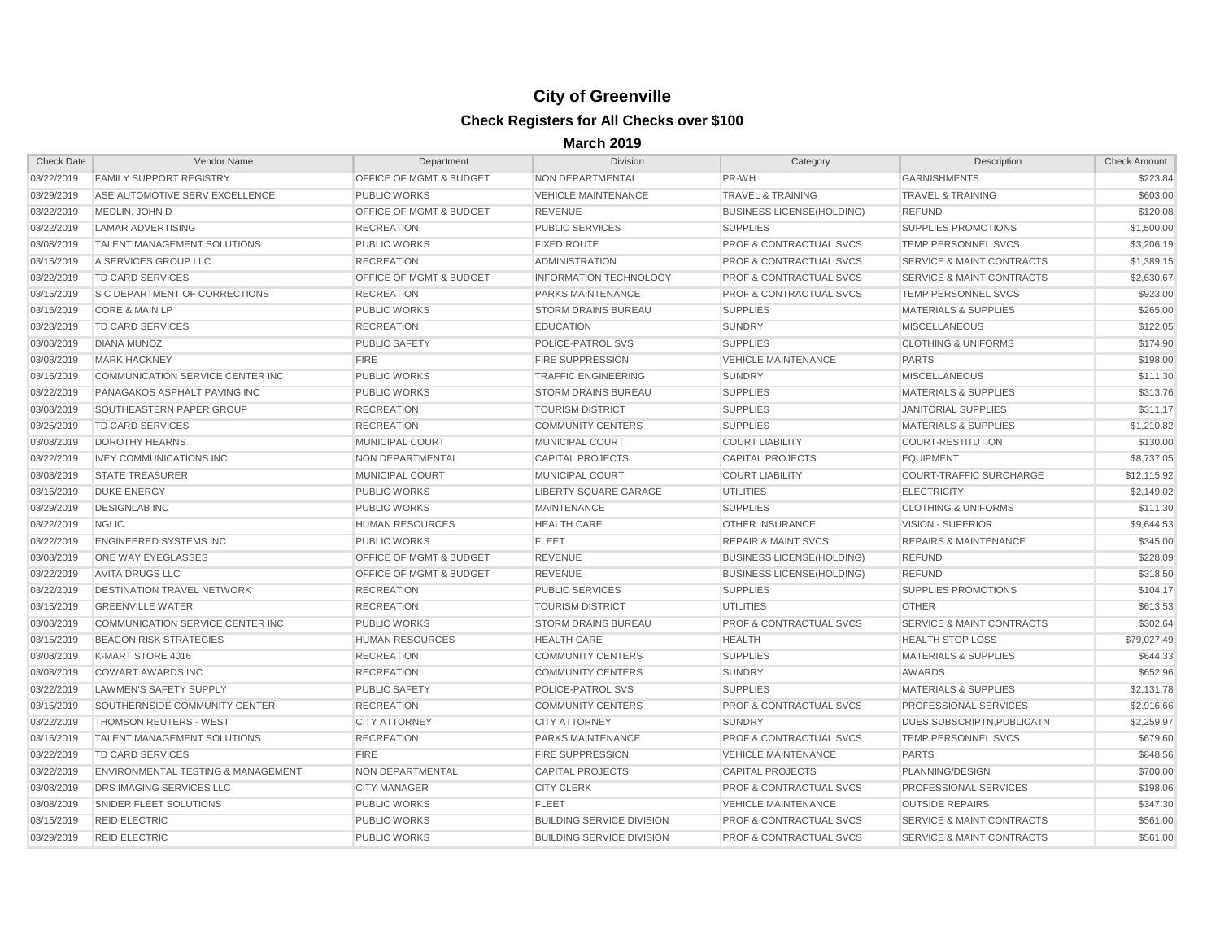# City of Greenville

## Check Registers for All Checks over $100

### March 2019

| Check Date | Vendor Name | Department | Division | Category | Description | Check Amount |
|---|---|---|---|---|---|---|
| 03/22/2019 | FAMILY SUPPORT REGISTRY | OFFICE OF MGMT & BUDGET | NON DEPARTMENTAL | PR-WH | GARNISHMENTS | $223.84 |
| 03/29/2019 | ASE AUTOMOTIVE SERV EXCELLENCE | PUBLIC WORKS | VEHICLE MAINTENANCE | TRAVEL & TRAINING | TRAVEL & TRAINING | $603.00 |
| 03/22/2019 | MEDLIN, JOHN D | OFFICE OF MGMT & BUDGET | REVENUE | BUSINESS LICENSE(HOLDING) | REFUND | $120.08 |
| 03/22/2019 | LAMAR ADVERTISING | RECREATION | PUBLIC SERVICES | SUPPLIES | SUPPLIES PROMOTIONS | $1,500.00 |
| 03/08/2019 | TALENT MANAGEMENT SOLUTIONS | PUBLIC WORKS | FIXED ROUTE | PROF & CONTRACTUAL SVCS | TEMP PERSONNEL SVCS | $3,206.19 |
| 03/15/2019 | A SERVICES GROUP LLC | RECREATION | ADMINISTRATION | PROF & CONTRACTUAL SVCS | SERVICE & MAINT CONTRACTS | $1,389.15 |
| 03/22/2019 | TD CARD SERVICES | OFFICE OF MGMT & BUDGET | INFORMATION TECHNOLOGY | PROF & CONTRACTUAL SVCS | SERVICE & MAINT CONTRACTS | $2,630.67 |
| 03/15/2019 | S C DEPARTMENT OF CORRECTIONS | RECREATION | PARKS MAINTENANCE | PROF & CONTRACTUAL SVCS | TEMP PERSONNEL SVCS | $923.00 |
| 03/15/2019 | CORE & MAIN LP | PUBLIC WORKS | STORM DRAINS BUREAU | SUPPLIES | MATERIALS & SUPPLIES | $265.00 |
| 03/28/2019 | TD CARD SERVICES | RECREATION | EDUCATION | SUNDRY | MISCELLANEOUS | $122.05 |
| 03/08/2019 | DIANA MUNOZ | PUBLIC SAFETY | POLICE-PATROL SVS | SUPPLIES | CLOTHING & UNIFORMS | $174.90 |
| 03/08/2019 | MARK HACKNEY | FIRE | FIRE SUPPRESSION | VEHICLE MAINTENANCE | PARTS | $198.00 |
| 03/15/2019 | COMMUNICATION SERVICE CENTER INC | PUBLIC WORKS | TRAFFIC ENGINEERING | SUNDRY | MISCELLANEOUS | $111.30 |
| 03/22/2019 | PANAGAKOS ASPHALT PAVING INC | PUBLIC WORKS | STORM DRAINS BUREAU | SUPPLIES | MATERIALS & SUPPLIES | $313.76 |
| 03/08/2019 | SOUTHEASTERN PAPER GROUP | RECREATION | TOURISM DISTRICT | SUPPLIES | JANITORIAL SUPPLIES | $311.17 |
| 03/25/2019 | TD CARD SERVICES | RECREATION | COMMUNITY CENTERS | SUPPLIES | MATERIALS & SUPPLIES | $1,210.82 |
| 03/08/2019 | DOROTHY HEARNS | MUNICIPAL COURT | MUNICIPAL COURT | COURT LIABILITY | COURT-RESTITUTION | $130.00 |
| 03/22/2019 | IVEY COMMUNICATIONS INC | NON DEPARTMENTAL | CAPITAL PROJECTS | CAPITAL PROJECTS | EQUIPMENT | $8,737.05 |
| 03/08/2019 | STATE TREASURER | MUNICIPAL COURT | MUNICIPAL COURT | COURT LIABILITY | COURT-TRAFFIC SURCHARGE | $12,115.92 |
| 03/15/2019 | DUKE ENERGY | PUBLIC WORKS | LIBERTY SQUARE GARAGE | UTILITIES | ELECTRICITY | $2,149.02 |
| 03/29/2019 | DESIGNLAB INC | PUBLIC WORKS | MAINTENANCE | SUPPLIES | CLOTHING & UNIFORMS | $111.30 |
| 03/22/2019 | NGLIC | HUMAN RESOURCES | HEALTH CARE | OTHER INSURANCE | VISION - SUPERIOR | $9,644.53 |
| 03/22/2019 | ENGINEERED SYSTEMS INC | PUBLIC WORKS | FLEET | REPAIR & MAINT SVCS | REPAIRS & MAINTENANCE | $345.00 |
| 03/08/2019 | ONE WAY EYEGLASSES | OFFICE OF MGMT & BUDGET | REVENUE | BUSINESS LICENSE(HOLDING) | REFUND | $228.09 |
| 03/22/2019 | AVITA DRUGS LLC | OFFICE OF MGMT & BUDGET | REVENUE | BUSINESS LICENSE(HOLDING) | REFUND | $318.50 |
| 03/22/2019 | DESTINATION TRAVEL NETWORK | RECREATION | PUBLIC SERVICES | SUPPLIES | SUPPLIES PROMOTIONS | $104.17 |
| 03/15/2019 | GREENVILLE WATER | RECREATION | TOURISM DISTRICT | UTILITIES | OTHER | $613.53 |
| 03/08/2019 | COMMUNICATION SERVICE CENTER INC | PUBLIC WORKS | STORM DRAINS BUREAU | PROF & CONTRACTUAL SVCS | SERVICE & MAINT CONTRACTS | $302.64 |
| 03/15/2019 | BEACON RISK STRATEGIES | HUMAN RESOURCES | HEALTH CARE | HEALTH | HEALTH STOP LOSS | $79,027.49 |
| 03/08/2019 | K-MART STORE 4016 | RECREATION | COMMUNITY CENTERS | SUPPLIES | MATERIALS & SUPPLIES | $644.33 |
| 03/08/2019 | COWART AWARDS INC | RECREATION | COMMUNITY CENTERS | SUNDRY | AWARDS | $652.96 |
| 03/22/2019 | LAWMEN'S SAFETY SUPPLY | PUBLIC SAFETY | POLICE-PATROL SVS | SUPPLIES | MATERIALS & SUPPLIES | $2,131.78 |
| 03/15/2019 | SOUTHERNSIDE COMMUNITY CENTER | RECREATION | COMMUNITY CENTERS | PROF & CONTRACTUAL SVCS | PROFESSIONAL SERVICES | $2,916.66 |
| 03/22/2019 | THOMSON REUTERS - WEST | CITY ATTORNEY | CITY ATTORNEY | SUNDRY | DUES,SUBSCRIPTN,PUBLICATN | $2,259.97 |
| 03/15/2019 | TALENT MANAGEMENT SOLUTIONS | RECREATION | PARKS MAINTENANCE | PROF & CONTRACTUAL SVCS | TEMP PERSONNEL SVCS | $679.60 |
| 03/22/2019 | TD CARD SERVICES | FIRE | FIRE SUPPRESSION | VEHICLE MAINTENANCE | PARTS | $848.56 |
| 03/22/2019 | ENVIRONMENTAL TESTING & MANAGEMENT | NON DEPARTMENTAL | CAPITAL PROJECTS | CAPITAL PROJECTS | PLANNING/DESIGN | $700.00 |
| 03/08/2019 | DRS IMAGING SERVICES LLC | CITY MANAGER | CITY CLERK | PROF & CONTRACTUAL SVCS | PROFESSIONAL SERVICES | $198.06 |
| 03/08/2019 | SNIDER FLEET SOLUTIONS | PUBLIC WORKS | FLEET | VEHICLE MAINTENANCE | OUTSIDE REPAIRS | $347.30 |
| 03/15/2019 | REID ELECTRIC | PUBLIC WORKS | BUILDING SERVICE DIVISION | PROF & CONTRACTUAL SVCS | SERVICE & MAINT CONTRACTS | $561.00 |
| 03/29/2019 | REID ELECTRIC | PUBLIC WORKS | BUILDING SERVICE DIVISION | PROF & CONTRACTUAL SVCS | SERVICE & MAINT CONTRACTS | $561.00 |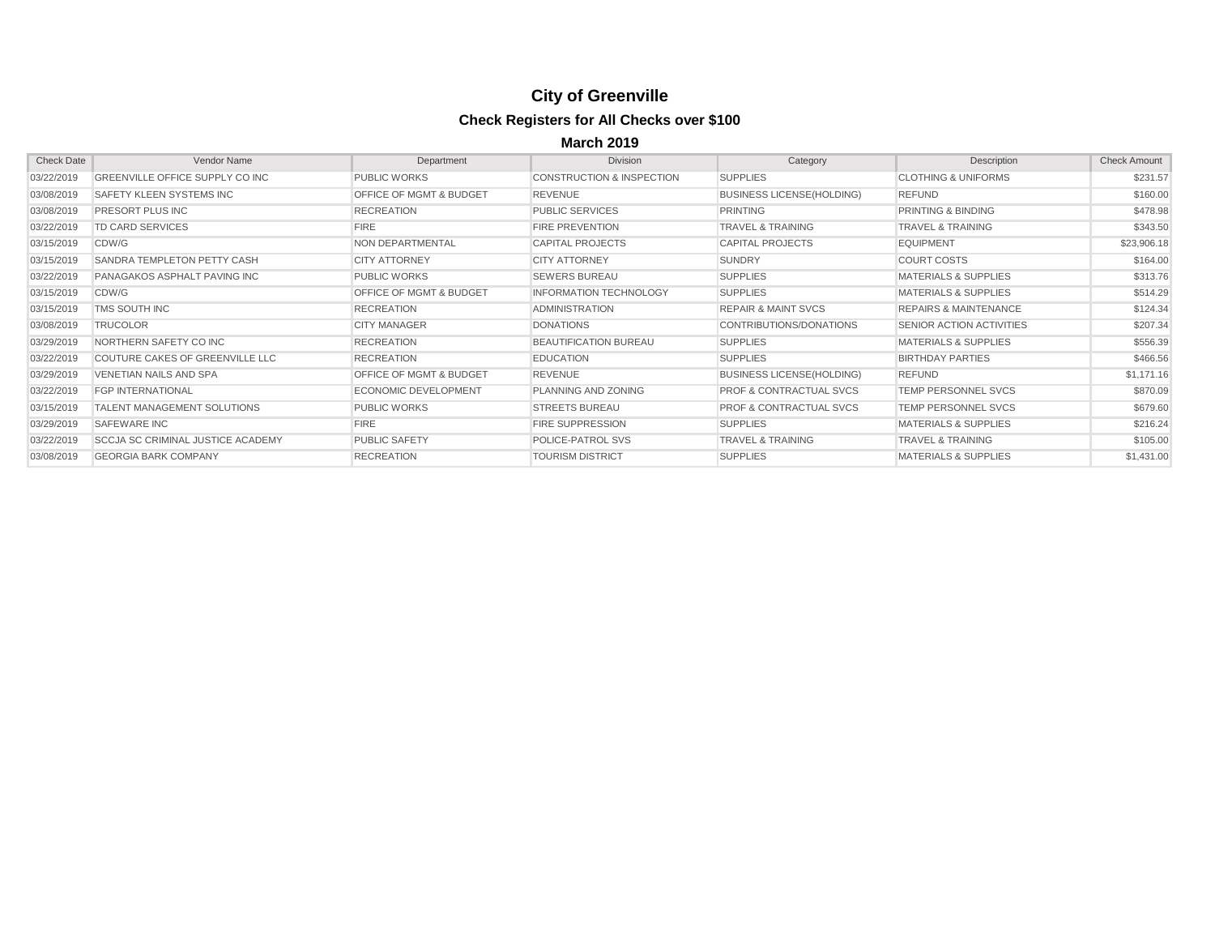# City of Greenville

## Check Registers for All Checks over $100

### March 2019

| Check Date | Vendor Name | Department | Division | Category | Description | Check Amount |
|---|---|---|---|---|---|---|
| 03/22/2019 | GREENVILLE OFFICE SUPPLY CO INC | PUBLIC WORKS | CONSTRUCTION & INSPECTION | SUPPLIES | CLOTHING & UNIFORMS | $231.57 |
| 03/08/2019 | SAFETY KLEEN SYSTEMS INC | OFFICE OF MGMT & BUDGET | REVENUE | BUSINESS LICENSE(HOLDING) | REFUND | $160.00 |
| 03/08/2019 | PRESORT PLUS INC | RECREATION | PUBLIC SERVICES | PRINTING | PRINTING & BINDING | $478.98 |
| 03/22/2019 | TD CARD SERVICES | FIRE | FIRE PREVENTION | TRAVEL & TRAINING | TRAVEL & TRAINING | $343.50 |
| 03/15/2019 | CDW/G | NON DEPARTMENTAL | CAPITAL PROJECTS | CAPITAL PROJECTS | EQUIPMENT | $23,906.18 |
| 03/15/2019 | SANDRA TEMPLETON PETTY CASH | CITY ATTORNEY | CITY ATTORNEY | SUNDRY | COURT COSTS | $164.00 |
| 03/22/2019 | PANAGAKOS ASPHALT PAVING INC | PUBLIC WORKS | SEWERS BUREAU | SUPPLIES | MATERIALS & SUPPLIES | $313.76 |
| 03/15/2019 | CDW/G | OFFICE OF MGMT & BUDGET | INFORMATION TECHNOLOGY | SUPPLIES | MATERIALS & SUPPLIES | $514.29 |
| 03/15/2019 | TMS SOUTH INC | RECREATION | ADMINISTRATION | REPAIR & MAINT SVCS | REPAIRS & MAINTENANCE | $124.34 |
| 03/08/2019 | TRUCOLOR | CITY MANAGER | DONATIONS | CONTRIBUTIONS/DONATIONS | SENIOR ACTION ACTIVITIES | $207.34 |
| 03/29/2019 | NORTHERN SAFETY CO INC | RECREATION | BEAUTIFICATION BUREAU | SUPPLIES | MATERIALS & SUPPLIES | $556.39 |
| 03/22/2019 | COUTURE CAKES OF GREENVILLE LLC | RECREATION | EDUCATION | SUPPLIES | BIRTHDAY PARTIES | $466.56 |
| 03/29/2019 | VENETIAN NAILS AND SPA | OFFICE OF MGMT & BUDGET | REVENUE | BUSINESS LICENSE(HOLDING) | REFUND | $1,171.16 |
| 03/22/2019 | FGP INTERNATIONAL | ECONOMIC DEVELOPMENT | PLANNING AND ZONING | PROF & CONTRACTUAL SVCS | TEMP PERSONNEL SVCS | $870.09 |
| 03/15/2019 | TALENT MANAGEMENT SOLUTIONS | PUBLIC WORKS | STREETS BUREAU | PROF & CONTRACTUAL SVCS | TEMP PERSONNEL SVCS | $679.60 |
| 03/29/2019 | SAFEWARE INC | FIRE | FIRE SUPPRESSION | SUPPLIES | MATERIALS & SUPPLIES | $216.24 |
| 03/22/2019 | SCCJA SC CRIMINAL JUSTICE ACADEMY | PUBLIC SAFETY | POLICE-PATROL SVS | TRAVEL & TRAINING | TRAVEL & TRAINING | $105.00 |
| 03/08/2019 | GEORGIA BARK COMPANY | RECREATION | TOURISM DISTRICT | SUPPLIES | MATERIALS & SUPPLIES | $1,431.00 |